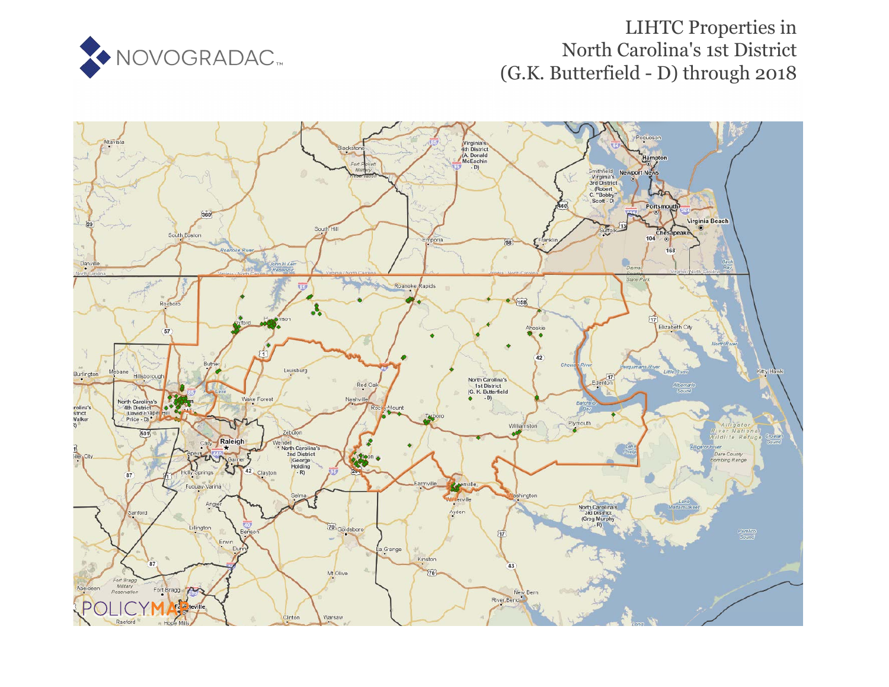# LIHTC Properties in North Carolina's 1st District (G.K. Butterfield - D) through 2018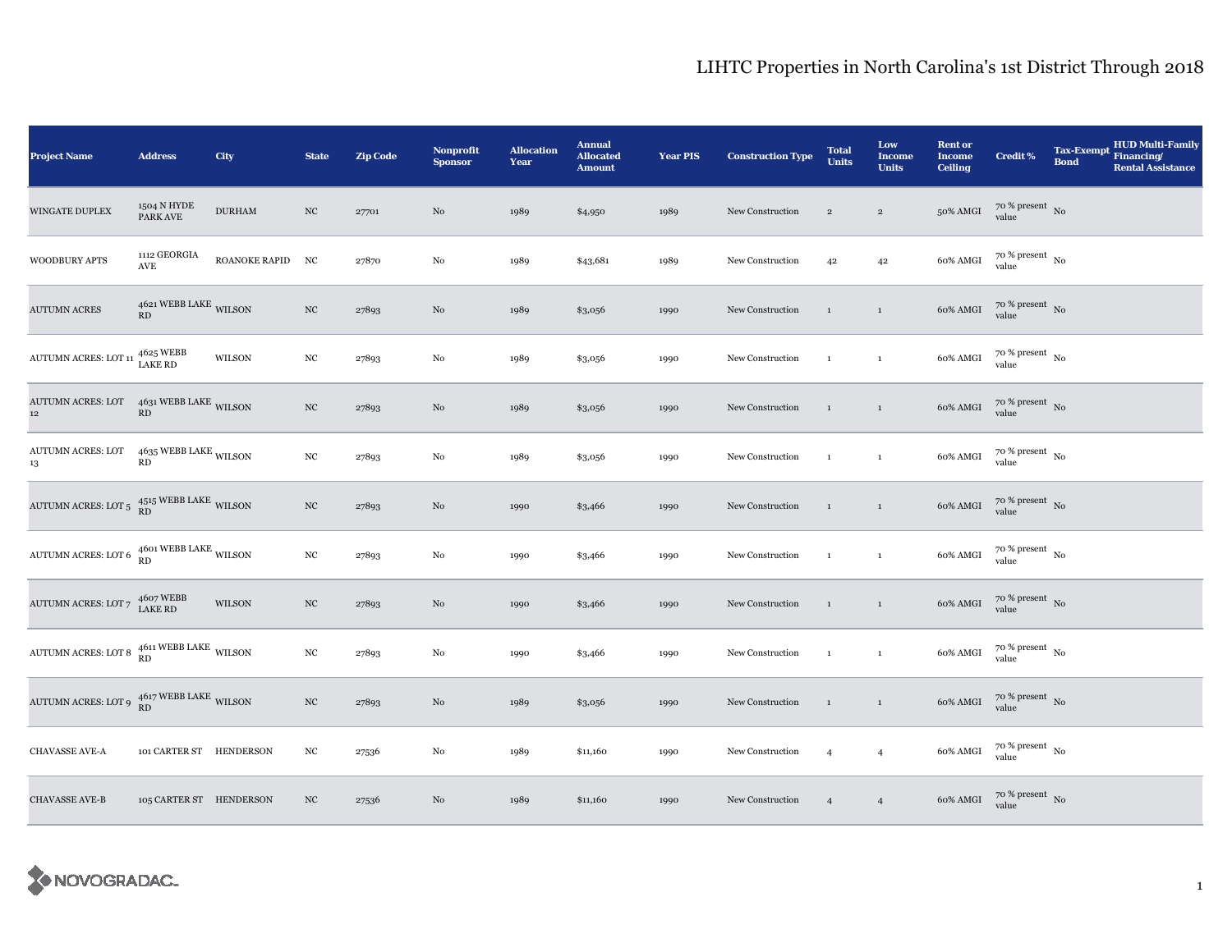# LIHTC Properties in North Carolina's 1st District Through 2018

| Project Name | Address | City | State | Zip Code | Nonprofit Sponsor | Allocation Year | Annual Allocated Amount | Year PIS | Construction Type | Total Units | Low Income Units | Rent or Income Ceiling | Credit % | Tax-Exempt Bond | HUD Multi-Family Financing/ Rental Assistance |
|---|---|---|---|---|---|---|---|---|---|---|---|---|---|---|---|
| WINGATE DUPLEX | 1504 N HYDE PARK AVE | DURHAM | NC | 27701 | No | 1989 | $4,950 | 1989 | New Construction | 2 | 2 | 50% AMGI | 70 % present value | No | |
| WOODBURY APTS | 1112 GEORGIA AVE | ROANOKE RAPID | NC | 27870 | No | 1989 | $43,681 | 1989 | New Construction | 42 | 42 | 60% AMGI | 70 % present value | No | |
| AUTUMN ACRES | 4621 WEBB LAKE RD | WILSON | NC | 27893 | No | 1989 | $3,056 | 1990 | New Construction | 1 | 1 | 60% AMGI | 70 % present value | No | |
| AUTUMN ACRES: LOT 11 | 4625 WEBB LAKE RD | WILSON | NC | 27893 | No | 1989 | $3,056 | 1990 | New Construction | 1 | 1 | 60% AMGI | 70 % present value | No | |
| AUTUMN ACRES: LOT 12 | 4631 WEBB LAKE RD | WILSON | NC | 27893 | No | 1989 | $3,056 | 1990 | New Construction | 1 | 1 | 60% AMGI | 70 % present value | No | |
| AUTUMN ACRES: LOT 13 | 4635 WEBB LAKE RD | WILSON | NC | 27893 | No | 1989 | $3,056 | 1990 | New Construction | 1 | 1 | 60% AMGI | 70 % present value | No | |
| AUTUMN ACRES: LOT 5 | 4515 WEBB LAKE RD | WILSON | NC | 27893 | No | 1990 | $3,466 | 1990 | New Construction | 1 | 1 | 60% AMGI | 70 % present value | No | |
| AUTUMN ACRES: LOT 6 | 4601 WEBB LAKE RD | WILSON | NC | 27893 | No | 1990 | $3,466 | 1990 | New Construction | 1 | 1 | 60% AMGI | 70 % present value | No | |
| AUTUMN ACRES: LOT 7 | 4607 WEBB LAKE RD | WILSON | NC | 27893 | No | 1990 | $3,466 | 1990 | New Construction | 1 | 1 | 60% AMGI | 70 % present value | No | |
| AUTUMN ACRES: LOT 8 | 4611 WEBB LAKE RD | WILSON | NC | 27893 | No | 1990 | $3,466 | 1990 | New Construction | 1 | 1 | 60% AMGI | 70 % present value | No | |
| AUTUMN ACRES: LOT 9 | 4617 WEBB LAKE RD | WILSON | NC | 27893 | No | 1989 | $3,056 | 1990 | New Construction | 1 | 1 | 60% AMGI | 70 % present value | No | |
| CHAVASSE AVE-A | 101 CARTER ST | HENDERSON | NC | 27536 | No | 1989 | $11,160 | 1990 | New Construction | 4 | 4 | 60% AMGI | 70 % present value | No | |
| CHAVASSE AVE-B | 105 CARTER ST | HENDERSON | NC | 27536 | No | 1989 | $11,160 | 1990 | New Construction | 4 | 4 | 60% AMGI | 70 % present value | No | |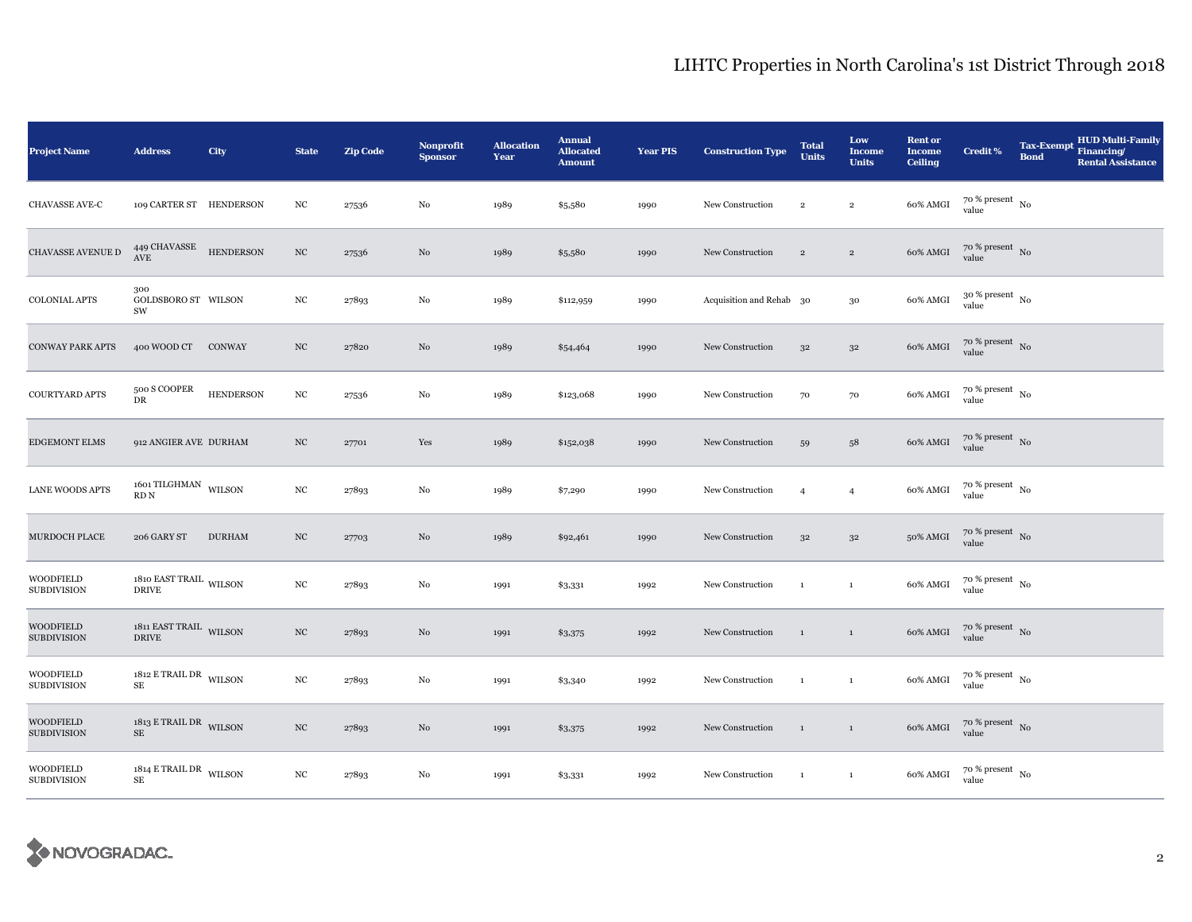# LIHTC Properties in North Carolina's 1st District Through 2018

| Project Name | Address | City | State | Zip Code | Nonprofit Sponsor | Allocation Year | Annual Allocated Amount | Year PIS | Construction Type | Total Units | Low Income Units | Rent or Income Ceiling | Credit % | Tax-Exempt Bond | HUD Multi-Family Financing/ Rental Assistance |
|---|---|---|---|---|---|---|---|---|---|---|---|---|---|---|---|
| CHAVASSE AVE-C | 109 CARTER ST | HENDERSON | NC | 27536 | No | 1989 | $5,580 | 1990 | New Construction | 2 | 2 | 60% AMGI | 70 % present value | No | |
| CHAVASSE AVENUE D | 449 CHAVASSE AVE | HENDERSON | NC | 27536 | No | 1989 | $5,580 | 1990 | New Construction | 2 | 2 | 60% AMGI | 70 % present value | No | |
| COLONIAL APTS | 300 GOLDSBORO ST SW | WILSON | NC | 27893 | No | 1989 | $112,959 | 1990 | Acquisition and Rehab | 30 | 30 | 60% AMGI | 30 % present value | No | |
| CONWAY PARK APTS | 400 WOOD CT | CONWAY | NC | 27820 | No | 1989 | $54,464 | 1990 | New Construction | 32 | 32 | 60% AMGI | 70 % present value | No | |
| COURTYARD APTS | 500 S COOPER DR | HENDERSON | NC | 27536 | No | 1989 | $123,068 | 1990 | New Construction | 70 | 70 | 60% AMGI | 70 % present value | No | |
| EDGEMONT ELMS | 912 ANGIER AVE | DURHAM | NC | 27701 | Yes | 1989 | $152,038 | 1990 | New Construction | 59 | 58 | 60% AMGI | 70 % present value | No | |
| LANE WOODS APTS | 1601 TILGHMAN RD N | WILSON | NC | 27893 | No | 1989 | $7,290 | 1990 | New Construction | 4 | 4 | 60% AMGI | 70 % present value | No | |
| MURDOCH PLACE | 206 GARY ST | DURHAM | NC | 27703 | No | 1989 | $92,461 | 1990 | New Construction | 32 | 32 | 50% AMGI | 70 % present value | No | |
| WOODFIELD SUBDIVISION | 1810 EAST TRAIL DRIVE | WILSON | NC | 27893 | No | 1991 | $3,331 | 1992 | New Construction | 1 | 1 | 60% AMGI | 70 % present value | No | |
| WOODFIELD SUBDIVISION | 1811 EAST TRAIL DRIVE | WILSON | NC | 27893 | No | 1991 | $3,375 | 1992 | New Construction | 1 | 1 | 60% AMGI | 70 % present value | No | |
| WOODFIELD SUBDIVISION | 1812 E TRAIL DR SE | WILSON | NC | 27893 | No | 1991 | $3,340 | 1992 | New Construction | 1 | 1 | 60% AMGI | 70 % present value | No | |
| WOODFIELD SUBDIVISION | 1813 E TRAIL DR SE | WILSON | NC | 27893 | No | 1991 | $3,375 | 1992 | New Construction | 1 | 1 | 60% AMGI | 70 % present value | No | |
| WOODFIELD SUBDIVISION | 1814 E TRAIL DR SE | WILSON | NC | 27893 | No | 1991 | $3,331 | 1992 | New Construction | 1 | 1 | 60% AMGI | 70 % present value | No | |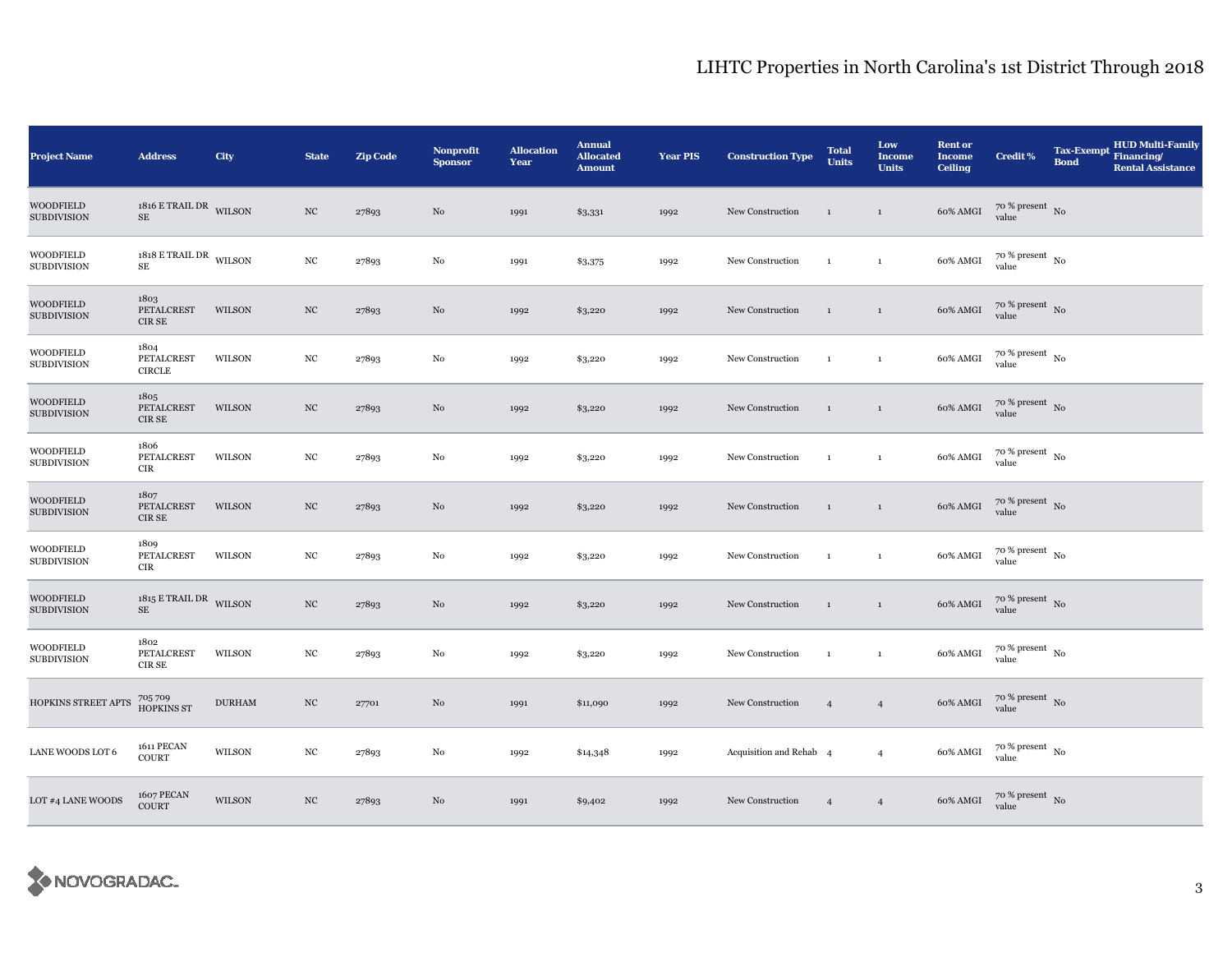# LIHTC Properties in North Carolina's 1st District Through 2018

| Project Name | Address | City | State | Zip Code | Nonprofit Sponsor | Allocation Year | Annual Allocated Amount | Year PIS | Construction Type | Total Units | Low Income Units | Rent or Income Ceiling | Credit % | Tax-Exempt Bond | HUD Multi-Family Financing/ Rental Assistance |
|---|---|---|---|---|---|---|---|---|---|---|---|---|---|---|---|
| WOODFIELD SUBDIVISION | 1816 E TRAIL DR SE | WILSON | NC | 27893 | No | 1991 | $3,331 | 1992 | New Construction | 1 | 1 | 60% AMGI | 70 % present value | No | |
| WOODFIELD SUBDIVISION | 1818 E TRAIL DR SE | WILSON | NC | 27893 | No | 1991 | $3,375 | 1992 | New Construction | 1 | 1 | 60% AMGI | 70 % present value | No | |
| WOODFIELD SUBDIVISION | 1803 PETALCREST CIR SE | WILSON | NC | 27893 | No | 1992 | $3,220 | 1992 | New Construction | 1 | 1 | 60% AMGI | 70 % present value | No | |
| WOODFIELD SUBDIVISION | 1804 PETALCREST CIRCLE | WILSON | NC | 27893 | No | 1992 | $3,220 | 1992 | New Construction | 1 | 1 | 60% AMGI | 70 % present value | No | |
| WOODFIELD SUBDIVISION | 1805 PETALCREST CIR SE | WILSON | NC | 27893 | No | 1992 | $3,220 | 1992 | New Construction | 1 | 1 | 60% AMGI | 70 % present value | No | |
| WOODFIELD SUBDIVISION | 1806 PETALCREST CIR | WILSON | NC | 27893 | No | 1992 | $3,220 | 1992 | New Construction | 1 | 1 | 60% AMGI | 70 % present value | No | |
| WOODFIELD SUBDIVISION | 1807 PETALCREST CIR SE | WILSON | NC | 27893 | No | 1992 | $3,220 | 1992 | New Construction | 1 | 1 | 60% AMGI | 70 % present value | No | |
| WOODFIELD SUBDIVISION | 1809 PETALCREST CIR | WILSON | NC | 27893 | No | 1992 | $3,220 | 1992 | New Construction | 1 | 1 | 60% AMGI | 70 % present value | No | |
| WOODFIELD SUBDIVISION | 1815 E TRAIL DR SE | WILSON | NC | 27893 | No | 1992 | $3,220 | 1992 | New Construction | 1 | 1 | 60% AMGI | 70 % present value | No | |
| WOODFIELD SUBDIVISION | 1802 PETALCREST CIR SE | WILSON | NC | 27893 | No | 1992 | $3,220 | 1992 | New Construction | 1 | 1 | 60% AMGI | 70 % present value | No | |
| HOPKINS STREET APTS | 705 709 HOPKINS ST | DURHAM | NC | 27701 | No | 1991 | $11,090 | 1992 | New Construction | 4 | 4 | 60% AMGI | 70 % present value | No | |
| LANE WOODS LOT 6 | 1611 PECAN COURT | WILSON | NC | 27893 | No | 1992 | $14,348 | 1992 | Acquisition and Rehab | 4 | 4 | 60% AMGI | 70 % present value | No | |
| LOT #4 LANE WOODS | 1607 PECAN COURT | WILSON | NC | 27893 | No | 1991 | $9,402 | 1992 | New Construction | 4 | 4 | 60% AMGI | 70 % present value | No | |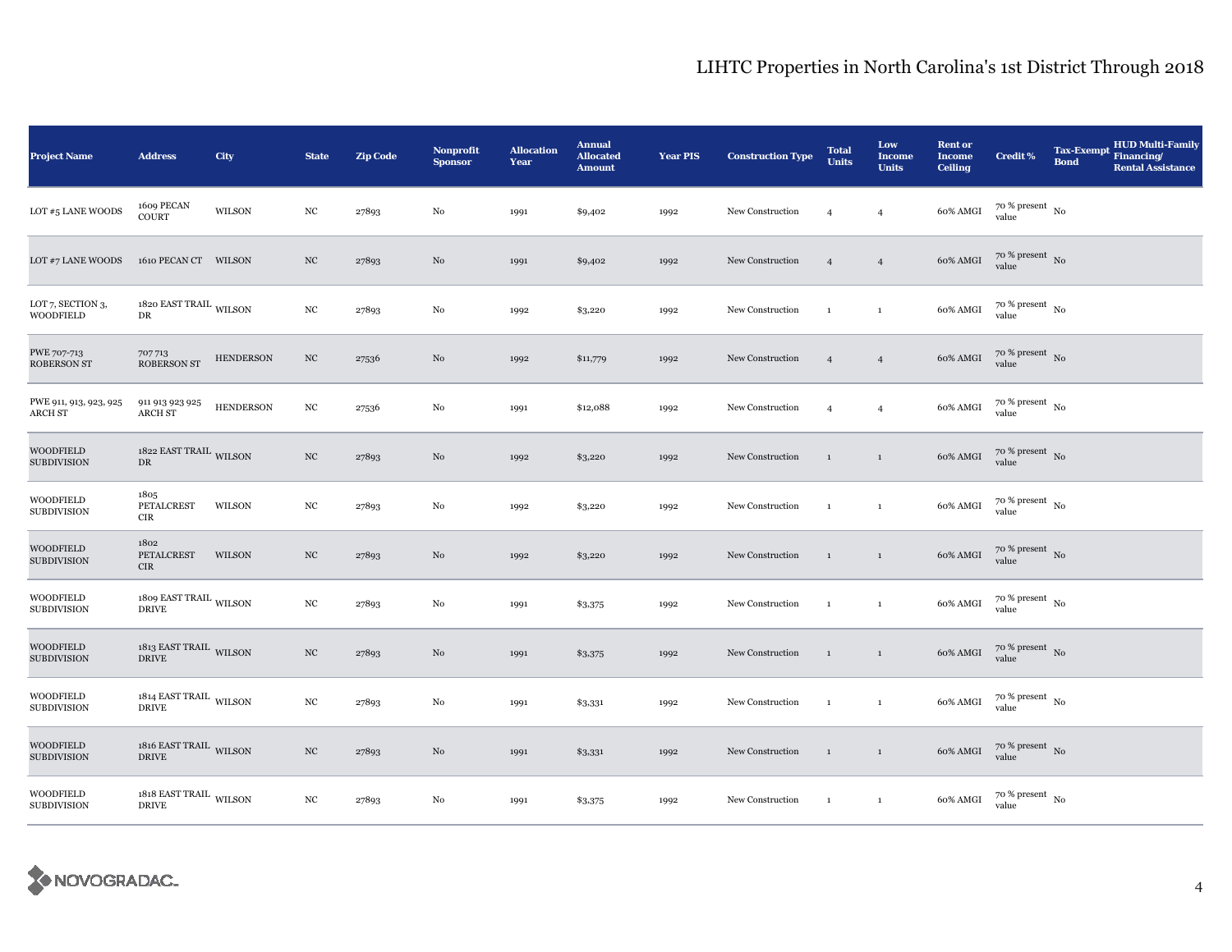# LIHTC Properties in North Carolina's 1st District Through 2018

| Project Name | Address | City | State | Zip Code | Nonprofit Sponsor | Allocation Year | Annual Allocated Amount | Year PIS | Construction Type | Total Units | Low Income Units | Rent or Income Ceiling | Credit % | Tax-Exempt Bond | HUD Multi-Family Financing/ Rental Assistance |
|---|---|---|---|---|---|---|---|---|---|---|---|---|---|---|---|
| LOT #5 LANE WOODS | 1609 PECAN COURT | WILSON | NC | 27893 | No | 1991 | $9,402 | 1992 | New Construction | 4 | 4 | 60% AMGI | 70 % present value | No | |
| LOT #7 LANE WOODS | 1610 PECAN CT | WILSON | NC | 27893 | No | 1991 | $9,402 | 1992 | New Construction | 4 | 4 | 60% AMGI | 70 % present value | No | |
| LOT 7, SECTION 3, WOODFIELD | 1820 EAST TRAIL DR | WILSON | NC | 27893 | No | 1992 | $3,220 | 1992 | New Construction | 1 | 1 | 60% AMGI | 70 % present value | No | |
| PWE 707-713 ROBERSON ST | 707 713 ROBERSON ST | HENDERSON | NC | 27536 | No | 1992 | $11,779 | 1992 | New Construction | 4 | 4 | 60% AMGI | 70 % present value | No | |
| PWE 911, 913, 923, 925 ARCH ST | 911 913 923 925 ARCH ST | HENDERSON | NC | 27536 | No | 1991 | $12,088 | 1992 | New Construction | 4 | 4 | 60% AMGI | 70 % present value | No | |
| WOODFIELD SUBDIVISION | 1822 EAST TRAIL DR | WILSON | NC | 27893 | No | 1992 | $3,220 | 1992 | New Construction | 1 | 1 | 60% AMGI | 70 % present value | No | |
| WOODFIELD SUBDIVISION | 1805 PETALCREST CIR | WILSON | NC | 27893 | No | 1992 | $3,220 | 1992 | New Construction | 1 | 1 | 60% AMGI | 70 % present value | No | |
| WOODFIELD SUBDIVISION | 1802 PETALCREST CIR | WILSON | NC | 27893 | No | 1992 | $3,220 | 1992 | New Construction | 1 | 1 | 60% AMGI | 70 % present value | No | |
| WOODFIELD SUBDIVISION | 1809 EAST TRAIL DRIVE | WILSON | NC | 27893 | No | 1991 | $3,375 | 1992 | New Construction | 1 | 1 | 60% AMGI | 70 % present value | No | |
| WOODFIELD SUBDIVISION | 1813 EAST TRAIL DRIVE | WILSON | NC | 27893 | No | 1991 | $3,375 | 1992 | New Construction | 1 | 1 | 60% AMGI | 70 % present value | No | |
| WOODFIELD SUBDIVISION | 1814 EAST TRAIL DRIVE | WILSON | NC | 27893 | No | 1991 | $3,331 | 1992 | New Construction | 1 | 1 | 60% AMGI | 70 % present value | No | |
| WOODFIELD SUBDIVISION | 1816 EAST TRAIL DRIVE | WILSON | NC | 27893 | No | 1991 | $3,331 | 1992 | New Construction | 1 | 1 | 60% AMGI | 70 % present value | No | |
| WOODFIELD SUBDIVISION | 1818 EAST TRAIL DRIVE | WILSON | NC | 27893 | No | 1991 | $3,375 | 1992 | New Construction | 1 | 1 | 60% AMGI | 70 % present value | No | |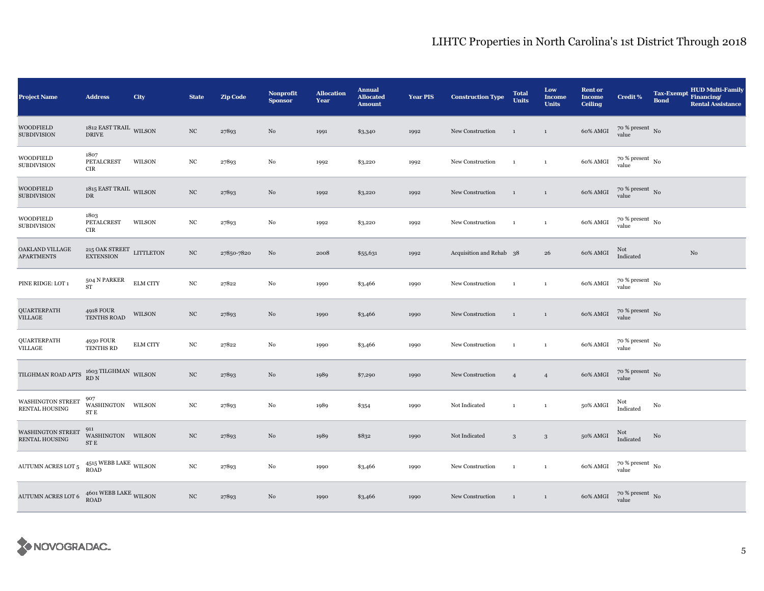| Project Name | Address | City | State | Zip Code | Nonprofit Sponsor | Allocation Year | Annual Allocated Amount | Year PIS | Construction Type | Total Units | Low Income Units | Rent or Income Ceiling | Credit % | Tax-Exempt Bond | HUD Multi-Family Financing/ Rental Assistance |
|---|---|---|---|---|---|---|---|---|---|---|---|---|---|---|---|
| WOODFIELD SUBDIVISION | 1812 EAST TRAIL DRIVE | WILSON | NC | 27893 | No | 1991 | $3,340 | 1992 | New Construction | 1 | 1 | 60% AMGI | 70 % present value | No | |
| WOODFIELD SUBDIVISION | 1807 PETALCREST CIR | WILSON | NC | 27893 | No | 1992 | $3,220 | 1992 | New Construction | 1 | 1 | 60% AMGI | 70 % present value | No | |
| WOODFIELD SUBDIVISION | 1815 EAST TRAIL DR | WILSON | NC | 27893 | No | 1992 | $3,220 | 1992 | New Construction | 1 | 1 | 60% AMGI | 70 % present value | No | |
| WOODFIELD SUBDIVISION | 1803 PETALCREST CIR | WILSON | NC | 27893 | No | 1992 | $3,220 | 1992 | New Construction | 1 | 1 | 60% AMGI | 70 % present value | No | |
| OAKLAND VILLAGE APARTMENTS | 215 OAK STREET EXTENSION | LITTLETON | NC | 27850-7820 | No | 2008 | $55,631 | 1992 | Acquisition and Rehab | 38 | 26 | 60% AMGI | Not Indicated | | No |
| PINE RIDGE: LOT 1 | 504 N PARKER ST | ELM CITY | NC | 27822 | No | 1990 | $3,466 | 1990 | New Construction | 1 | 1 | 60% AMGI | 70 % present value | No | |
| QUARTERPATH VILLAGE | 4918 FOUR TENTHS ROAD | WILSON | NC | 27893 | No | 1990 | $3,466 | 1990 | New Construction | 1 | 1 | 60% AMGI | 70 % present value | No | |
| QUARTERPATH VILLAGE | 4930 FOUR TENTHS RD | ELM CITY | NC | 27822 | No | 1990 | $3,466 | 1990 | New Construction | 1 | 1 | 60% AMGI | 70 % present value | No | |
| TILGHMAN ROAD APTS | 1603 TILGHMAN RD N | WILSON | NC | 27893 | No | 1989 | $7,290 | 1990 | New Construction | 4 | 4 | 60% AMGI | 70 % present value | No | |
| WASHINGTON STREET RENTAL HOUSING | 907 WASHINGTON ST E | WILSON | NC | 27893 | No | 1989 | $354 | 1990 | Not Indicated | 1 | 1 | 50% AMGI | Not Indicated | No | |
| WASHINGTON STREET RENTAL HOUSING | 911 WASHINGTON ST E | WILSON | NC | 27893 | No | 1989 | $832 | 1990 | Not Indicated | 3 | 3 | 50% AMGI | Not Indicated | No | |
| AUTUMN ACRES LOT 5 | 4515 WEBB LAKE ROAD | WILSON | NC | 27893 | No | 1990 | $3,466 | 1990 | New Construction | 1 | 1 | 60% AMGI | 70 % present value | No | |
| AUTUMN ACRES LOT 6 | 4601 WEBB LAKE ROAD | WILSON | NC | 27893 | No | 1990 | $3,466 | 1990 | New Construction | 1 | 1 | 60% AMGI | 70 % present value | No | |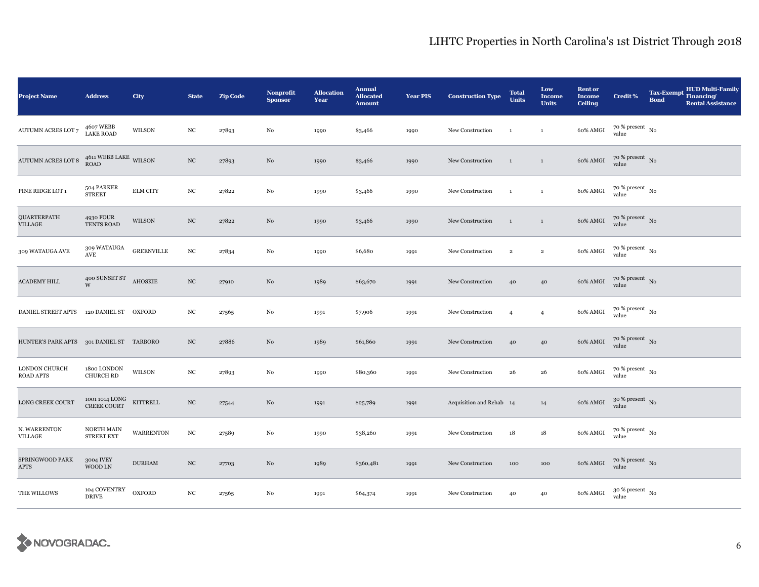# LIHTC Properties in North Carolina's 1st District Through 2018

| Project Name | Address | City | State | Zip Code | Nonprofit Sponsor | Allocation Year | Annual Allocated Amount | Year PIS | Construction Type | Total Units | Low Income Units | Rent or Income Ceiling | Credit % | Tax-Exempt Bond | HUD Multi-Family Financing/ Rental Assistance |
|---|---|---|---|---|---|---|---|---|---|---|---|---|---|---|---|
| AUTUMN ACRES LOT 7 | 4607 WEBB LAKE ROAD | WILSON | NC | 27893 | No | 1990 | $3,466 | 1990 | New Construction | 1 | 1 | 60% AMGI | 70 % present value | No | |
| AUTUMN ACRES LOT 8 | 4611 WEBB LAKE ROAD | WILSON | NC | 27893 | No | 1990 | $3,466 | 1990 | New Construction | 1 | 1 | 60% AMGI | 70 % present value | No | |
| PINE RIDGE LOT 1 | 504 PARKER STREET | ELM CITY | NC | 27822 | No | 1990 | $3,466 | 1990 | New Construction | 1 | 1 | 60% AMGI | 70 % present value | No | |
| QUARTERPATH VILLAGE | 4930 FOUR TENTS ROAD | WILSON | NC | 27822 | No | 1990 | $3,466 | 1990 | New Construction | 1 | 1 | 60% AMGI | 70 % present value | No | |
| 309 WATAUGA AVE | 309 WATAUGA AVE | GREENVILLE | NC | 27834 | No | 1990 | $6,680 | 1991 | New Construction | 2 | 2 | 60% AMGI | 70 % present value | No | |
| ACADEMY HILL | 400 SUNSET ST W | AHOSKIE | NC | 27910 | No | 1989 | $63,670 | 1991 | New Construction | 40 | 40 | 60% AMGI | 70 % present value | No | |
| DANIEL STREET APTS | 120 DANIEL ST | OXFORD | NC | 27565 | No | 1991 | $7,906 | 1991 | New Construction | 4 | 4 | 60% AMGI | 70 % present value | No | |
| HUNTER'S PARK APTS | 301 DANIEL ST | TARBORO | NC | 27886 | No | 1989 | $61,860 | 1991 | New Construction | 40 | 40 | 60% AMGI | 70 % present value | No | |
| LONDON CHURCH ROAD APTS | 1800 LONDON CHURCH RD | WILSON | NC | 27893 | No | 1990 | $80,360 | 1991 | New Construction | 26 | 26 | 60% AMGI | 70 % present value | No | |
| LONG CREEK COURT | 1001 1014 LONG CREEK COURT | KITTRELL | NC | 27544 | No | 1991 | $25,789 | 1991 | Acquisition and Rehab | 14 | 14 | 60% AMGI | 30 % present value | No | |
| N. WARRENTON VILLAGE | NORTH MAIN STREET EXT | WARRENTON | NC | 27589 | No | 1990 | $38,260 | 1991 | New Construction | 18 | 18 | 60% AMGI | 70 % present value | No | |
| SPRINGWOOD PARK APTS | 3004 IVEY WOOD LN | DURHAM | NC | 27703 | No | 1989 | $360,481 | 1991 | New Construction | 100 | 100 | 60% AMGI | 70 % present value | No | |
| THE WILLOWS | 104 COVENTRY DRIVE | OXFORD | NC | 27565 | No | 1991 | $64,374 | 1991 | New Construction | 40 | 40 | 60% AMGI | 30 % present value | No | |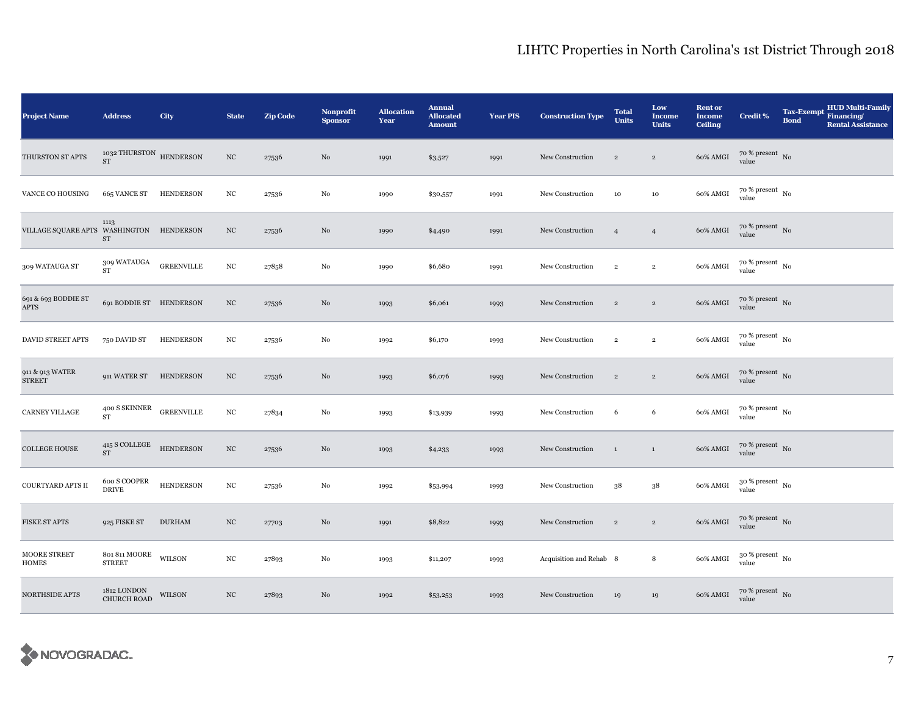# LIHTC Properties in North Carolina's 1st District Through 2018

| Project Name | Address | City | State | Zip Code | Nonprofit Sponsor | Allocation Year | Annual Allocated Amount | Year PIS | Construction Type | Total Units | Low Income Units | Rent or Income Ceiling | Credit % | Tax-Exempt Bond | HUD Multi-Family Financing/ Rental Assistance |
|---|---|---|---|---|---|---|---|---|---|---|---|---|---|---|---|
| THURSTON ST APTS | 1032 THURSTON ST | HENDERSON | NC | 27536 | No | 1991 | $3,527 | 1991 | New Construction | 2 | 2 | 60% AMGI | 70 % present value | No | |
| VANCE CO HOUSING | 665 VANCE ST | HENDERSON | NC | 27536 | No | 1990 | $30,557 | 1991 | New Construction | 10 | 10 | 60% AMGI | 70 % present value | No | |
| VILLAGE SQUARE APTS | 1113 WASHINGTON ST | HENDERSON | NC | 27536 | No | 1990 | $4,490 | 1991 | New Construction | 4 | 4 | 60% AMGI | 70 % present value | No | |
| 309 WATAUGA ST | 309 WATAUGA ST | GREENVILLE | NC | 27858 | No | 1990 | $6,680 | 1991 | New Construction | 2 | 2 | 60% AMGI | 70 % present value | No | |
| 691 & 693 BODDIE ST APTS | 691 BODDIE ST | HENDERSON | NC | 27536 | No | 1993 | $6,061 | 1993 | New Construction | 2 | 2 | 60% AMGI | 70 % present value | No | |
| DAVID STREET APTS | 750 DAVID ST | HENDERSON | NC | 27536 | No | 1992 | $6,170 | 1993 | New Construction | 2 | 2 | 60% AMGI | 70 % present value | No | |
| 911 & 913 WATER STREET | 911 WATER ST | HENDERSON | NC | 27536 | No | 1993 | $6,076 | 1993 | New Construction | 2 | 2 | 60% AMGI | 70 % present value | No | |
| CARNEY VILLAGE | 400 S SKINNER ST | GREENVILLE | NC | 27834 | No | 1993 | $13,939 | 1993 | New Construction | 6 | 6 | 60% AMGI | 70 % present value | No | |
| COLLEGE HOUSE | 415 S COLLEGE ST | HENDERSON | NC | 27536 | No | 1993 | $4,233 | 1993 | New Construction | 1 | 1 | 60% AMGI | 70 % present value | No | |
| COURTYARD APTS II | 600 S COOPER DRIVE | HENDERSON | NC | 27536 | No | 1992 | $53,994 | 1993 | New Construction | 38 | 38 | 60% AMGI | 30 % present value | No | |
| FISKE ST APTS | 925 FISKE ST | DURHAM | NC | 27703 | No | 1991 | $8,822 | 1993 | New Construction | 2 | 2 | 60% AMGI | 70 % present value | No | |
| MOORE STREET HOMES | 801 811 MOORE STREET | WILSON | NC | 27893 | No | 1993 | $11,207 | 1993 | Acquisition and Rehab | 8 | 8 | 60% AMGI | 30 % present value | No | |
| NORTHSIDE APTS | 1812 LONDON CHURCH ROAD | WILSON | NC | 27893 | No | 1992 | $53,253 | 1993 | New Construction | 19 | 19 | 60% AMGI | 70 % present value | No | |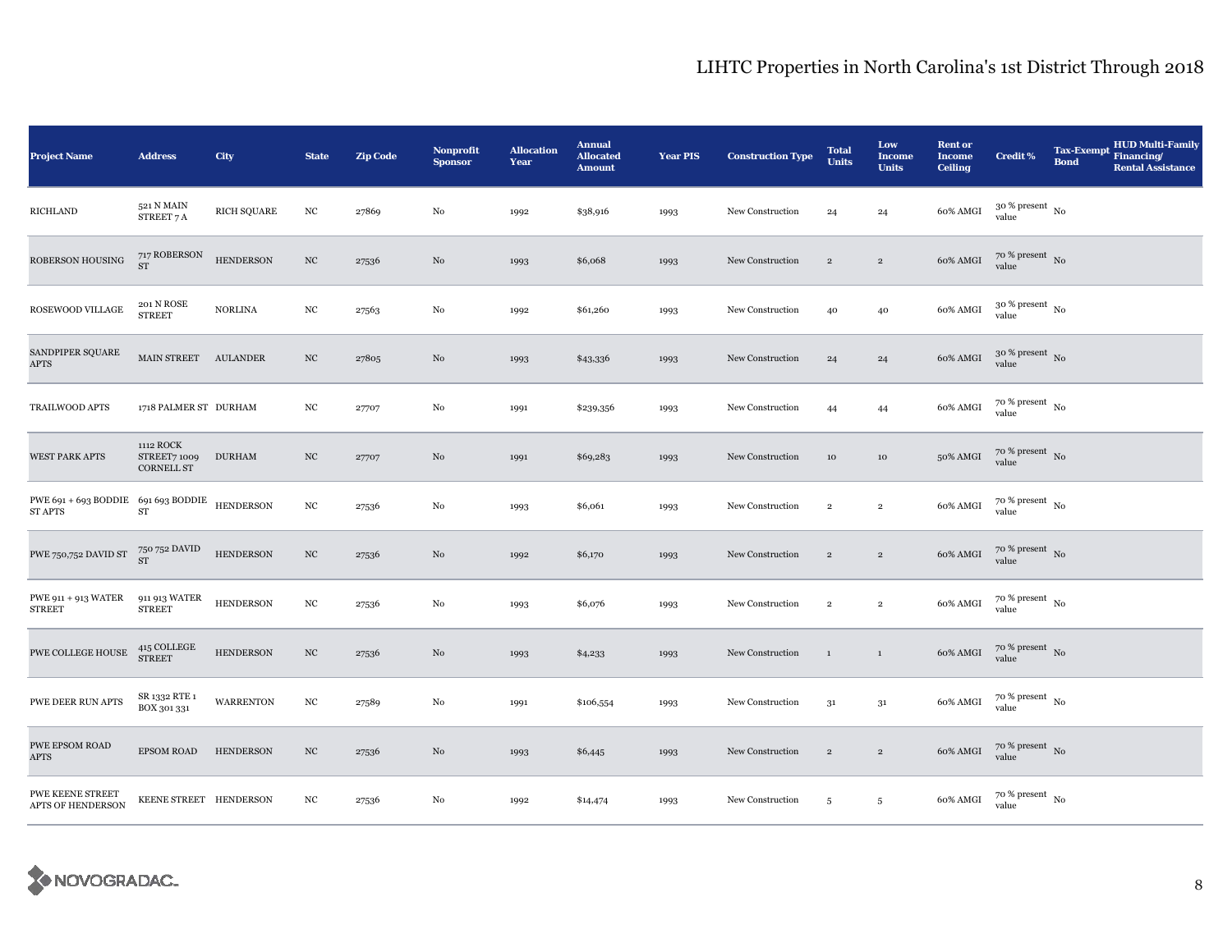# LIHTC Properties in North Carolina's 1st District Through 2018

| Project Name | Address | City | State | Zip Code | Nonprofit Sponsor | Allocation Year | Annual Allocated Amount | Year PIS | Construction Type | Total Units | Low Income Units | Rent or Income Ceiling | Credit % | Tax-Exempt Bond | HUD Multi-Family Financing/ Rental Assistance |
|---|---|---|---|---|---|---|---|---|---|---|---|---|---|---|---|
| RICHLAND | 521 N MAIN STREET 7 A | RICH SQUARE | NC | 27869 | No | 1992 | $38,916 | 1993 | New Construction | 24 | 24 | 60% AMGI | 30 % present value | No | |
| ROBERSON HOUSING | 717 ROBERSON ST | HENDERSON | NC | 27536 | No | 1993 | $6,068 | 1993 | New Construction | 2 | 2 | 60% AMGI | 70 % present value | No | |
| ROSEWOOD VILLAGE | 201 N ROSE STREET | NORLINA | NC | 27563 | No | 1992 | $61,260 | 1993 | New Construction | 40 | 40 | 60% AMGI | 30 % present value | No | |
| SANDPIPER SQUARE APTS | MAIN STREET | AULANDER | NC | 27805 | No | 1993 | $43,336 | 1993 | New Construction | 24 | 24 | 60% AMGI | 30 % present value | No | |
| TRAILWOOD APTS | 1718 PALMER ST | DURHAM | NC | 27707 | No | 1991 | $239,356 | 1993 | New Construction | 44 | 44 | 60% AMGI | 70 % present value | No | |
| WEST PARK APTS | 1112 ROCK STREET7 1009 CORNELL ST | DURHAM | NC | 27707 | No | 1991 | $69,283 | 1993 | New Construction | 10 | 10 | 50% AMGI | 70 % present value | No | |
| PWE 691 + 693 BODDIE ST APTS | 691 693 BODDIE ST | HENDERSON | NC | 27536 | No | 1993 | $6,061 | 1993 | New Construction | 2 | 2 | 60% AMGI | 70 % present value | No | |
| PWE 750,752 DAVID ST | 750 752 DAVID ST | HENDERSON | NC | 27536 | No | 1992 | $6,170 | 1993 | New Construction | 2 | 2 | 60% AMGI | 70 % present value | No | |
| PWE 911 + 913 WATER STREET | 911 913 WATER STREET | HENDERSON | NC | 27536 | No | 1993 | $6,076 | 1993 | New Construction | 2 | 2 | 60% AMGI | 70 % present value | No | |
| PWE COLLEGE HOUSE | 415 COLLEGE STREET | HENDERSON | NC | 27536 | No | 1993 | $4,233 | 1993 | New Construction | 1 | 1 | 60% AMGI | 70 % present value | No | |
| PWE DEER RUN APTS | SR 1332 RTE 1 BOX 301 331 | WARRENTON | NC | 27589 | No | 1991 | $106,554 | 1993 | New Construction | 31 | 31 | 60% AMGI | 70 % present value | No | |
| PWE EPSOM ROAD APTS | EPSOM ROAD | HENDERSON | NC | 27536 | No | 1993 | $6,445 | 1993 | New Construction | 2 | 2 | 60% AMGI | 70 % present value | No | |
| PWE KEENE STREET APTS OF HENDERSON | KEENE STREET | HENDERSON | NC | 27536 | No | 1992 | $14,474 | 1993 | New Construction | 5 | 5 | 60% AMGI | 70 % present value | No | |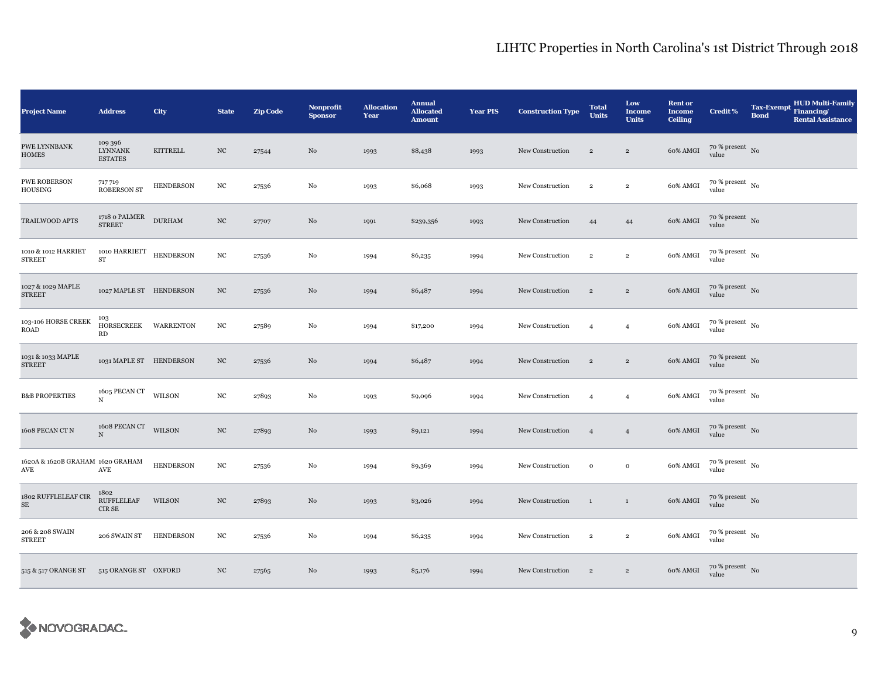# LIHTC Properties in North Carolina's 1st District Through 2018

| Project Name | Address | City | State | Zip Code | Nonprofit Sponsor | Allocation Year | Annual Allocated Amount | Year PIS | Construction Type | Total Units | Low Income Units | Rent or Income Ceiling | Credit % | Tax-Exempt Bond | HUD Multi-Family Financing/ Rental Assistance |
|---|---|---|---|---|---|---|---|---|---|---|---|---|---|---|---|
| PWE LYNNBANK HOMES | 109 396 LYNNANK ESTATES | KITTRELL | NC | 27544 | No | 1993 | $8,438 | 1993 | New Construction | 2 | 2 | 60% AMGI | 70 % present value | No | |
| PWE ROBERSON HOUSING | 717 719 ROBERSON ST | HENDERSON | NC | 27536 | No | 1993 | $6,068 | 1993 | New Construction | 2 | 2 | 60% AMGI | 70 % present value | No | |
| TRAILWOOD APTS | 1718 0 PALMER STREET | DURHAM | NC | 27707 | No | 1991 | $239,356 | 1993 | New Construction | 44 | 44 | 60% AMGI | 70 % present value | No | |
| 1010 & 1012 HARRIET STREET | 1010 HARRIETT ST | HENDERSON | NC | 27536 | No | 1994 | $6,235 | 1994 | New Construction | 2 | 2 | 60% AMGI | 70 % present value | No | |
| 1027 & 1029 MAPLE STREET | 1027 MAPLE ST | HENDERSON | NC | 27536 | No | 1994 | $6,487 | 1994 | New Construction | 2 | 2 | 60% AMGI | 70 % present value | No | |
| 103-106 HORSE CREEK ROAD | 103 HORSECREEK RD | WARRENTON | NC | 27589 | No | 1994 | $17,200 | 1994 | New Construction | 4 | 4 | 60% AMGI | 70 % present value | No | |
| 1031 & 1033 MAPLE STREET | 1031 MAPLE ST | HENDERSON | NC | 27536 | No | 1994 | $6,487 | 1994 | New Construction | 2 | 2 | 60% AMGI | 70 % present value | No | |
| B&B PROPERTIES | 1605 PECAN CT N | WILSON | NC | 27893 | No | 1993 | $9,096 | 1994 | New Construction | 4 | 4 | 60% AMGI | 70 % present value | No | |
| 1608 PECAN CT N | 1608 PECAN CT N | WILSON | NC | 27893 | No | 1993 | $9,121 | 1994 | New Construction | 4 | 4 | 60% AMGI | 70 % present value | No | |
| 1620A & 1620B GRAHAM AVE | 1620 GRAHAM AVE | HENDERSON | NC | 27536 | No | 1994 | $9,369 | 1994 | New Construction | 0 | 0 | 60% AMGI | 70 % present value | No | |
| 1802 RUFFLELEAF CIR SE | 1802 RUFFLELEAF CIR SE | WILSON | NC | 27893 | No | 1993 | $3,026 | 1994 | New Construction | 1 | 1 | 60% AMGI | 70 % present value | No | |
| 206 & 208 SWAIN STREET | 206 SWAIN ST | HENDERSON | NC | 27536 | No | 1994 | $6,235 | 1994 | New Construction | 2 | 2 | 60% AMGI | 70 % present value | No | |
| 515 & 517 ORANGE ST | 515 ORANGE ST | OXFORD | NC | 27565 | No | 1993 | $5,176 | 1994 | New Construction | 2 | 2 | 60% AMGI | 70 % present value | No | |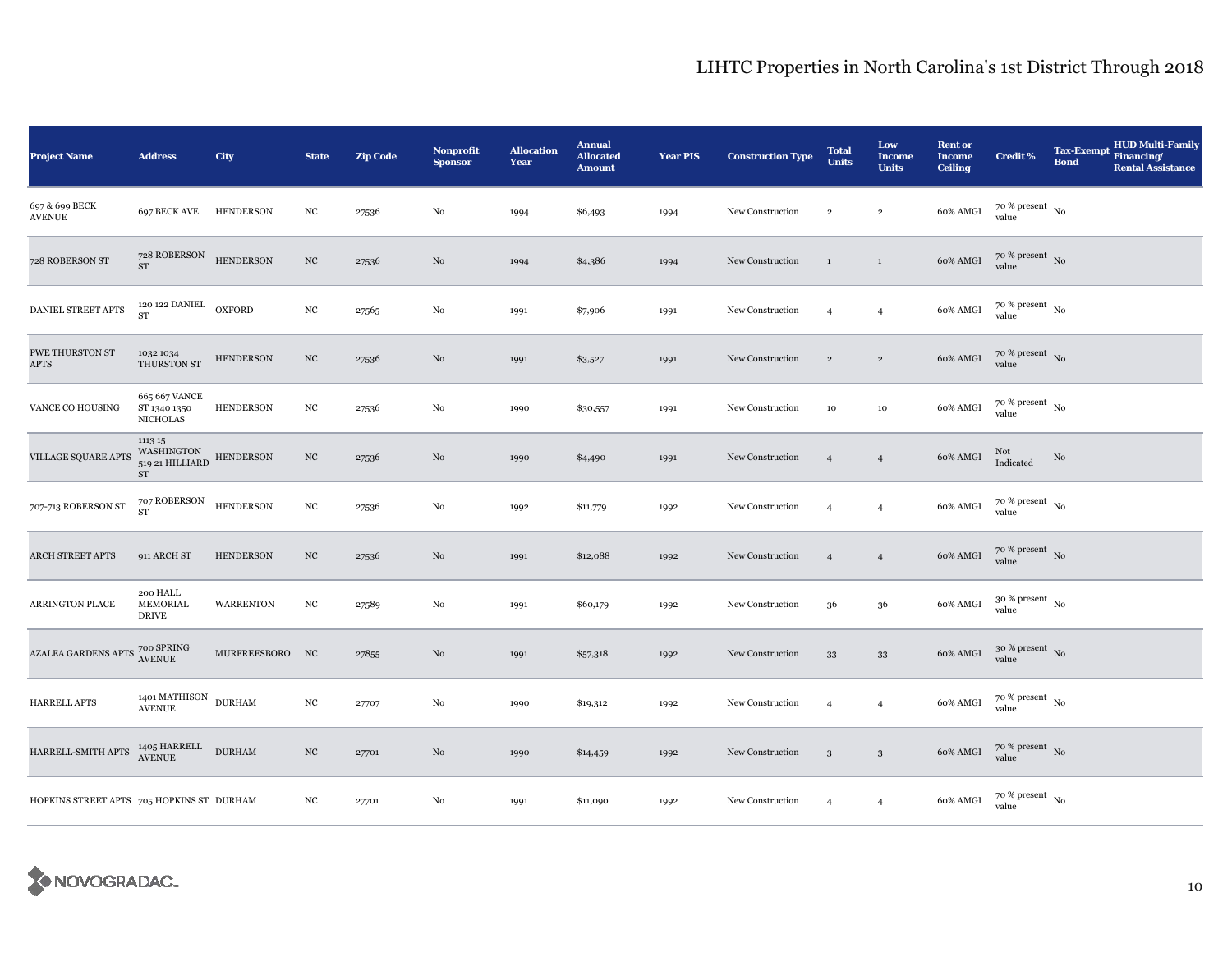# LIHTC Properties in North Carolina's 1st District Through 2018

| Project Name | Address | City | State | Zip Code | Nonprofit Sponsor | Allocation Year | Annual Allocated Amount | Year PIS | Construction Type | Total Units | Low Income Units | Rent or Income Ceiling | Credit % | Tax-Exempt Bond | HUD Multi-Family Financing/ Rental Assistance |
|---|---|---|---|---|---|---|---|---|---|---|---|---|---|---|---|
| 697 & 699 BECK AVENUE | 697 BECK AVE | HENDERSON | NC | 27536 | No | 1994 | $6,493 | 1994 | New Construction | 2 | 2 | 60% AMGI | 70 % present value | No | |
| 728 ROBERSON ST | 728 ROBERSON ST | HENDERSON | NC | 27536 | No | 1994 | $4,386 | 1994 | New Construction | 1 | 1 | 60% AMGI | 70 % present value | No | |
| DANIEL STREET APTS | 120 122 DANIEL ST | OXFORD | NC | 27565 | No | 1991 | $7,906 | 1991 | New Construction | 4 | 4 | 60% AMGI | 70 % present value | No | |
| PWE THURSTON ST APTS | 1032 1034 THURSTON ST | HENDERSON | NC | 27536 | No | 1991 | $3,527 | 1991 | New Construction | 2 | 2 | 60% AMGI | 70 % present value | No | |
| VANCE CO HOUSING | 665 667 VANCE ST 1340 1350 NICHOLAS | HENDERSON | NC | 27536 | No | 1990 | $30,557 | 1991 | New Construction | 10 | 10 | 60% AMGI | 70 % present value | No | |
| VILLAGE SQUARE APTS | 1113 15 WASHINGTON 519 21 HILLIARD ST | HENDERSON | NC | 27536 | No | 1990 | $4,490 | 1991 | New Construction | 4 | 4 | 60% AMGI | Not Indicated | No | |
| 707-713 ROBERSON ST | 707 ROBERSON ST | HENDERSON | NC | 27536 | No | 1992 | $11,779 | 1992 | New Construction | 4 | 4 | 60% AMGI | 70 % present value | No | |
| ARCH STREET APTS | 911 ARCH ST | HENDERSON | NC | 27536 | No | 1991 | $12,088 | 1992 | New Construction | 4 | 4 | 60% AMGI | 70 % present value | No | |
| ARRINGTON PLACE | 200 HALL MEMORIAL DRIVE | WARRENTON | NC | 27589 | No | 1991 | $60,179 | 1992 | New Construction | 36 | 36 | 60% AMGI | 30 % present value | No | |
| AZALEA GARDENS APTS | 700 SPRING AVENUE | MURFREESBORO | NC | 27855 | No | 1991 | $57,318 | 1992 | New Construction | 33 | 33 | 60% AMGI | 30 % present value | No | |
| HARRELL APTS | 1401 MATHISON AVENUE | DURHAM | NC | 27707 | No | 1990 | $19,312 | 1992 | New Construction | 4 | 4 | 60% AMGI | 70 % present value | No | |
| HARRELL-SMITH APTS | 1405 HARRELL AVENUE | DURHAM | NC | 27701 | No | 1990 | $14,459 | 1992 | New Construction | 3 | 3 | 60% AMGI | 70 % present value | No | |
| HOPKINS STREET APTS | 705 HOPKINS ST | DURHAM | NC | 27701 | No | 1991 | $11,090 | 1992 | New Construction | 4 | 4 | 60% AMGI | 70 % present value | No | |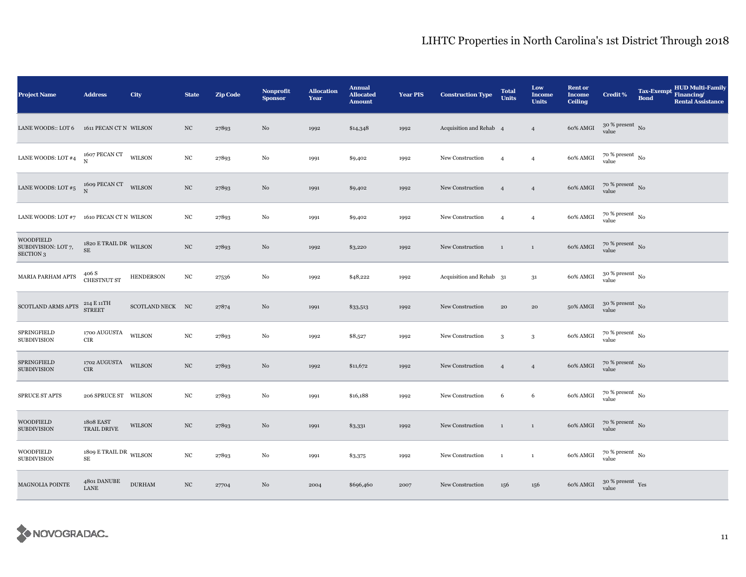# LIHTC Properties in North Carolina's 1st District Through 2018

| Project Name | Address | City | State | Zip Code | Nonprofit Sponsor | Allocation Year | Annual Allocated Amount | Year PIS | Construction Type | Total Units | Low Income Units | Rent or Income Ceiling | Credit % | Tax-Exempt Bond | HUD Multi-Family Financing/ Rental Assistance |
|---|---|---|---|---|---|---|---|---|---|---|---|---|---|---|---|
| LANE WOODS:: LOT 6 | 1611 PECAN CT N | WILSON | NC | 27893 | No | 1992 | $14,348 | 1992 | Acquisition and Rehab | 4 | 4 | 60% AMGI | 30 % present value | No | |
| LANE WOODS: LOT #4 | 1607 PECAN CT N | WILSON | NC | 27893 | No | 1991 | $9,402 | 1992 | New Construction | 4 | 4 | 60% AMGI | 70 % present value | No | |
| LANE WOODS: LOT #5 | 1609 PECAN CT N | WILSON | NC | 27893 | No | 1991 | $9,402 | 1992 | New Construction | 4 | 4 | 60% AMGI | 70 % present value | No | |
| LANE WOODS: LOT #7 | 1610 PECAN CT N | WILSON | NC | 27893 | No | 1991 | $9,402 | 1992 | New Construction | 4 | 4 | 60% AMGI | 70 % present value | No | |
| WOODFIELD SUBDIVISION: LOT 7, SECTION 3 | 1820 E TRAIL DR SE | WILSON | NC | 27893 | No | 1992 | $3,220 | 1992 | New Construction | 1 | 1 | 60% AMGI | 70 % present value | No | |
| MARIA PARHAM APTS | 406 S CHESTNUT ST | HENDERSON | NC | 27536 | No | 1992 | $48,222 | 1992 | Acquisition and Rehab | 31 | 31 | 60% AMGI | 30 % present value | No | |
| SCOTLAND ARMS APTS | 214 E 11TH STREET | SCOTLAND NECK | NC | 27874 | No | 1991 | $33,513 | 1992 | New Construction | 20 | 20 | 50% AMGI | 30 % present value | No | |
| SPRINGFIELD SUBDIVISION | 1700 AUGUSTA CIR | WILSON | NC | 27893 | No | 1992 | $8,527 | 1992 | New Construction | 3 | 3 | 60% AMGI | 70 % present value | No | |
| SPRINGFIELD SUBDIVISION | 1702 AUGUSTA CIR | WILSON | NC | 27893 | No | 1992 | $11,672 | 1992 | New Construction | 4 | 4 | 60% AMGI | 70 % present value | No | |
| SPRUCE ST APTS | 206 SPRUCE ST | WILSON | NC | 27893 | No | 1991 | $16,188 | 1992 | New Construction | 6 | 6 | 60% AMGI | 70 % present value | No | |
| WOODFIELD SUBDIVISION | 1808 EAST TRAIL DRIVE | WILSON | NC | 27893 | No | 1991 | $3,331 | 1992 | New Construction | 1 | 1 | 60% AMGI | 70 % present value | No | |
| WOODFIELD SUBDIVISION | 1809 E TRAIL DR SE | WILSON | NC | 27893 | No | 1991 | $3,375 | 1992 | New Construction | 1 | 1 | 60% AMGI | 70 % present value | No | |
| MAGNOLIA POINTE | 4801 DANUBE LANE | DURHAM | NC | 27704 | No | 2004 | $696,460 | 2007 | New Construction | 156 | 156 | 60% AMGI | 30 % present value | Yes | |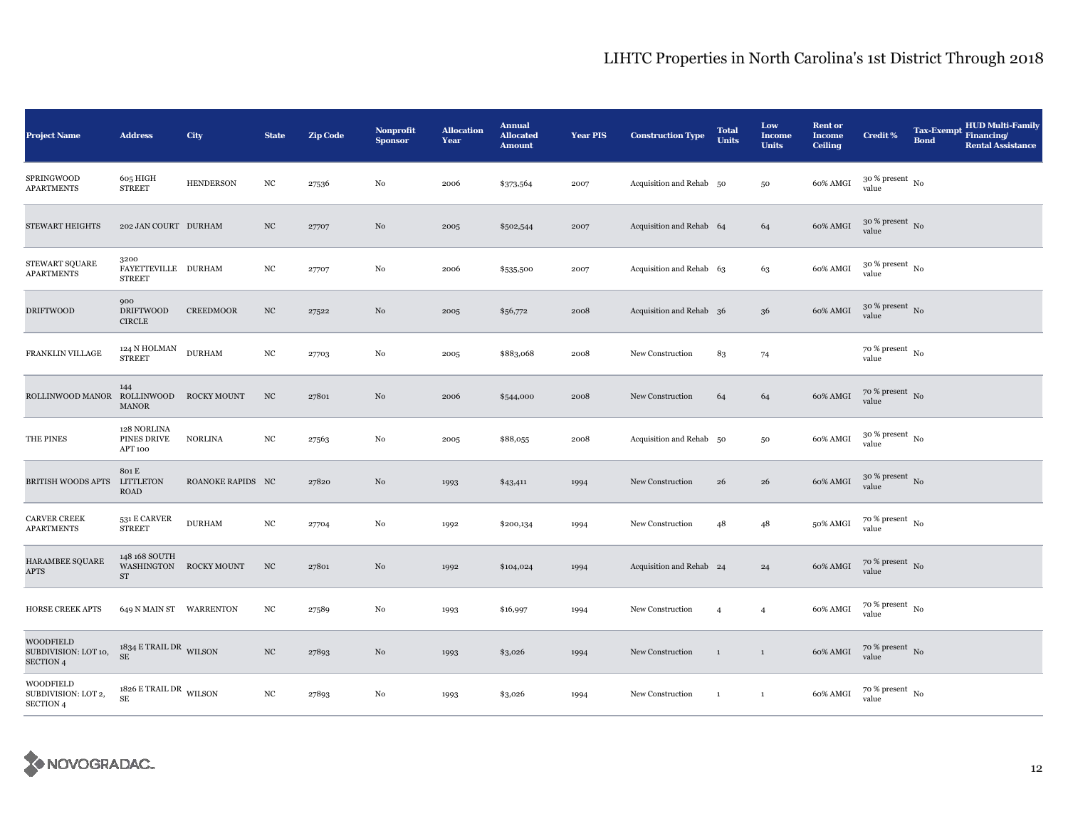## LIHTC Properties in North Carolina's 1st District Through 2018

| Project Name | Address | City | State | Zip Code | Nonprofit Sponsor | Allocation Year | Annual Allocated Amount | Year PIS | Construction Type | Total Units | Low Income Units | Rent or Income Ceiling | Credit % | Tax-Exempt Bond | HUD Multi-Family Financing/ Rental Assistance |
|---|---|---|---|---|---|---|---|---|---|---|---|---|---|---|---|
| SPRINGWOOD APARTMENTS | 605 HIGH STREET | HENDERSON | NC | 27536 | No | 2006 | $373,564 | 2007 | Acquisition and Rehab | 50 | 50 | 60% AMGI | 30 % present value | No | |
| STEWART HEIGHTS | 202 JAN COURT | DURHAM | NC | 27707 | No | 2005 | $502,544 | 2007 | Acquisition and Rehab | 64 | 64 | 60% AMGI | 30 % present value | No | |
| STEWART SQUARE APARTMENTS | 3200 FAYETTEVILLE STREET | DURHAM | NC | 27707 | No | 2006 | $535,500 | 2007 | Acquisition and Rehab | 63 | 63 | 60% AMGI | 30 % present value | No | |
| DRIFTWOOD | 900 DRIFTWOOD CIRCLE | CREEDMOOR | NC | 27522 | No | 2005 | $56,772 | 2008 | Acquisition and Rehab | 36 | 36 | 60% AMGI | 30 % present value | No | |
| FRANKLIN VILLAGE | 124 N HOLMAN STREET | DURHAM | NC | 27703 | No | 2005 | $883,068 | 2008 | New Construction | 83 | 74 | | 70 % present value | No | |
| ROLLINWOOD MANOR | 144 ROLLINWOOD MANOR | ROCKY MOUNT | NC | 27801 | No | 2006 | $544,000 | 2008 | New Construction | 64 | 64 | 60% AMGI | 70 % present value | No | |
| THE PINES | 128 NORLINA PINES DRIVE APT 100 | NORLINA | NC | 27563 | No | 2005 | $88,055 | 2008 | Acquisition and Rehab | 50 | 50 | 60% AMGI | 30 % present value | No | |
| BRITISH WOODS APTS | 801 E LITTLETON ROAD | ROANOKE RAPIDS | NC | 27820 | No | 1993 | $43,411 | 1994 | New Construction | 26 | 26 | 60% AMGI | 30 % present value | No | |
| CARVER CREEK APARTMENTS | 531 E CARVER STREET | DURHAM | NC | 27704 | No | 1992 | $200,134 | 1994 | New Construction | 48 | 48 | 50% AMGI | 70 % present value | No | |
| HARAMBEE SQUARE APTS | 148 168 SOUTH WASHINGTON ST | ROCKY MOUNT | NC | 27801 | No | 1992 | $104,024 | 1994 | Acquisition and Rehab | 24 | 24 | 60% AMGI | 70 % present value | No | |
| HORSE CREEK APTS | 649 N MAIN ST | WARRENTON | NC | 27589 | No | 1993 | $16,997 | 1994 | New Construction | 4 | 4 | 60% AMGI | 70 % present value | No | |
| WOODFIELD SUBDIVISION: LOT 10, SECTION 4 | 1834 E TRAIL DR SE | WILSON | NC | 27893 | No | 1993 | $3,026 | 1994 | New Construction | 1 | 1 | 60% AMGI | 70 % present value | No | |
| WOODFIELD SUBDIVISION: LOT 2, SECTION 4 | 1826 E TRAIL DR SE | WILSON | NC | 27893 | No | 1993 | $3,026 | 1994 | New Construction | 1 | 1 | 60% AMGI | 70 % present value | No | |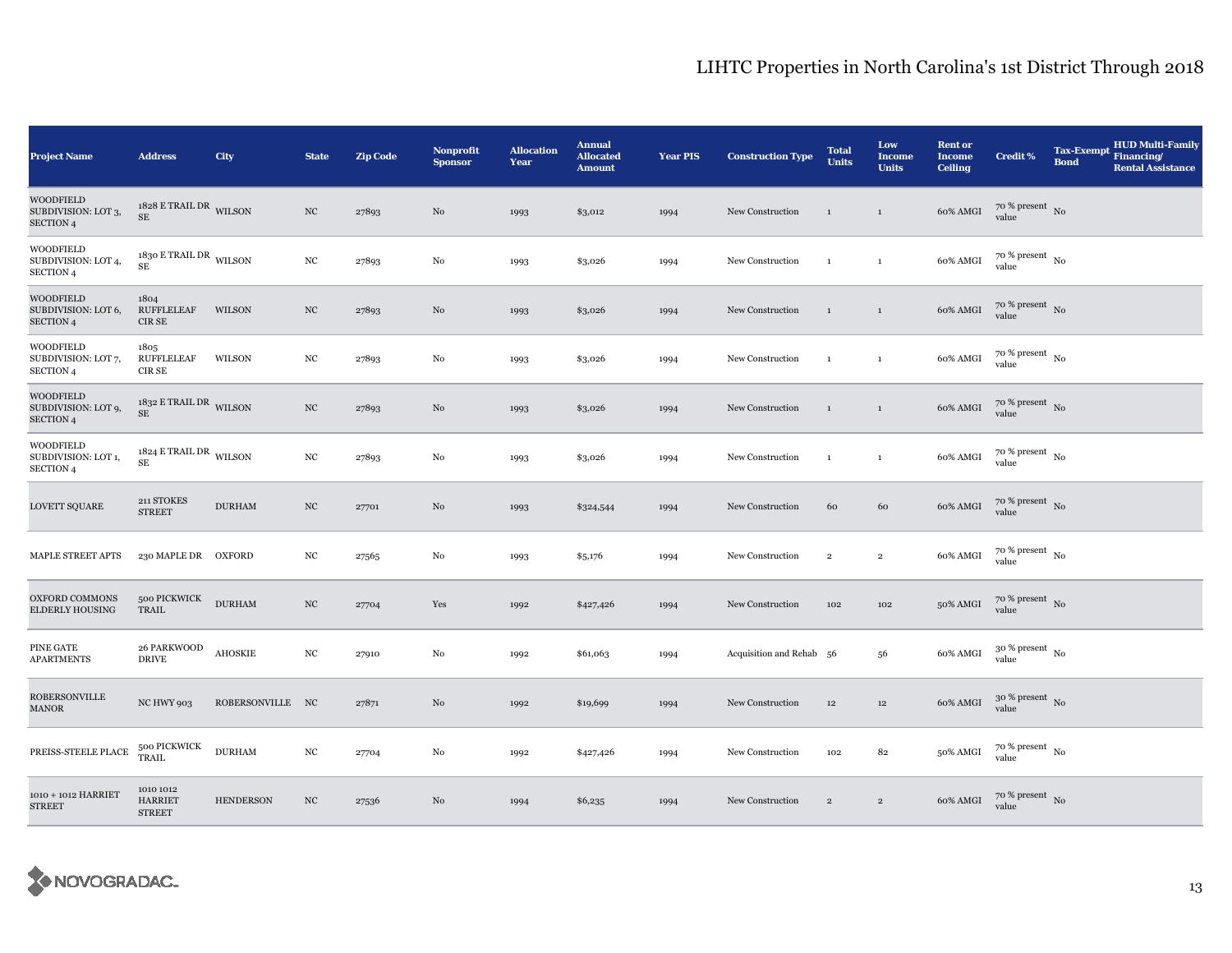| Project Name | Address | City | State | Zip Code | Nonprofit Sponsor | Allocation Year | Annual Allocated Amount | Year PIS | Construction Type | Total Units | Low Income Units | Rent or Income Ceiling | Credit % | Tax-Exempt Bond | HUD Multi-Family Financing/ Rental Assistance |
|---|---|---|---|---|---|---|---|---|---|---|---|---|---|---|---|
| WOODFIELD SUBDIVISION: LOT 3, SECTION 4 | 1828 E TRAIL DR SE | WILSON | NC | 27893 | No | 1993 | $3,012 | 1994 | New Construction | 1 | 1 | 60% AMGI | 70 % present value | No | |
| WOODFIELD SUBDIVISION: LOT 4, SECTION 4 | 1830 E TRAIL DR SE | WILSON | NC | 27893 | No | 1993 | $3,026 | 1994 | New Construction | 1 | 1 | 60% AMGI | 70 % present value | No | |
| WOODFIELD SUBDIVISION: LOT 6, SECTION 4 | 1804 RUFFLELEAF CIR SE | WILSON | NC | 27893 | No | 1993 | $3,026 | 1994 | New Construction | 1 | 1 | 60% AMGI | 70 % present value | No | |
| WOODFIELD SUBDIVISION: LOT 7, SECTION 4 | 1805 RUFFLELEAF CIR SE | WILSON | NC | 27893 | No | 1993 | $3,026 | 1994 | New Construction | 1 | 1 | 60% AMGI | 70 % present value | No | |
| WOODFIELD SUBDIVISION: LOT 9, SECTION 4 | 1832 E TRAIL DR SE | WILSON | NC | 27893 | No | 1993 | $3,026 | 1994 | New Construction | 1 | 1 | 60% AMGI | 70 % present value | No | |
| WOODFIELD SUBDIVISION: LOT 1, SECTION 4 | 1824 E TRAIL DR SE | WILSON | NC | 27893 | No | 1993 | $3,026 | 1994 | New Construction | 1 | 1 | 60% AMGI | 70 % present value | No | |
| LOVETT SQUARE | 211 STOKES STREET | DURHAM | NC | 27701 | No | 1993 | $324,544 | 1994 | New Construction | 60 | 60 | 60% AMGI | 70 % present value | No | |
| MAPLE STREET APTS | 230 MAPLE DR | OXFORD | NC | 27565 | No | 1993 | $5,176 | 1994 | New Construction | 2 | 2 | 60% AMGI | 70 % present value | No | |
| OXFORD COMMONS ELDERLY HOUSING | 500 PICKWICK TRAIL | DURHAM | NC | 27704 | Yes | 1992 | $427,426 | 1994 | New Construction | 102 | 102 | 50% AMGI | 70 % present value | No | |
| PINE GATE APARTMENTS | 26 PARKWOOD DRIVE | AHOSKIE | NC | 27910 | No | 1992 | $61,063 | 1994 | Acquisition and Rehab | 56 | 56 | 60% AMGI | 30 % present value | No | |
| ROBERSONVILLE MANOR | NC HWY 903 | ROBERSONVILLE | NC | 27871 | No | 1992 | $19,699 | 1994 | New Construction | 12 | 12 | 60% AMGI | 30 % present value | No | |
| PREISS-STEELE PLACE | 500 PICKWICK TRAIL | DURHAM | NC | 27704 | No | 1992 | $427,426 | 1994 | New Construction | 102 | 82 | 50% AMGI | 70 % present value | No | |
| 1010 + 1012 HARRIET STREET | 1010 1012 HARRIET STREET | HENDERSON | NC | 27536 | No | 1994 | $6,235 | 1994 | New Construction | 2 | 2 | 60% AMGI | 70 % present value | No | |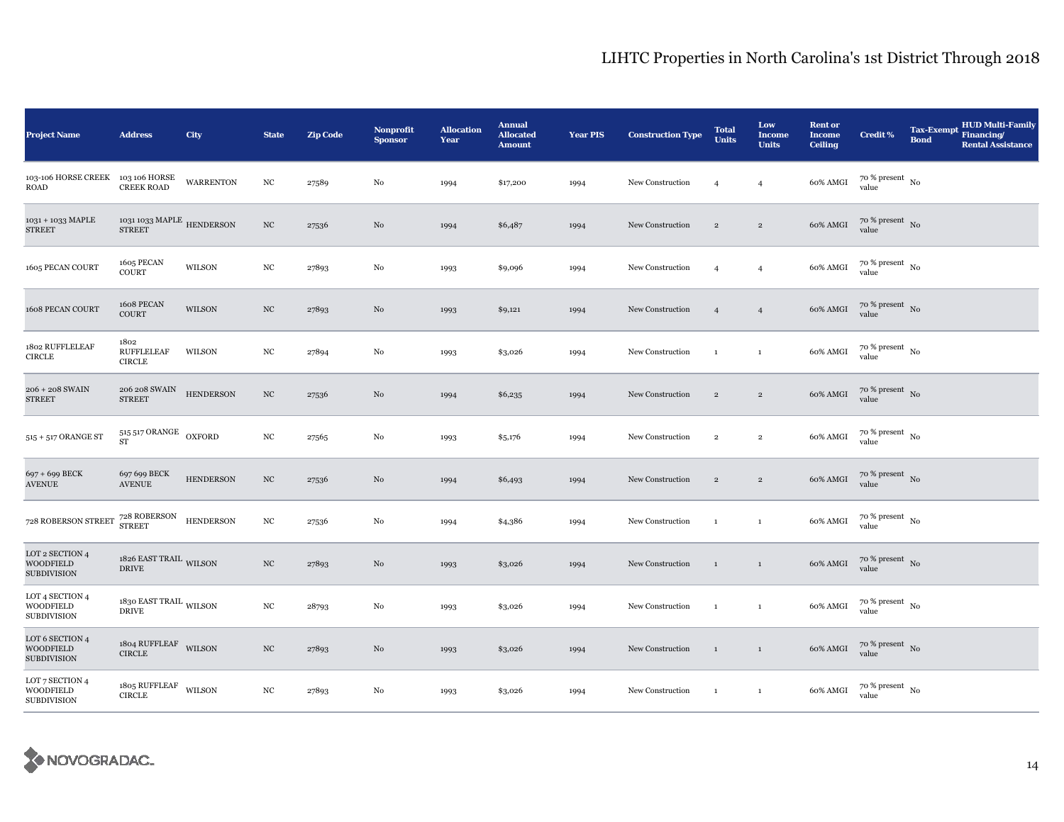# LIHTC Properties in North Carolina's 1st District Through 2018

| Project Name | Address | City | State | Zip Code | Nonprofit Sponsor | Allocation Year | Annual Allocated Amount | Year PIS | Construction Type | Total Units | Low Income Units | Rent or Income Ceiling | Credit % | Tax-Exempt Bond | HUD Multi-Family Financing/ Rental Assistance |
|---|---|---|---|---|---|---|---|---|---|---|---|---|---|---|---|
| 103-106 HORSE CREEK ROAD | 103 106 HORSE CREEK ROAD | WARRENTON | NC | 27589 | No | 1994 | $17,200 | 1994 | New Construction | 4 | 4 | 60% AMGI | 70 % present value | No | |
| 1031 + 1033 MAPLE STREET | 1031 1033 MAPLE STREET | HENDERSON | NC | 27536 | No | 1994 | $6,487 | 1994 | New Construction | 2 | 2 | 60% AMGI | 70 % present value | No | |
| 1605 PECAN COURT | 1605 PECAN COURT | WILSON | NC | 27893 | No | 1993 | $9,096 | 1994 | New Construction | 4 | 4 | 60% AMGI | 70 % present value | No | |
| 1608 PECAN COURT | 1608 PECAN COURT | WILSON | NC | 27893 | No | 1993 | $9,121 | 1994 | New Construction | 4 | 4 | 60% AMGI | 70 % present value | No | |
| 1802 RUFFLELEAF CIRCLE | 1802 RUFFLELEAF CIRCLE | WILSON | NC | 27894 | No | 1993 | $3,026 | 1994 | New Construction | 1 | 1 | 60% AMGI | 70 % present value | No | |
| 206 + 208 SWAIN STREET | 206 208 SWAIN STREET | HENDERSON | NC | 27536 | No | 1994 | $6,235 | 1994 | New Construction | 2 | 2 | 60% AMGI | 70 % present value | No | |
| 515 + 517 ORANGE ST | 515 517 ORANGE ST | OXFORD | NC | 27565 | No | 1993 | $5,176 | 1994 | New Construction | 2 | 2 | 60% AMGI | 70 % present value | No | |
| 697 + 699 BECK AVENUE | 697 699 BECK AVENUE | HENDERSON | NC | 27536 | No | 1994 | $6,493 | 1994 | New Construction | 2 | 2 | 60% AMGI | 70 % present value | No | |
| 728 ROBERSON STREET | 728 ROBERSON STREET | HENDERSON | NC | 27536 | No | 1994 | $4,386 | 1994 | New Construction | 1 | 1 | 60% AMGI | 70 % present value | No | |
| LOT 2 SECTION 4 WOODFIELD SUBDIVISION | 1826 EAST TRAIL DRIVE | WILSON | NC | 27893 | No | 1993 | $3,026 | 1994 | New Construction | 1 | 1 | 60% AMGI | 70 % present value | No | |
| LOT 4 SECTION 4 WOODFIELD SUBDIVISION | 1830 EAST TRAIL DRIVE | WILSON | NC | 28793 | No | 1993 | $3,026 | 1994 | New Construction | 1 | 1 | 60% AMGI | 70 % present value | No | |
| LOT 6 SECTION 4 WOODFIELD SUBDIVISION | 1804 RUFFLEAF CIRCLE | WILSON | NC | 27893 | No | 1993 | $3,026 | 1994 | New Construction | 1 | 1 | 60% AMGI | 70 % present value | No | |
| LOT 7 SECTION 4 WOODFIELD SUBDIVISION | 1805 RUFFLEAF CIRCLE | WILSON | NC | 27893 | No | 1993 | $3,026 | 1994 | New Construction | 1 | 1 | 60% AMGI | 70 % present value | No | |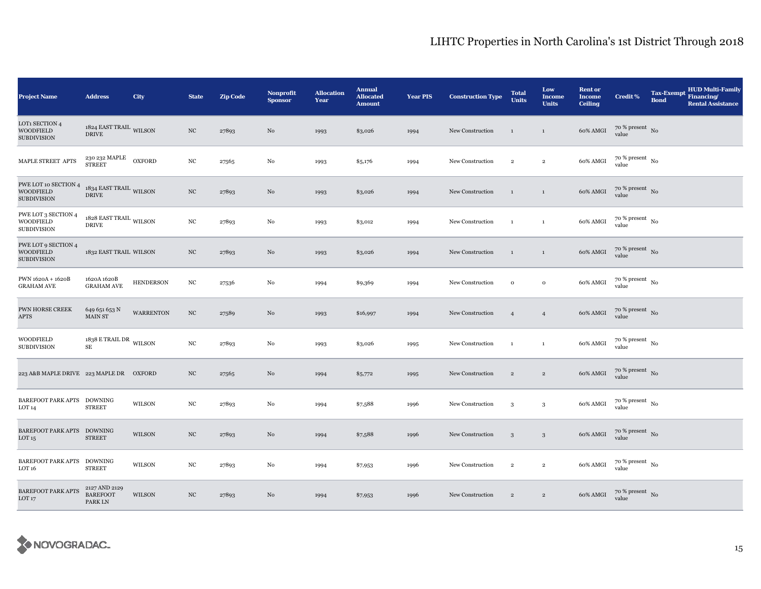# LIHTC Properties in North Carolina's 1st District Through 2018

| Project Name | Address | City | State | Zip Code | Nonprofit Sponsor | Allocation Year | Annual Allocated Amount | Year PIS | Construction Type | Total Units | Low Income Units | Rent or Income Ceiling | Credit % | Tax-Exempt Bond | HUD Multi-Family Financing/ Rental Assistance |
|---|---|---|---|---|---|---|---|---|---|---|---|---|---|---|---|
| LOT1 SECTION 4 WOODFIELD SUBDIVISION | 1824 EAST TRAIL DRIVE | WILSON | NC | 27893 | No | 1993 | $3,026 | 1994 | New Construction | 1 | 1 | 60% AMGI | 70 % present value | No | |
| MAPLE STREET APTS | 230 232 MAPLE STREET | OXFORD | NC | 27565 | No | 1993 | $5,176 | 1994 | New Construction | 2 | 2 | 60% AMGI | 70 % present value | No | |
| PWE LOT 10 SECTION 4 WOODFIELD SUBDIVISION | 1834 EAST TRAIL DRIVE | WILSON | NC | 27893 | No | 1993 | $3,026 | 1994 | New Construction | 1 | 1 | 60% AMGI | 70 % present value | No | |
| PWE LOT 3 SECTION 4 WOODFIELD SUBDIVISION | 1828 EAST TRAIL DRIVE | WILSON | NC | 27893 | No | 1993 | $3,012 | 1994 | New Construction | 1 | 1 | 60% AMGI | 70 % present value | No | |
| PWE LOT 9 SECTION 4 WOODFIELD SUBDIVISION | 1832 EAST TRAIL | WILSON | NC | 27893 | No | 1993 | $3,026 | 1994 | New Construction | 1 | 1 | 60% AMGI | 70 % present value | No | |
| PWN 1620A + 1620B GRAHAM AVE | 1620A 1620B GRAHAM AVE | HENDERSON | NC | 27536 | No | 1994 | $9,369 | 1994 | New Construction | 0 | 0 | 60% AMGI | 70 % present value | No | |
| PWN HORSE CREEK APTS | 649 651 653 N MAIN ST | WARRENTON | NC | 27589 | No | 1993 | $16,997 | 1994 | New Construction | 4 | 4 | 60% AMGI | 70 % present value | No | |
| WOODFIELD SUBDIVISION | 1838 E TRAIL DR SE | WILSON | NC | 27893 | No | 1993 | $3,026 | 1995 | New Construction | 1 | 1 | 60% AMGI | 70 % present value | No | |
| 223 A&B MAPLE DRIVE | 223 MAPLE DR | OXFORD | NC | 27565 | No | 1994 | $5,772 | 1995 | New Construction | 2 | 2 | 60% AMGI | 70 % present value | No | |
| BAREFOOT PARK APTS LOT 14 | DOWNING STREET | WILSON | NC | 27893 | No | 1994 | $7,588 | 1996 | New Construction | 3 | 3 | 60% AMGI | 70 % present value | No | |
| BAREFOOT PARK APTS LOT 15 | DOWNING STREET | WILSON | NC | 27893 | No | 1994 | $7,588 | 1996 | New Construction | 3 | 3 | 60% AMGI | 70 % present value | No | |
| BAREFOOT PARK APTS LOT 16 | DOWNING STREET | WILSON | NC | 27893 | No | 1994 | $7,953 | 1996 | New Construction | 2 | 2 | 60% AMGI | 70 % present value | No | |
| BAREFOOT PARK APTS LOT 17 | 2127 AND 2129 BAREFOOT PARK LN | WILSON | NC | 27893 | No | 1994 | $7,953 | 1996 | New Construction | 2 | 2 | 60% AMGI | 70 % present value | No | |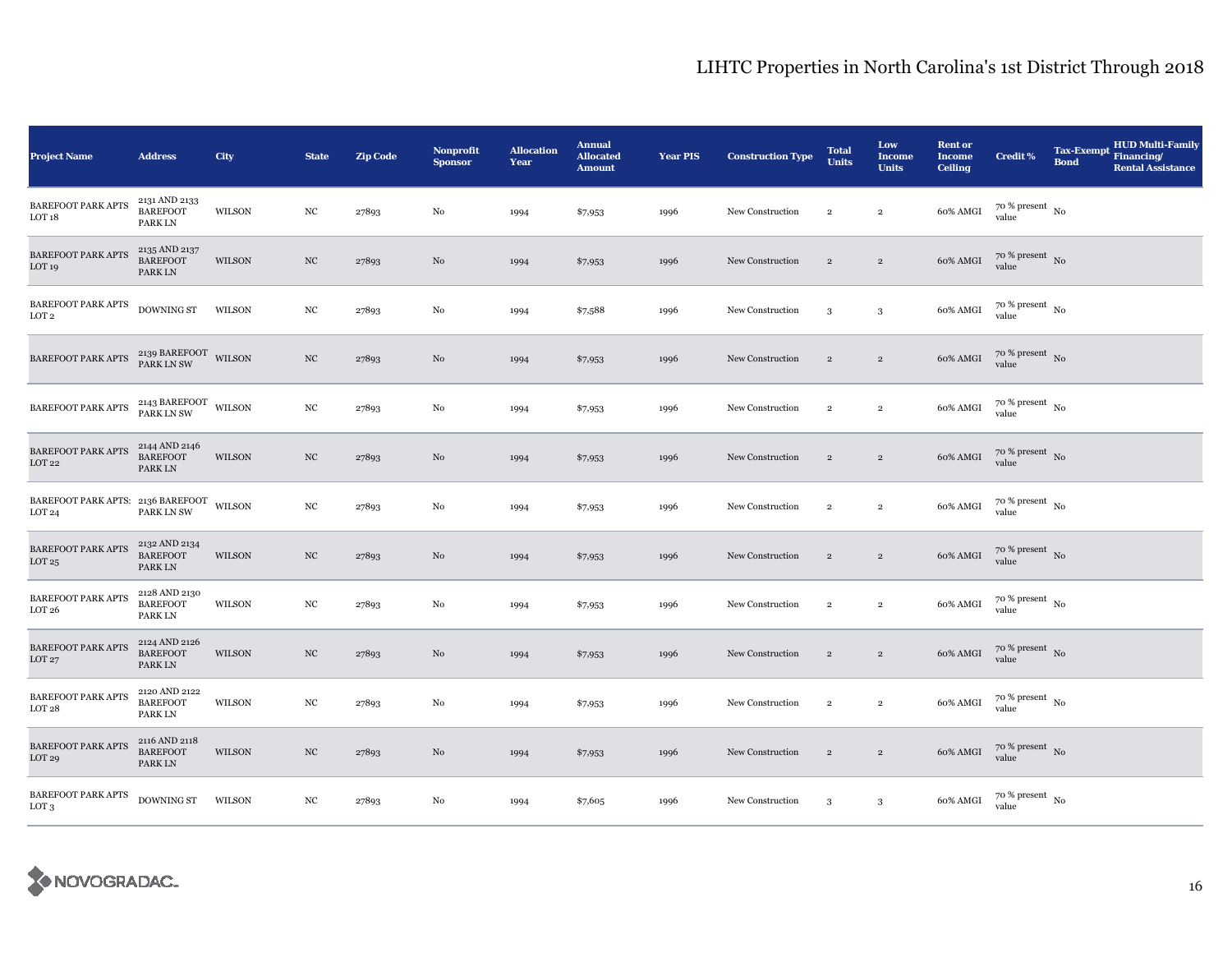# LIHTC Properties in North Carolina's 1st District Through 2018

| Project Name | Address | City | State | Zip Code | Nonprofit Sponsor | Allocation Year | Annual Allocated Amount | Year PIS | Construction Type | Total Units | Low Income Units | Rent or Income Ceiling | Credit % | Tax-Exempt Bond | HUD Multi-Family Financing/ Rental Assistance |
|---|---|---|---|---|---|---|---|---|---|---|---|---|---|---|---|
| BAREFOOT PARK APTS LOT 18 | 2131 AND 2133 BAREFOOT PARK LN | WILSON | NC | 27893 | No | 1994 | $7,953 | 1996 | New Construction | 2 | 2 | 60% AMGI | 70 % present value | No | |
| BAREFOOT PARK APTS LOT 19 | 2135 AND 2137 BAREFOOT PARK LN | WILSON | NC | 27893 | No | 1994 | $7,953 | 1996 | New Construction | 2 | 2 | 60% AMGI | 70 % present value | No | |
| BAREFOOT PARK APTS LOT 2 | DOWNING ST | WILSON | NC | 27893 | No | 1994 | $7,588 | 1996 | New Construction | 3 | 3 | 60% AMGI | 70 % present value | No | |
| BAREFOOT PARK APTS | 2139 BAREFOOT PARK LN SW | WILSON | NC | 27893 | No | 1994 | $7,953 | 1996 | New Construction | 2 | 2 | 60% AMGI | 70 % present value | No | |
| BAREFOOT PARK APTS | 2143 BAREFOOT PARK LN SW | WILSON | NC | 27893 | No | 1994 | $7,953 | 1996 | New Construction | 2 | 2 | 60% AMGI | 70 % present value | No | |
| BAREFOOT PARK APTS LOT 22 | 2144 AND 2146 BAREFOOT PARK LN | WILSON | NC | 27893 | No | 1994 | $7,953 | 1996 | New Construction | 2 | 2 | 60% AMGI | 70 % present value | No | |
| BAREFOOT PARK APTS: LOT 24 | 2136 BAREFOOT PARK LN SW | WILSON | NC | 27893 | No | 1994 | $7,953 | 1996 | New Construction | 2 | 2 | 60% AMGI | 70 % present value | No | |
| BAREFOOT PARK APTS LOT 25 | 2132 AND 2134 BAREFOOT PARK LN | WILSON | NC | 27893 | No | 1994 | $7,953 | 1996 | New Construction | 2 | 2 | 60% AMGI | 70 % present value | No | |
| BAREFOOT PARK APTS LOT 26 | 2128 AND 2130 BAREFOOT PARK LN | WILSON | NC | 27893 | No | 1994 | $7,953 | 1996 | New Construction | 2 | 2 | 60% AMGI | 70 % present value | No | |
| BAREFOOT PARK APTS LOT 27 | 2124 AND 2126 BAREFOOT PARK LN | WILSON | NC | 27893 | No | 1994 | $7,953 | 1996 | New Construction | 2 | 2 | 60% AMGI | 70 % present value | No | |
| BAREFOOT PARK APTS LOT 28 | 2120 AND 2122 BAREFOOT PARK LN | WILSON | NC | 27893 | No | 1994 | $7,953 | 1996 | New Construction | 2 | 2 | 60% AMGI | 70 % present value | No | |
| BAREFOOT PARK APTS LOT 29 | 2116 AND 2118 BAREFOOT PARK LN | WILSON | NC | 27893 | No | 1994 | $7,953 | 1996 | New Construction | 2 | 2 | 60% AMGI | 70 % present value | No | |
| BAREFOOT PARK APTS LOT 3 | DOWNING ST | WILSON | NC | 27893 | No | 1994 | $7,605 | 1996 | New Construction | 3 | 3 | 60% AMGI | 70 % present value | No | |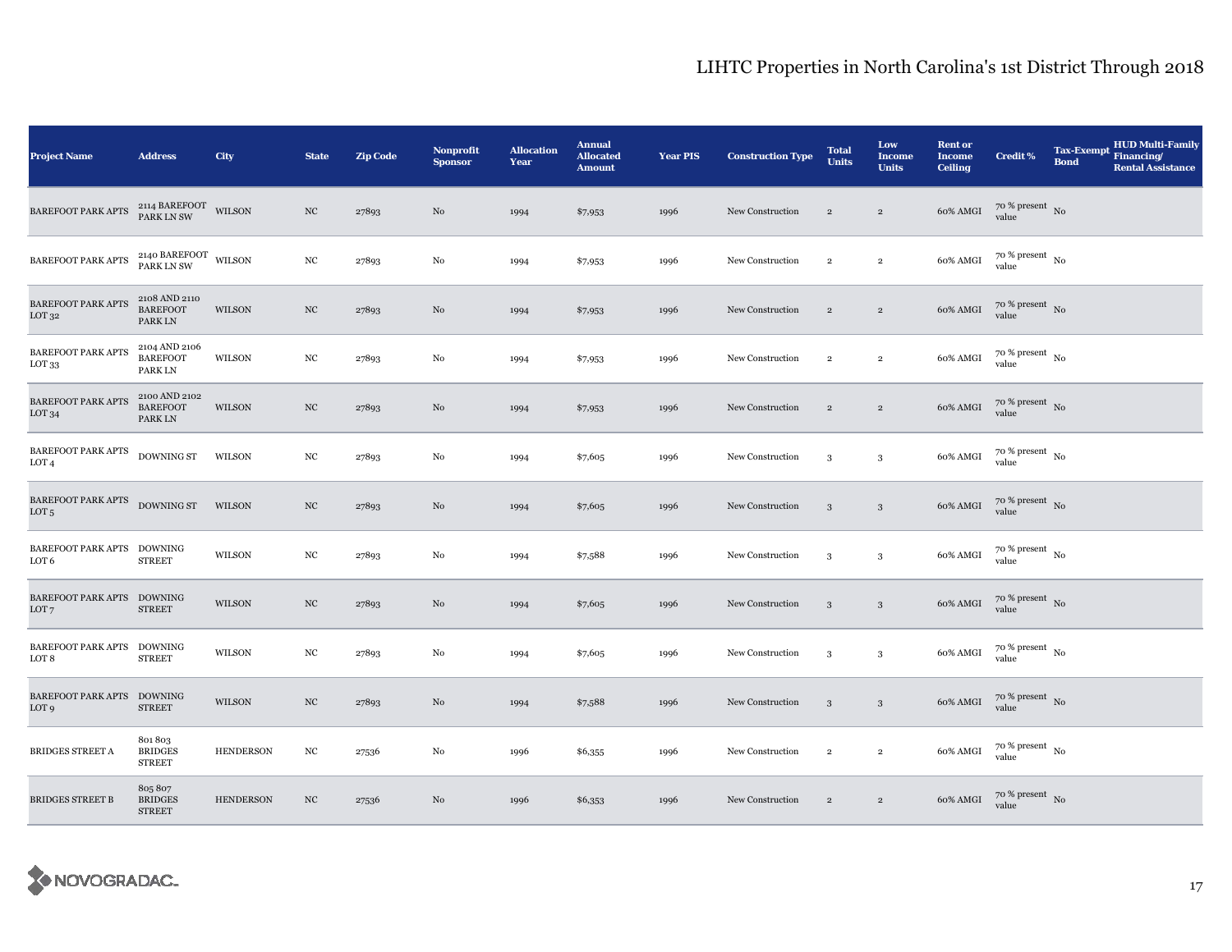| Project Name | Address | City | State | Zip Code | Nonprofit Sponsor | Allocation Year | Annual Allocated Amount | Year PIS | Construction Type | Total Units | Low Income Units | Rent or Income Ceiling | Credit % | Tax-Exempt Bond | HUD Multi-Family Financing/ Rental Assistance |
|---|---|---|---|---|---|---|---|---|---|---|---|---|---|---|---|
| BAREFOOT PARK APTS | 2114 BAREFOOT PARK LN SW | WILSON | NC | 27893 | No | 1994 | $7,953 | 1996 | New Construction | 2 | 2 | 60% AMGI | 70 % present value | No | |
| BAREFOOT PARK APTS | 2140 BAREFOOT PARK LN SW | WILSON | NC | 27893 | No | 1994 | $7,953 | 1996 | New Construction | 2 | 2 | 60% AMGI | 70 % present value | No | |
| BAREFOOT PARK APTS LOT 32 | 2108 AND 2110 BAREFOOT PARK LN | WILSON | NC | 27893 | No | 1994 | $7,953 | 1996 | New Construction | 2 | 2 | 60% AMGI | 70 % present value | No | |
| BAREFOOT PARK APTS LOT 33 | 2104 AND 2106 BAREFOOT PARK LN | WILSON | NC | 27893 | No | 1994 | $7,953 | 1996 | New Construction | 2 | 2 | 60% AMGI | 70 % present value | No | |
| BAREFOOT PARK APTS LOT 34 | 2100 AND 2102 BAREFOOT PARK LN | WILSON | NC | 27893 | No | 1994 | $7,953 | 1996 | New Construction | 2 | 2 | 60% AMGI | 70 % present value | No | |
| BAREFOOT PARK APTS LOT 4 | DOWNING ST | WILSON | NC | 27893 | No | 1994 | $7,605 | 1996 | New Construction | 3 | 3 | 60% AMGI | 70 % present value | No | |
| BAREFOOT PARK APTS LOT 5 | DOWNING ST | WILSON | NC | 27893 | No | 1994 | $7,605 | 1996 | New Construction | 3 | 3 | 60% AMGI | 70 % present value | No | |
| BAREFOOT PARK APTS LOT 6 | DOWNING STREET | WILSON | NC | 27893 | No | 1994 | $7,588 | 1996 | New Construction | 3 | 3 | 60% AMGI | 70 % present value | No | |
| BAREFOOT PARK APTS LOT 7 | DOWNING STREET | WILSON | NC | 27893 | No | 1994 | $7,605 | 1996 | New Construction | 3 | 3 | 60% AMGI | 70 % present value | No | |
| BAREFOOT PARK APTS LOT 8 | DOWNING STREET | WILSON | NC | 27893 | No | 1994 | $7,605 | 1996 | New Construction | 3 | 3 | 60% AMGI | 70 % present value | No | |
| BAREFOOT PARK APTS LOT 9 | DOWNING STREET | WILSON | NC | 27893 | No | 1994 | $7,588 | 1996 | New Construction | 3 | 3 | 60% AMGI | 70 % present value | No | |
| BRIDGES STREET A | 801 803 BRIDGES STREET | HENDERSON | NC | 27536 | No | 1996 | $6,355 | 1996 | New Construction | 2 | 2 | 60% AMGI | 70 % present value | No | |
| BRIDGES STREET B | 805 807 BRIDGES STREET | HENDERSON | NC | 27536 | No | 1996 | $6,353 | 1996 | New Construction | 2 | 2 | 60% AMGI | 70 % present value | No | |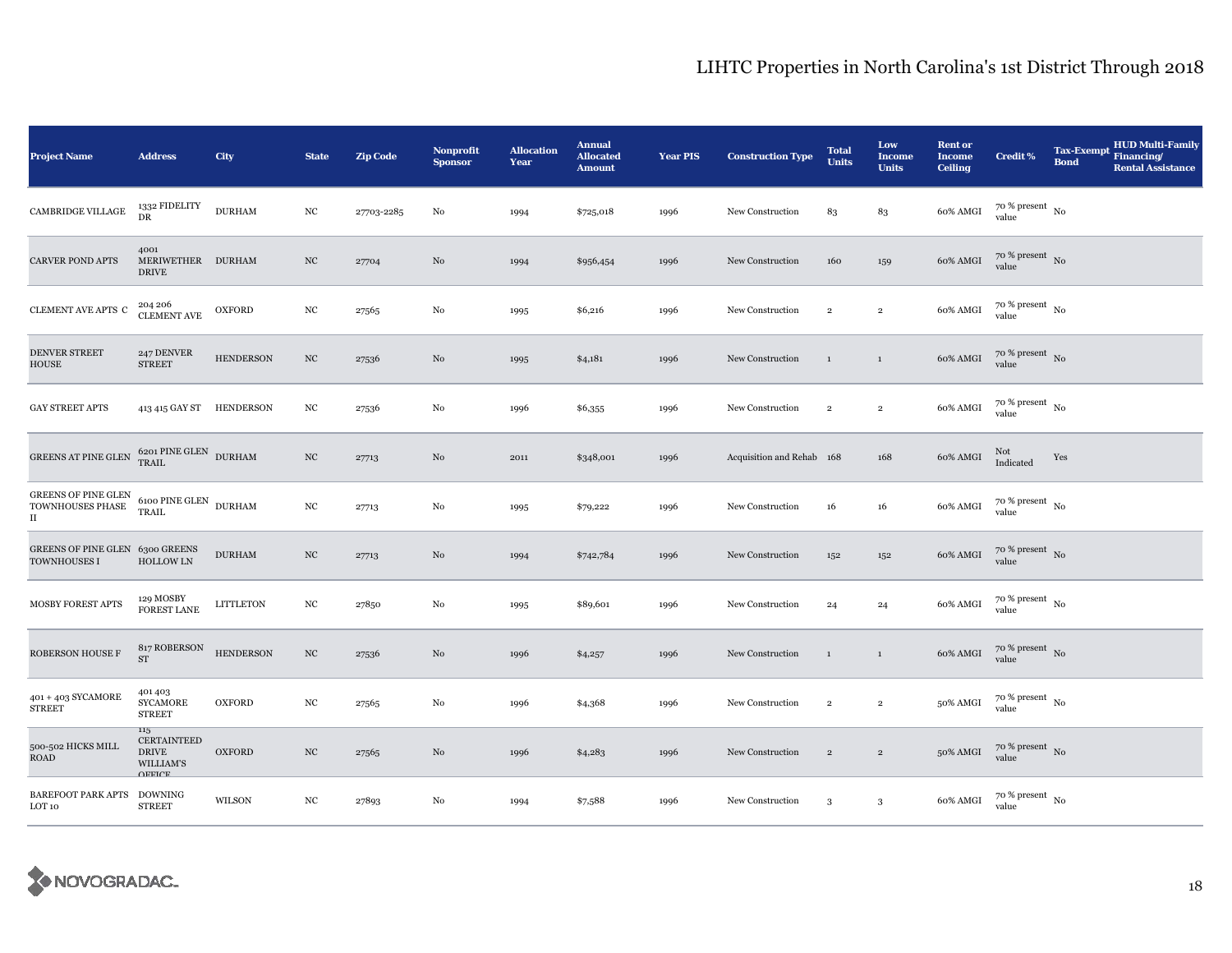# LIHTC Properties in North Carolina's 1st District Through 2018

| Project Name | Address | City | State | Zip Code | Nonprofit Sponsor | Allocation Year | Annual Allocated Amount | Year PIS | Construction Type | Total Units | Low Income Units | Rent or Income Ceiling | Credit % | Tax-Exempt Bond | HUD Multi-Family Financing/ Rental Assistance |
|---|---|---|---|---|---|---|---|---|---|---|---|---|---|---|---|
| CAMBRIDGE VILLAGE | 1332 FIDELITY DR | DURHAM | NC | 27703-2285 | No | 1994 | $725,018 | 1996 | New Construction | 83 | 83 | 60% AMGI | 70 % present value | No | |
| CARVER POND APTS | 4001 MERIWETHER DRIVE | DURHAM | NC | 27704 | No | 1994 | $956,454 | 1996 | New Construction | 160 | 159 | 60% AMGI | 70 % present value | No | |
| CLEMENT AVE APTS C | 204 206 CLEMENT AVE | OXFORD | NC | 27565 | No | 1995 | $6,216 | 1996 | New Construction | 2 | 2 | 60% AMGI | 70 % present value | No | |
| DENVER STREET HOUSE | 247 DENVER STREET | HENDERSON | NC | 27536 | No | 1995 | $4,181 | 1996 | New Construction | 1 | 1 | 60% AMGI | 70 % present value | No | |
| GAY STREET APTS | 413 415 GAY ST | HENDERSON | NC | 27536 | No | 1996 | $6,355 | 1996 | New Construction | 2 | 2 | 60% AMGI | 70 % present value | No | |
| GREENS AT PINE GLEN | 6201 PINE GLEN TRAIL | DURHAM | NC | 27713 | No | 2011 | $348,001 | 1996 | Acquisition and Rehab | 168 | 168 | 60% AMGI | Not Indicated | Yes | |
| GREENS OF PINE GLEN TOWNHOUSES PHASE II | 6100 PINE GLEN TRAIL | DURHAM | NC | 27713 | No | 1995 | $79,222 | 1996 | New Construction | 16 | 16 | 60% AMGI | 70 % present value | No | |
| GREENS OF PINE GLEN TOWNHOUSES I | 6300 GREENS HOLLOW LN | DURHAM | NC | 27713 | No | 1994 | $742,784 | 1996 | New Construction | 152 | 152 | 60% AMGI | 70 % present value | No | |
| MOSBY FOREST APTS | 129 MOSBY FOREST LANE | LITTLETON | NC | 27850 | No | 1995 | $89,601 | 1996 | New Construction | 24 | 24 | 60% AMGI | 70 % present value | No | |
| ROBERSON HOUSE F | 817 ROBERSON ST | HENDERSON | NC | 27536 | No | 1996 | $4,257 | 1996 | New Construction | 1 | 1 | 60% AMGI | 70 % present value | No | |
| 401 + 403 SYCAMORE STREET | 401 403 SYCAMORE STREET | OXFORD | NC | 27565 | No | 1996 | $4,368 | 1996 | New Construction | 2 | 2 | 50% AMGI | 70 % present value | No | |
| 500-502 HICKS MILL ROAD | 115 CERTAINTEED DRIVE WILLIAM'S OFFICE | OXFORD | NC | 27565 | No | 1996 | $4,283 | 1996 | New Construction | 2 | 2 | 50% AMGI | 70 % present value | No | |
| BAREFOOT PARK APTS LOT 10 | DOWNING STREET | WILSON | NC | 27893 | No | 1994 | $7,588 | 1996 | New Construction | 3 | 3 | 60% AMGI | 70 % present value | No | |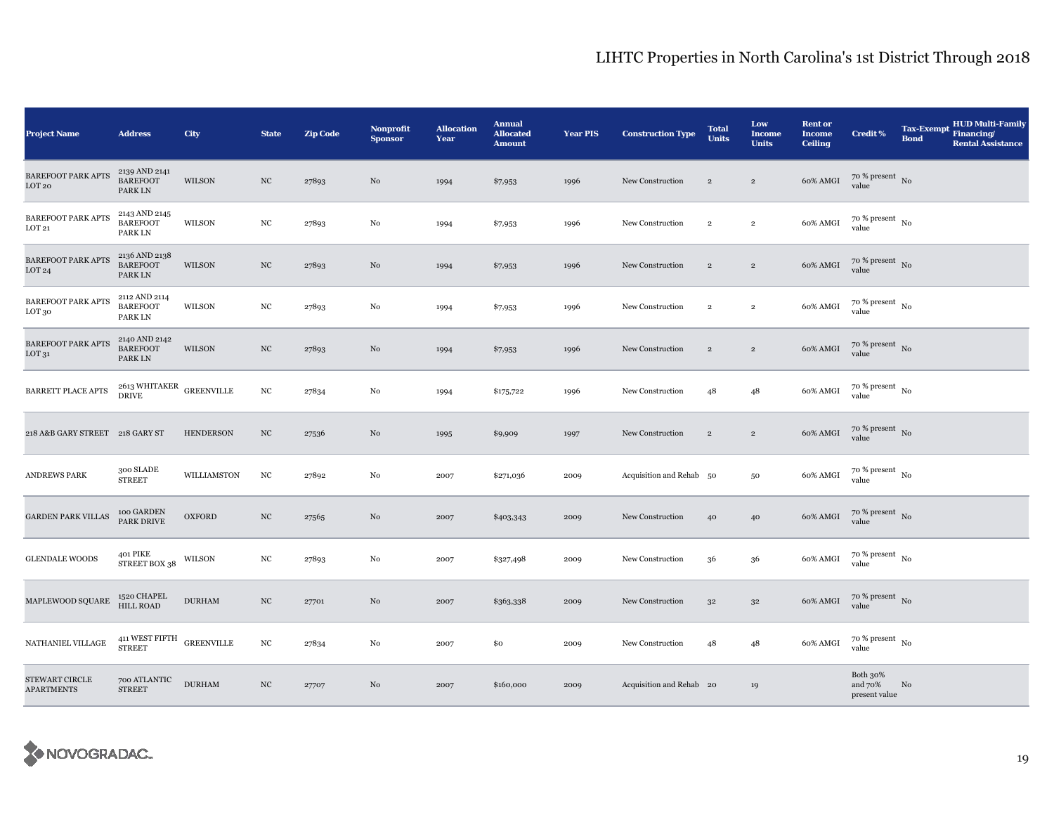# LIHTC Properties in North Carolina's 1st District Through 2018

| Project Name | Address | City | State | Zip Code | Nonprofit Sponsor | Allocation Year | Annual Allocated Amount | Year PIS | Construction Type | Total Units | Low Income Units | Rent or Income Ceiling | Credit % | Tax-Exempt Bond | HUD Multi-Family Financing/ Rental Assistance |
|---|---|---|---|---|---|---|---|---|---|---|---|---|---|---|---|
| BAREFOOT PARK APTS LOT 20 | 2139 AND 2141 BAREFOOT PARK LN | WILSON | NC | 27893 | No | 1994 | $7,953 | 1996 | New Construction | 2 | 2 | 60% AMGI | 70 % present value | No | |
| BAREFOOT PARK APTS LOT 21 | 2143 AND 2145 BAREFOOT PARK LN | WILSON | NC | 27893 | No | 1994 | $7,953 | 1996 | New Construction | 2 | 2 | 60% AMGI | 70 % present value | No | |
| BAREFOOT PARK APTS LOT 24 | 2136 AND 2138 BAREFOOT PARK LN | WILSON | NC | 27893 | No | 1994 | $7,953 | 1996 | New Construction | 2 | 2 | 60% AMGI | 70 % present value | No | |
| BAREFOOT PARK APTS LOT 30 | 2112 AND 2114 BAREFOOT PARK LN | WILSON | NC | 27893 | No | 1994 | $7,953 | 1996 | New Construction | 2 | 2 | 60% AMGI | 70 % present value | No | |
| BAREFOOT PARK APTS LOT 31 | 2140 AND 2142 BAREFOOT PARK LN | WILSON | NC | 27893 | No | 1994 | $7,953 | 1996 | New Construction | 2 | 2 | 60% AMGI | 70 % present value | No | |
| BARRETT PLACE APTS | 2613 WHITAKER DRIVE | GREENVILLE | NC | 27834 | No | 1994 | $175,722 | 1996 | New Construction | 48 | 48 | 60% AMGI | 70 % present value | No | |
| 218 A&B GARY STREET | 218 GARY ST | HENDERSON | NC | 27536 | No | 1995 | $9,909 | 1997 | New Construction | 2 | 2 | 60% AMGI | 70 % present value | No | |
| ANDREWS PARK | 300 SLADE STREET | WILLIAMSTON | NC | 27892 | No | 2007 | $271,036 | 2009 | Acquisition and Rehab | 50 | 50 | 60% AMGI | 70 % present value | No | |
| GARDEN PARK VILLAS | 100 GARDEN PARK DRIVE | OXFORD | NC | 27565 | No | 2007 | $403,343 | 2009 | New Construction | 40 | 40 | 60% AMGI | 70 % present value | No | |
| GLENDALE WOODS | 401 PIKE STREET BOX 38 | WILSON | NC | 27893 | No | 2007 | $327,498 | 2009 | New Construction | 36 | 36 | 60% AMGI | 70 % present value | No | |
| MAPLEWOOD SQUARE | 1520 CHAPEL HILL ROAD | DURHAM | NC | 27701 | No | 2007 | $363,338 | 2009 | New Construction | 32 | 32 | 60% AMGI | 70 % present value | No | |
| NATHANIEL VILLAGE | 411 WEST FIFTH STREET | GREENVILLE | NC | 27834 | No | 2007 | $0 | 2009 | New Construction | 48 | 48 | 60% AMGI | 70 % present value | No | |
| STEWART CIRCLE APARTMENTS | 700 ATLANTIC STREET | DURHAM | NC | 27707 | No | 2007 | $160,000 | 2009 | Acquisition and Rehab | 20 | 19 | | Both 30% and 70% present value | No | |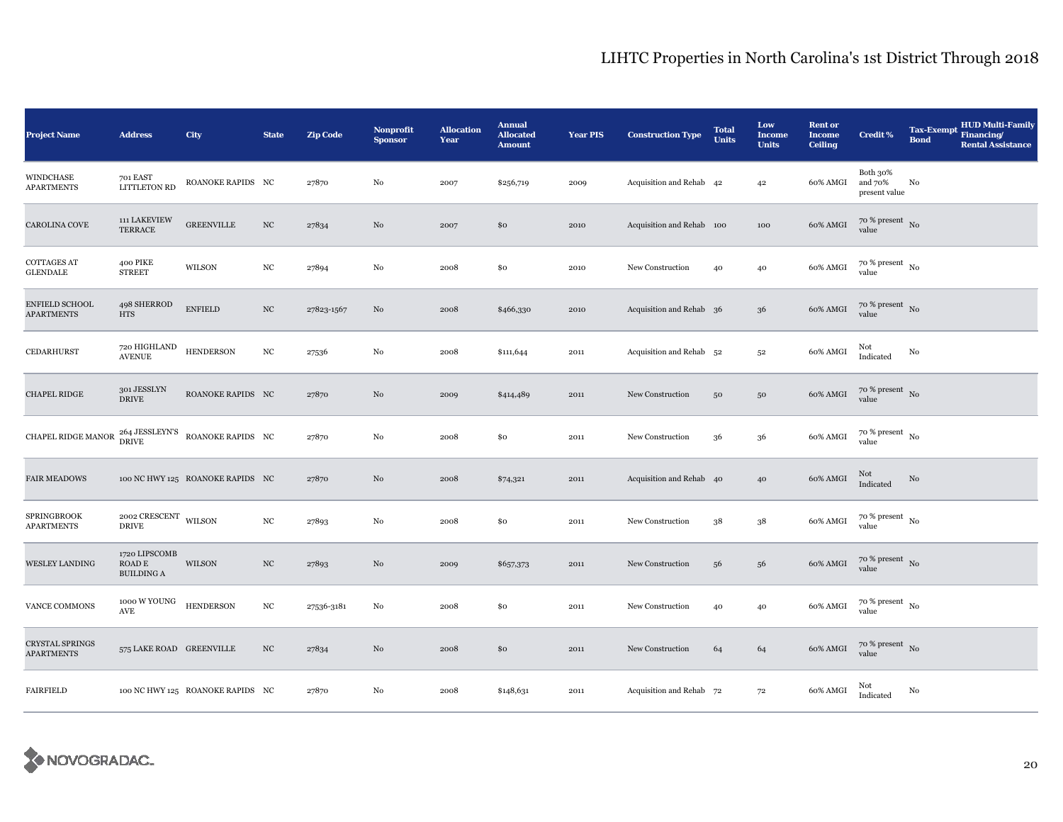# LIHTC Properties in North Carolina's 1st District Through 2018

| Project Name | Address | City | State | Zip Code | Nonprofit Sponsor | Allocation Year | Annual Allocated Amount | Year PIS | Construction Type | Total Units | Low Income Units | Rent or Income Ceiling | Credit % | Tax-Exempt Bond | HUD Multi-Family Financing/ Rental Assistance |
|---|---|---|---|---|---|---|---|---|---|---|---|---|---|---|---|
| WINDCHASE APARTMENTS | 701 EAST LITTLETON RD | ROANOKE RAPIDS | NC | 27870 | No | 2007 | $256,719 | 2009 | Acquisition and Rehab | 42 | 42 | 60% AMGI | Both 30% and 70% present value | No | |
| CAROLINA COVE | 111 LAKEVIEW TERRACE | GREENVILLE | NC | 27834 | No | 2007 | $0 | 2010 | Acquisition and Rehab | 100 | 100 | 60% AMGI | 70 % present value | No | |
| COTTAGES AT GLENDALE | 400 PIKE STREET | WILSON | NC | 27894 | No | 2008 | $0 | 2010 | New Construction | 40 | 40 | 60% AMGI | 70 % present value | No | |
| ENFIELD SCHOOL APARTMENTS | 498 SHERROD HTS | ENFIELD | NC | 27823-1567 | No | 2008 | $466,330 | 2010 | Acquisition and Rehab | 36 | 36 | 60% AMGI | 70 % present value | No | |
| CEDARHURST | 720 HIGHLAND AVENUE | HENDERSON | NC | 27536 | No | 2008 | $111,644 | 2011 | Acquisition and Rehab | 52 | 52 | 60% AMGI | Not Indicated | No | |
| CHAPEL RIDGE | 301 JESSLYN DRIVE | ROANOKE RAPIDS | NC | 27870 | No | 2009 | $414,489 | 2011 | New Construction | 50 | 50 | 60% AMGI | 70 % present value | No | |
| CHAPEL RIDGE MANOR | 264 JESSLEYN'S DRIVE | ROANOKE RAPIDS | NC | 27870 | No | 2008 | $0 | 2011 | New Construction | 36 | 36 | 60% AMGI | 70 % present value | No | |
| FAIR MEADOWS | 100 NC HWY 125 | ROANOKE RAPIDS | NC | 27870 | No | 2008 | $74,321 | 2011 | Acquisition and Rehab | 40 | 40 | 60% AMGI | Not Indicated | No | |
| SPRINGBROOK APARTMENTS | 2002 CRESCENT DRIVE | WILSON | NC | 27893 | No | 2008 | $0 | 2011 | New Construction | 38 | 38 | 60% AMGI | 70 % present value | No | |
| WESLEY LANDING | 1720 LIPSCOMB ROAD E BUILDING A | WILSON | NC | 27893 | No | 2009 | $657,373 | 2011 | New Construction | 56 | 56 | 60% AMGI | 70 % present value | No | |
| VANCE COMMONS | 1000 W YOUNG AVE | HENDERSON | NC | 27536-3181 | No | 2008 | $0 | 2011 | New Construction | 40 | 40 | 60% AMGI | 70 % present value | No | |
| CRYSTAL SPRINGS APARTMENTS | 575 LAKE ROAD | GREENVILLE | NC | 27834 | No | 2008 | $0 | 2011 | New Construction | 64 | 64 | 60% AMGI | 70 % present value | No | |
| FAIRFIELD | 100 NC HWY 125 | ROANOKE RAPIDS | NC | 27870 | No | 2008 | $148,631 | 2011 | Acquisition and Rehab | 72 | 72 | 60% AMGI | Not Indicated | No | |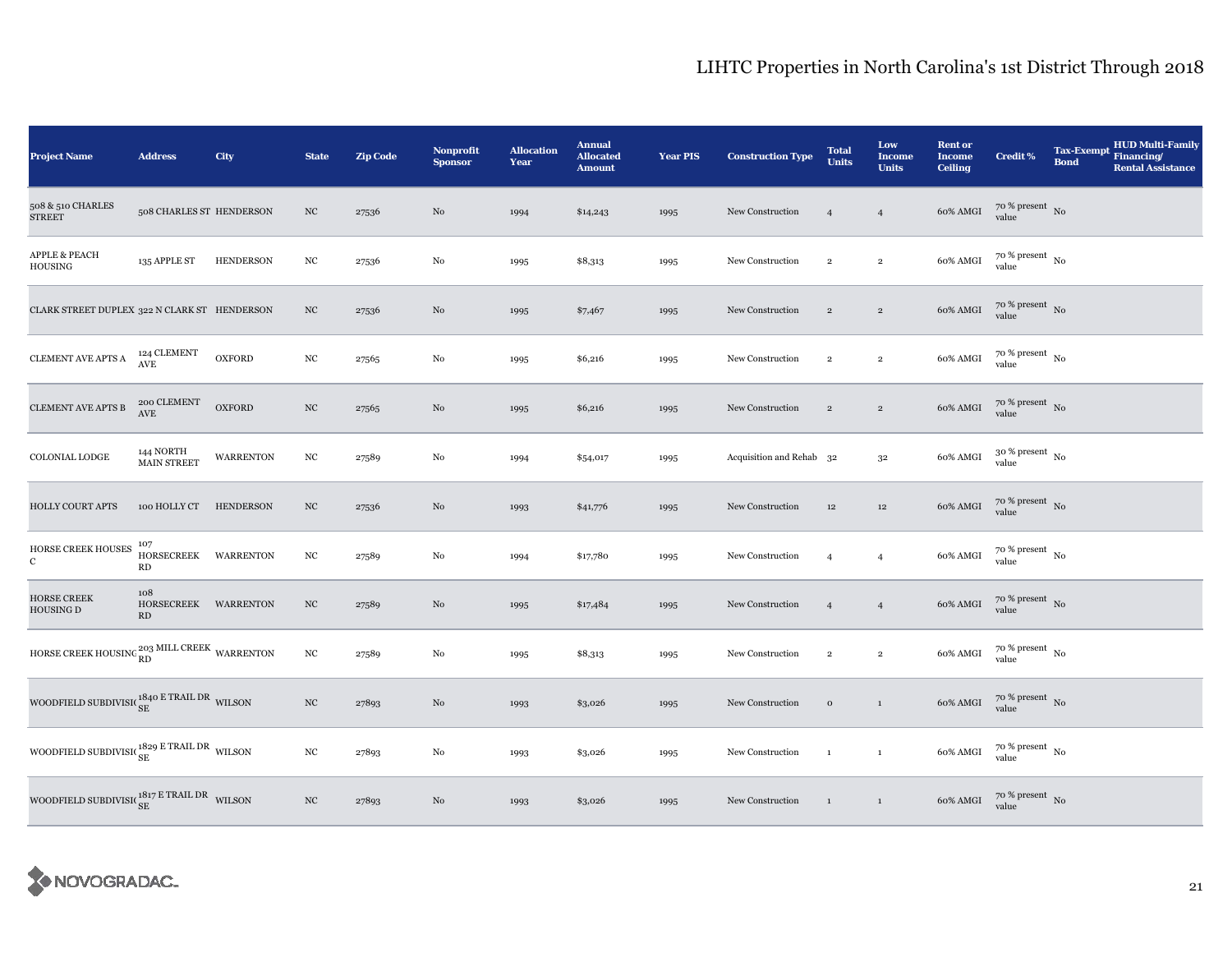# LIHTC Properties in North Carolina's 1st District Through 2018

| Project Name | Address | City | State | Zip Code | Nonprofit Sponsor | Allocation Year | Annual Allocated Amount | Year PIS | Construction Type | Total Units | Low Income Units | Rent or Income Ceiling | Credit % | Tax-Exempt Bond | HUD Multi-Family Financing/ Rental Assistance |
|---|---|---|---|---|---|---|---|---|---|---|---|---|---|---|---|
| 508 & 510 CHARLES STREET | 508 CHARLES ST | HENDERSON | NC | 27536 | No | 1994 | $14,243 | 1995 | New Construction | 4 | 4 | 60% AMGI | 70 % present value | No | |
| APPLE & PEACH HOUSING | 135 APPLE ST | HENDERSON | NC | 27536 | No | 1995 | $8,313 | 1995 | New Construction | 2 | 2 | 60% AMGI | 70 % present value | No | |
| CLARK STREET DUPLEX | 322 N CLARK ST | HENDERSON | NC | 27536 | No | 1995 | $7,467 | 1995 | New Construction | 2 | 2 | 60% AMGI | 70 % present value | No | |
| CLEMENT AVE APTS A | 124 CLEMENT AVE | OXFORD | NC | 27565 | No | 1995 | $6,216 | 1995 | New Construction | 2 | 2 | 60% AMGI | 70 % present value | No | |
| CLEMENT AVE APTS B | 200 CLEMENT AVE | OXFORD | NC | 27565 | No | 1995 | $6,216 | 1995 | New Construction | 2 | 2 | 60% AMGI | 70 % present value | No | |
| COLONIAL LODGE | 144 NORTH MAIN STREET | WARRENTON | NC | 27589 | No | 1994 | $54,017 | 1995 | Acquisition and Rehab | 32 | 32 | 60% AMGI | 30 % present value | No | |
| HOLLY COURT APTS | 100 HOLLY CT | HENDERSON | NC | 27536 | No | 1993 | $41,776 | 1995 | New Construction | 12 | 12 | 60% AMGI | 70 % present value | No | |
| HORSE CREEK HOUSES C | 107 HORSECREEK RD | WARRENTON | NC | 27589 | No | 1994 | $17,780 | 1995 | New Construction | 4 | 4 | 60% AMGI | 70 % present value | No | |
| HORSE CREEK HOUSING D | 108 HORSECREEK RD | WARRENTON | NC | 27589 | No | 1995 | $17,484 | 1995 | New Construction | 4 | 4 | 60% AMGI | 70 % present value | No | |
| HORSE CREEK HOUSING | 203 MILL CREEK RD | WARRENTON | NC | 27589 | No | 1995 | $8,313 | 1995 | New Construction | 2 | 2 | 60% AMGI | 70 % present value | No | |
| WOODFIELD SUBDIVISION | 1840 E TRAIL DR SE | WILSON | NC | 27893 | No | 1993 | $3,026 | 1995 | New Construction | 0 | 1 | 60% AMGI | 70 % present value | No | |
| WOODFIELD SUBDIVISION | 1829 E TRAIL DR SE | WILSON | NC | 27893 | No | 1993 | $3,026 | 1995 | New Construction | 1 | 1 | 60% AMGI | 70 % present value | No | |
| WOODFIELD SUBDIVISION | 1817 E TRAIL DR SE | WILSON | NC | 27893 | No | 1993 | $3,026 | 1995 | New Construction | 1 | 1 | 60% AMGI | 70 % present value | No | |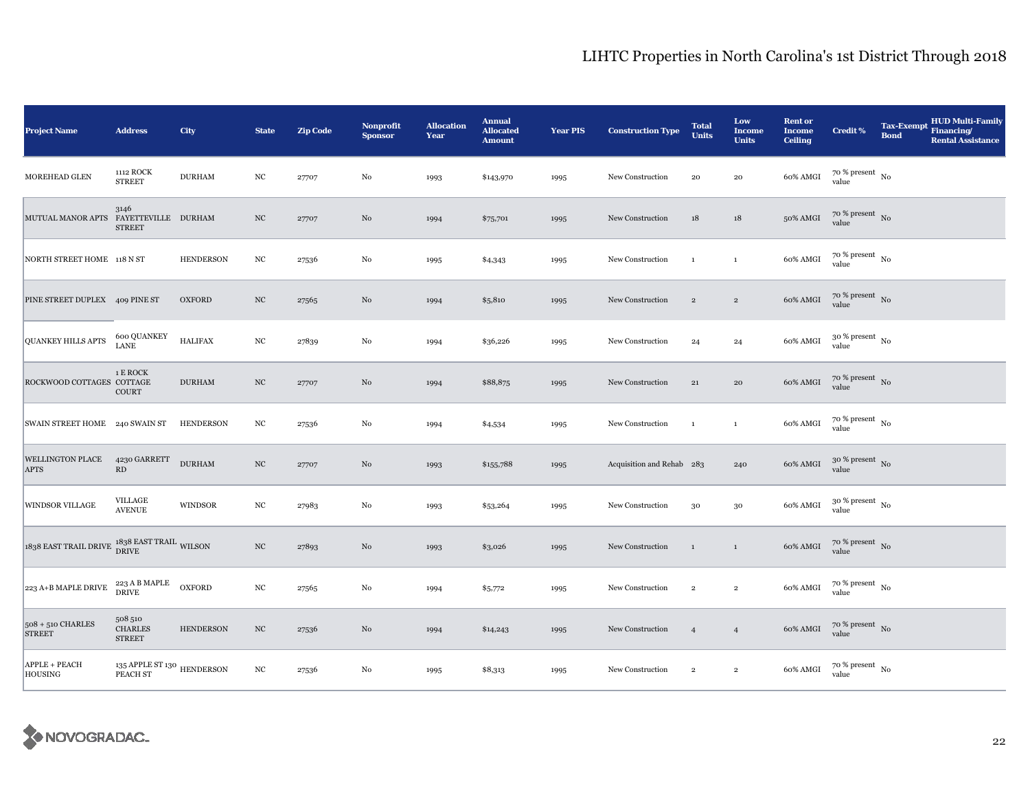# LIHTC Properties in North Carolina's 1st District Through 2018

| Project Name | Address | City | State | Zip Code | Nonprofit Sponsor | Allocation Year | Annual Allocated Amount | Year PIS | Construction Type | Total Units | Low Income Units | Rent or Income Ceiling | Credit % | Tax-Exempt Bond | HUD Multi-Family Financing/ Rental Assistance |
|---|---|---|---|---|---|---|---|---|---|---|---|---|---|---|---|
| MOREHEAD GLEN | 1112 ROCK STREET | DURHAM | NC | 27707 | No | 1993 | $143,970 | 1995 | New Construction | 20 | 20 | 60% AMGI | 70 % present value | No | |
| MUTUAL MANOR APTS | 3146 FAYETTEVILLE STREET | DURHAM | NC | 27707 | No | 1994 | $75,701 | 1995 | New Construction | 18 | 18 | 50% AMGI | 70 % present value | No | |
| NORTH STREET HOME | 118 N ST | HENDERSON | NC | 27536 | No | 1995 | $4,343 | 1995 | New Construction | 1 | 1 | 60% AMGI | 70 % present value | No | |
| PINE STREET DUPLEX | 409 PINE ST | OXFORD | NC | 27565 | No | 1994 | $5,810 | 1995 | New Construction | 2 | 2 | 60% AMGI | 70 % present value | No | |
| QUANKEY HILLS APTS | 600 QUANKEY LANE | HALIFAX | NC | 27839 | No | 1994 | $36,226 | 1995 | New Construction | 24 | 24 | 60% AMGI | 30 % present value | No | |
| ROCKWOOD COTTAGES | 1 E ROCK COTTAGE COURT | DURHAM | NC | 27707 | No | 1994 | $88,875 | 1995 | New Construction | 21 | 20 | 60% AMGI | 70 % present value | No | |
| SWAIN STREET HOME | 240 SWAIN ST | HENDERSON | NC | 27536 | No | 1994 | $4,534 | 1995 | New Construction | 1 | 1 | 60% AMGI | 70 % present value | No | |
| WELLINGTON PLACE APTS | 4230 GARRETT RD | DURHAM | NC | 27707 | No | 1993 | $155,788 | 1995 | Acquisition and Rehab | 283 | 240 | 60% AMGI | 30 % present value | No | |
| WINDSOR VILLAGE | VILLAGE AVENUE | WINDSOR | NC | 27983 | No | 1993 | $53,264 | 1995 | New Construction | 30 | 30 | 60% AMGI | 30 % present value | No | |
| 1838 EAST TRAIL DRIVE | 1838 EAST TRAIL DRIVE | WILSON | NC | 27893 | No | 1993 | $3,026 | 1995 | New Construction | 1 | 1 | 60% AMGI | 70 % present value | No | |
| 223 A+B MAPLE DRIVE | 223 A B MAPLE DRIVE | OXFORD | NC | 27565 | No | 1994 | $5,772 | 1995 | New Construction | 2 | 2 | 60% AMGI | 70 % present value | No | |
| 508 + 510 CHARLES STREET | 508 510 CHARLES STREET | HENDERSON | NC | 27536 | No | 1994 | $14,243 | 1995 | New Construction | 4 | 4 | 60% AMGI | 70 % present value | No | |
| APPLE + PEACH HOUSING | 135 APPLE ST 130 PEACH ST | HENDERSON | NC | 27536 | No | 1995 | $8,313 | 1995 | New Construction | 2 | 2 | 60% AMGI | 70 % present value | No | |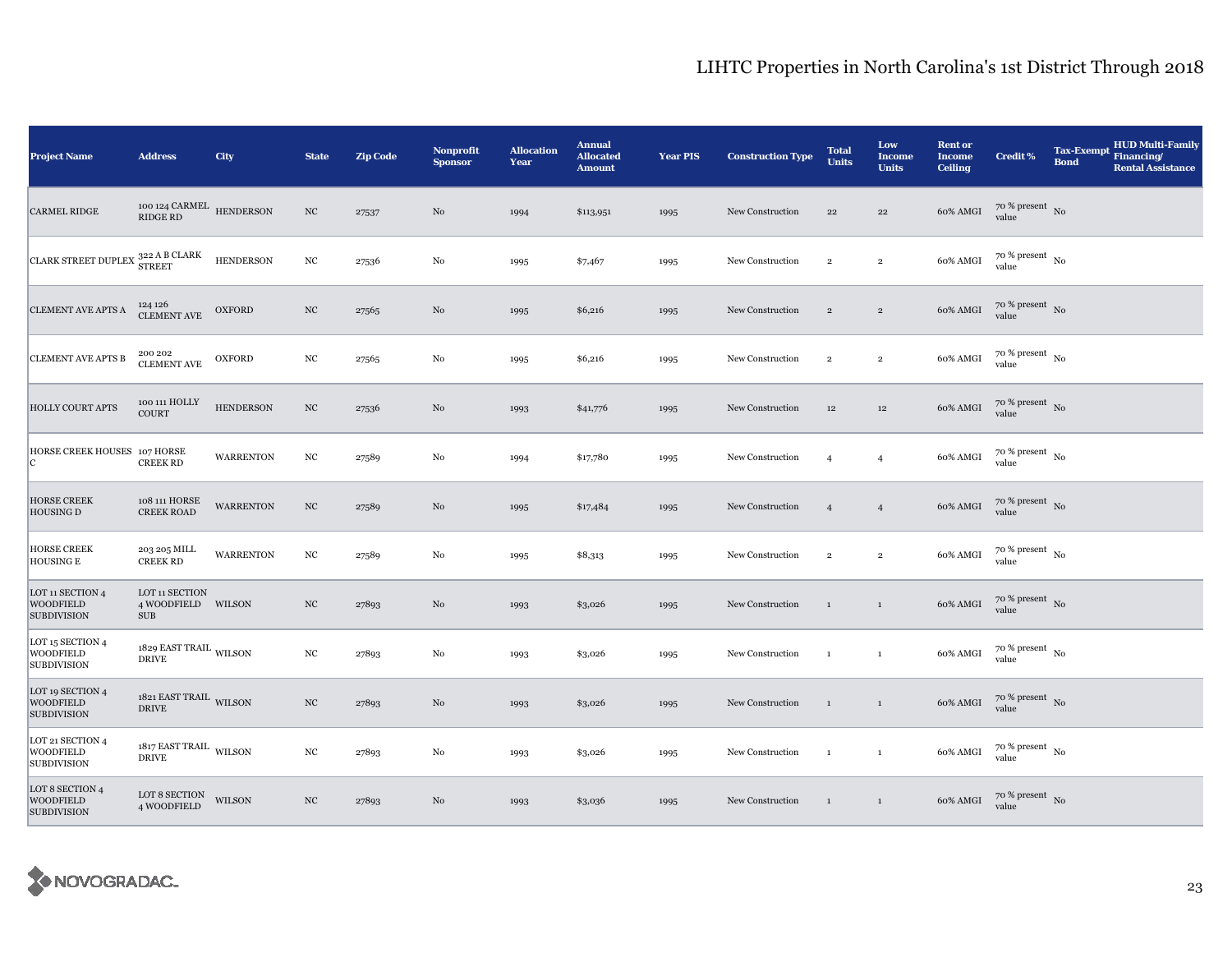# LIHTC Properties in North Carolina's 1st District Through 2018

| Project Name | Address | City | State | Zip Code | Nonprofit Sponsor | Allocation Year | Annual Allocated Amount | Year PIS | Construction Type | Total Units | Low Income Units | Rent or Income Ceiling | Credit % | Tax-Exempt Bond | HUD Multi-Family Financing/ Rental Assistance |
|---|---|---|---|---|---|---|---|---|---|---|---|---|---|---|---|
| CARMEL RIDGE | 100 124 CARMEL RIDGE RD | HENDERSON | NC | 27537 | No | 1994 | $113,951 | 1995 | New Construction | 22 | 22 | 60% AMGI | 70 % present value | No | |
| CLARK STREET DUPLEX | 322 A B CLARK STREET | HENDERSON | NC | 27536 | No | 1995 | $7,467 | 1995 | New Construction | 2 | 2 | 60% AMGI | 70 % present value | No | |
| CLEMENT AVE APTS A | 124 126 CLEMENT AVE | OXFORD | NC | 27565 | No | 1995 | $6,216 | 1995 | New Construction | 2 | 2 | 60% AMGI | 70 % present value | No | |
| CLEMENT AVE APTS B | 200 202 CLEMENT AVE | OXFORD | NC | 27565 | No | 1995 | $6,216 | 1995 | New Construction | 2 | 2 | 60% AMGI | 70 % present value | No | |
| HOLLY COURT APTS | 100 111 HOLLY COURT | HENDERSON | NC | 27536 | No | 1993 | $41,776 | 1995 | New Construction | 12 | 12 | 60% AMGI | 70 % present value | No | |
| HORSE CREEK HOUSES C | 107 HORSE CREEK RD | WARRENTON | NC | 27589 | No | 1994 | $17,780 | 1995 | New Construction | 4 | 4 | 60% AMGI | 70 % present value | No | |
| HORSE CREEK HOUSING D | 108 111 HORSE CREEK ROAD | WARRENTON | NC | 27589 | No | 1995 | $17,484 | 1995 | New Construction | 4 | 4 | 60% AMGI | 70 % present value | No | |
| HORSE CREEK HOUSING E | 203 205 MILL CREEK RD | WARRENTON | NC | 27589 | No | 1995 | $8,313 | 1995 | New Construction | 2 | 2 | 60% AMGI | 70 % present value | No | |
| LOT 11 SECTION 4 WOODFIELD SUBDIVISION | LOT 11 SECTION 4 WOODFIELD SUB | WILSON | NC | 27893 | No | 1993 | $3,026 | 1995 | New Construction | 1 | 1 | 60% AMGI | 70 % present value | No | |
| LOT 15 SECTION 4 WOODFIELD SUBDIVISION | 1829 EAST TRAIL DRIVE | WILSON | NC | 27893 | No | 1993 | $3,026 | 1995 | New Construction | 1 | 1 | 60% AMGI | 70 % present value | No | |
| LOT 19 SECTION 4 WOODFIELD SUBDIVISION | 1821 EAST TRAIL DRIVE | WILSON | NC | 27893 | No | 1993 | $3,026 | 1995 | New Construction | 1 | 1 | 60% AMGI | 70 % present value | No | |
| LOT 21 SECTION 4 WOODFIELD SUBDIVISION | 1817 EAST TRAIL DRIVE | WILSON | NC | 27893 | No | 1993 | $3,026 | 1995 | New Construction | 1 | 1 | 60% AMGI | 70 % present value | No | |
| LOT 8 SECTION 4 WOODFIELD SUBDIVISION | LOT 8 SECTION 4 WOODFIELD | WILSON | NC | 27893 | No | 1993 | $3,036 | 1995 | New Construction | 1 | 1 | 60% AMGI | 70 % present value | No | |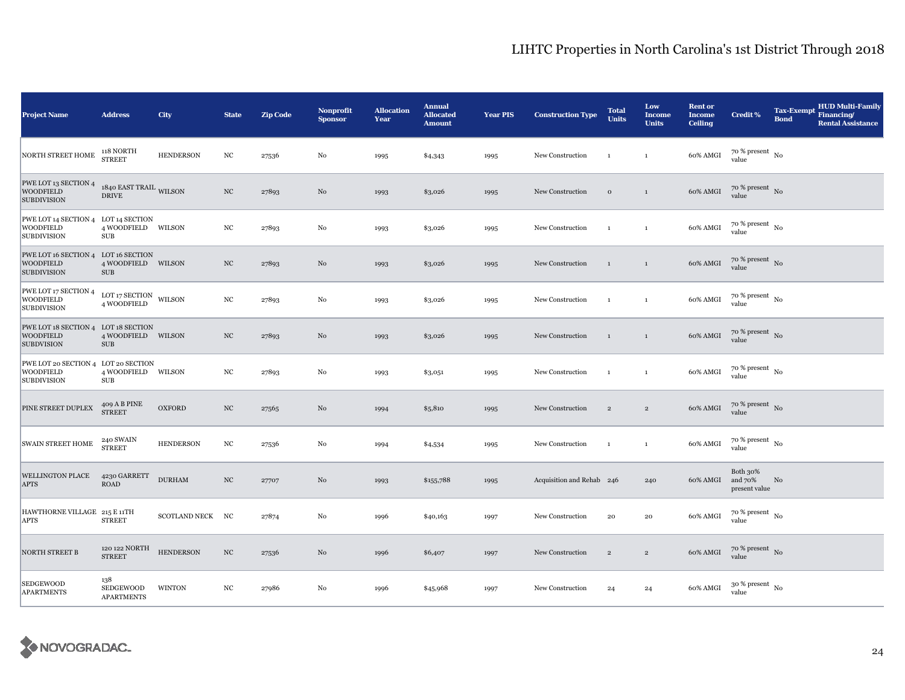# LIHTC Properties in North Carolina's 1st District Through 2018

| Project Name | Address | City | State | Zip Code | Nonprofit Sponsor | Allocation Year | Annual Allocated Amount | Year PIS | Construction Type | Total Units | Low Income Units | Rent or Income Ceiling | Credit % | Tax-Exempt Bond | HUD Multi-Family Financing/ Rental Assistance |
|---|---|---|---|---|---|---|---|---|---|---|---|---|---|---|---|
| NORTH STREET HOME | 118 NORTH STREET | HENDERSON | NC | 27536 | No | 1995 | $4,343 | 1995 | New Construction | 1 | 1 | 60% AMGI | 70 % present value | No | |
| PWE LOT 13 SECTION 4 WOODFIELD SUBDIVISION | 1840 EAST TRAIL DRIVE | WILSON | NC | 27893 | No | 1993 | $3,026 | 1995 | New Construction | 0 | 1 | 60% AMGI | 70 % present value | No | |
| PWE LOT 14 SECTION 4 WOODFIELD SUBDIVISION | LOT 14 SECTION 4 WOODFIELD SUB | WILSON | NC | 27893 | No | 1993 | $3,026 | 1995 | New Construction | 1 | 1 | 60% AMGI | 70 % present value | No | |
| PWE LOT 16 SECTION 4 WOODFIELD SUBDIVISION | LOT 16 SECTION 4 WOODFIELD SUB | WILSON | NC | 27893 | No | 1993 | $3,026 | 1995 | New Construction | 1 | 1 | 60% AMGI | 70 % present value | No | |
| PWE LOT 17 SECTION 4 WOODFIELD SUBDIVISION | LOT 17 SECTION 4 WOODFIELD | WILSON | NC | 27893 | No | 1993 | $3,026 | 1995 | New Construction | 1 | 1 | 60% AMGI | 70 % present value | No | |
| PWE LOT 18 SECTION 4 WOODFIELD SUBDVISION | LOT 18 SECTION 4 WOODFIELD SUB | WILSON | NC | 27893 | No | 1993 | $3,026 | 1995 | New Construction | 1 | 1 | 60% AMGI | 70 % present value | No | |
| PWE LOT 20 SECTION 4 WOODFIELD SUBDIVISION | LOT 20 SECTION 4 WOODFIELD SUB | WILSON | NC | 27893 | No | 1993 | $3,051 | 1995 | New Construction | 1 | 1 | 60% AMGI | 70 % present value | No | |
| PINE STREET DUPLEX | 409 A B PINE STREET | OXFORD | NC | 27565 | No | 1994 | $5,810 | 1995 | New Construction | 2 | 2 | 60% AMGI | 70 % present value | No | |
| SWAIN STREET HOME | 240 SWAIN STREET | HENDERSON | NC | 27536 | No | 1994 | $4,534 | 1995 | New Construction | 1 | 1 | 60% AMGI | 70 % present value | No | |
| WELLINGTON PLACE APTS | 4230 GARRETT ROAD | DURHAM | NC | 27707 | No | 1993 | $155,788 | 1995 | Acquisition and Rehab | 246 | 240 | 60% AMGI | Both 30% and 70% present value | No | |
| HAWTHORNE VILLAGE APTS | 215 E 11TH STREET | SCOTLAND NECK | NC | 27874 | No | 1996 | $40,163 | 1997 | New Construction | 20 | 20 | 60% AMGI | 70 % present value | No | |
| NORTH STREET B | 120 122 NORTH STREET | HENDERSON | NC | 27536 | No | 1996 | $6,407 | 1997 | New Construction | 2 | 2 | 60% AMGI | 70 % present value | No | |
| SEDGEWOOD APARTMENTS | 138 SEDGEWOOD APARTMENTS | WINTON | NC | 27986 | No | 1996 | $45,968 | 1997 | New Construction | 24 | 24 | 60% AMGI | 30 % present value | No | |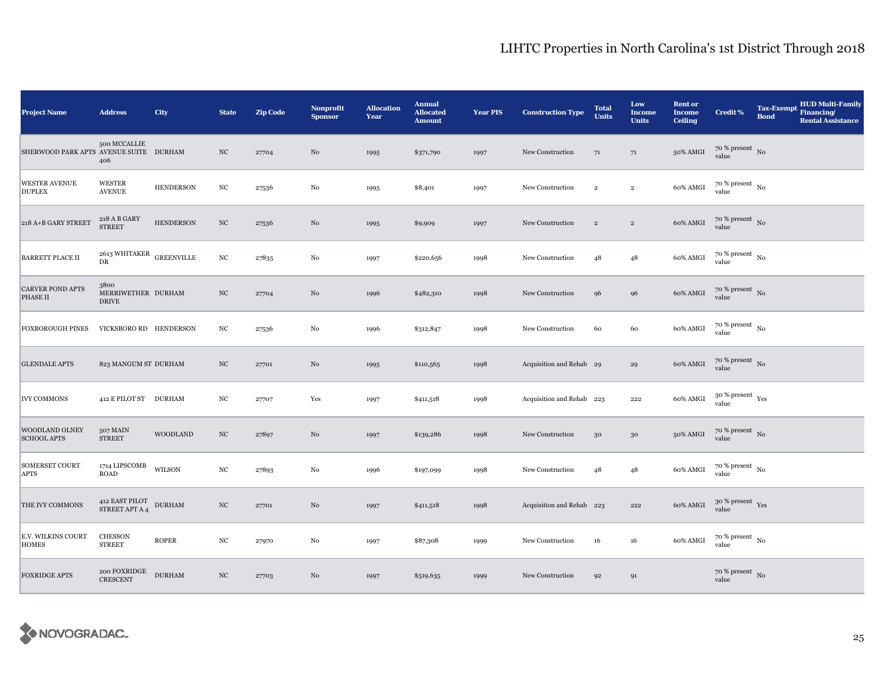# LIHTC Properties in North Carolina's 1st District Through 2018

| Project Name | Address | City | State | Zip Code | Nonprofit Sponsor | Allocation Year | Annual Allocated Amount | Year PIS | Construction Type | Total Units | Low Income Units | Rent or Income Ceiling | Credit % | Tax-Exempt Bond | HUD Multi-Family Financing/ Rental Assistance |
|---|---|---|---|---|---|---|---|---|---|---|---|---|---|---|---|
| SHERWOOD PARK APTS | 500 MCCALLIE AVENUE SUITE 406 | DURHAM | NC | 27704 | No | 1995 | $371,790 | 1997 | New Construction | 71 | 71 | 50% AMGI | 70 % present value | No | |
| WESTER AVENUE DUPLEX | WESTER AVENUE | HENDERSON | NC | 27536 | No | 1995 | $8,401 | 1997 | New Construction | 2 | 2 | 60% AMGI | 70 % present value | No | |
| 218 A+B GARY STREET | 218 A B GARY STREET | HENDERSON | NC | 27536 | No | 1995 | $9,909 | 1997 | New Construction | 2 | 2 | 60% AMGI | 70 % present value | No | |
| BARRETT PLACE II | 2613 WHITAKER DR | GREENVILLE | NC | 27835 | No | 1997 | $220,656 | 1998 | New Construction | 48 | 48 | 60% AMGI | 70 % present value | No | |
| CARVER POND APTS PHASE II | 3800 MERRIWETHER DRIVE | DURHAM | NC | 27704 | No | 1996 | $482,310 | 1998 | New Construction | 96 | 96 | 60% AMGI | 70 % present value | No | |
| FOXBOROUGH PINES | VICKSBORO RD | HENDERSON | NC | 27536 | No | 1996 | $312,847 | 1998 | New Construction | 60 | 60 | 60% AMGI | 70 % present value | No | |
| GLENDALE APTS | 823 MANGUM ST | DURHAM | NC | 27701 | No | 1995 | $110,565 | 1998 | Acquisition and Rehab | 29 | 29 | 60% AMGI | 70 % present value | No | |
| IVY COMMONS | 412 E PILOT ST | DURHAM | NC | 27707 | Yes | 1997 | $411,518 | 1998 | Acquisition and Rehab | 223 | 222 | 60% AMGI | 30 % present value | Yes | |
| WOODLAND OLNEY SCHOOL APTS | 507 MAIN STREET | WOODLAND | NC | 27897 | No | 1997 | $139,286 | 1998 | New Construction | 30 | 30 | 50% AMGI | 70 % present value | No | |
| SOMERSET COURT APTS | 1714 LIPSCOMB ROAD | WILSON | NC | 27893 | No | 1996 | $197,099 | 1998 | New Construction | 48 | 48 | 60% AMGI | 70 % present value | No | |
| THE IVY COMMONS | 412 EAST PILOT STREET APT A 4 | DURHAM | NC | 27701 | No | 1997 | $411,518 | 1998 | Acquisition and Rehab | 223 | 222 | 60% AMGI | 30 % present value | Yes | |
| E.V. WILKINS COURT HOMES | CHESSON STREET | ROPER | NC | 27970 | No | 1997 | $87,308 | 1999 | New Construction | 16 | 16 | 60% AMGI | 70 % present value | No | |
| FOXRIDGE APTS | 200 FOXRIDGE CRESCENT | DURHAM | NC | 27703 | No | 1997 | $519,635 | 1999 | New Construction | 92 | 91 | | 70 % present value | No | |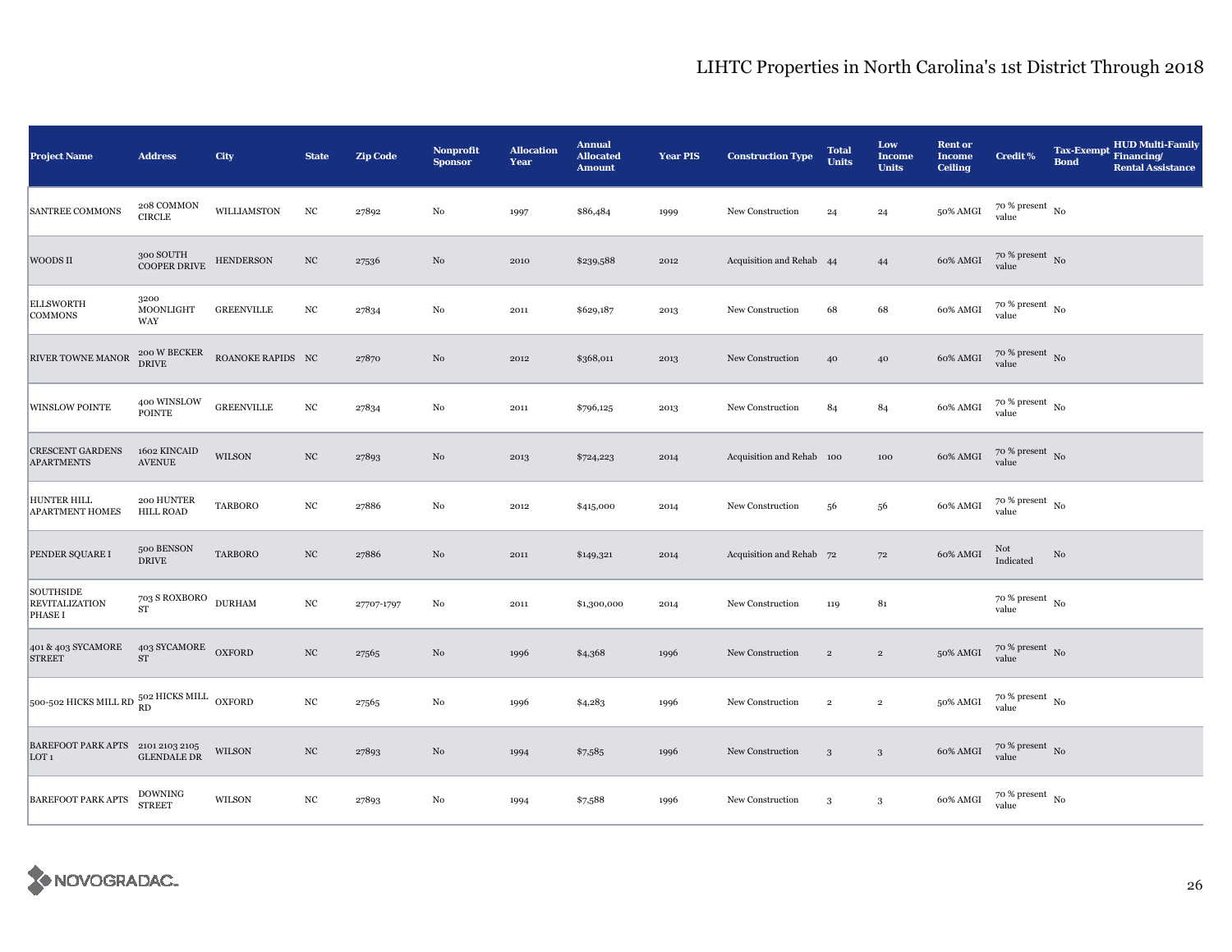# LIHTC Properties in North Carolina's 1st District Through 2018

| Project Name | Address | City | State | Zip Code | Nonprofit Sponsor | Allocation Year | Annual Allocated Amount | Year PIS | Construction Type | Total Units | Low Income Units | Rent or Income Ceiling | Credit % | Tax-Exempt Bond | HUD Multi-Family Financing/ Rental Assistance |
|---|---|---|---|---|---|---|---|---|---|---|---|---|---|---|---|
| SANTREE COMMONS | 208 COMMON CIRCLE | WILLIAMSTON | NC | 27892 | No | 1997 | $86,484 | 1999 | New Construction | 24 | 24 | 50% AMGI | 70 % present value | No | |
| WOODS II | 300 SOUTH COOPER DRIVE | HENDERSON | NC | 27536 | No | 2010 | $239,588 | 2012 | Acquisition and Rehab | 44 | 44 | 60% AMGI | 70 % present value | No | |
| ELLSWORTH COMMONS | 3200 MOONLIGHT WAY | GREENVILLE | NC | 27834 | No | 2011 | $629,187 | 2013 | New Construction | 68 | 68 | 60% AMGI | 70 % present value | No | |
| RIVER TOWNE MANOR | 200 W BECKER DRIVE | ROANOKE RAPIDS | NC | 27870 | No | 2012 | $368,011 | 2013 | New Construction | 40 | 40 | 60% AMGI | 70 % present value | No | |
| WINSLOW POINTE | 400 WINSLOW POINTE | GREENVILLE | NC | 27834 | No | 2011 | $796,125 | 2013 | New Construction | 84 | 84 | 60% AMGI | 70 % present value | No | |
| CRESCENT GARDENS APARTMENTS | 1602 KINCAID AVENUE | WILSON | NC | 27893 | No | 2013 | $724,223 | 2014 | Acquisition and Rehab | 100 | 100 | 60% AMGI | 70 % present value | No | |
| HUNTER HILL APARTMENT HOMES | 200 HUNTER HILL ROAD | TARBORO | NC | 27886 | No | 2012 | $415,000 | 2014 | New Construction | 56 | 56 | 60% AMGI | 70 % present value | No | |
| PENDER SQUARE I | 500 BENSON DRIVE | TARBORO | NC | 27886 | No | 2011 | $149,321 | 2014 | Acquisition and Rehab | 72 | 72 | 60% AMGI | Not Indicated | No | |
| SOUTHSIDE REVITALIZATION PHASE I | 703 S ROXBORO ST | DURHAM | NC | 27707-1797 | No | 2011 | $1,300,000 | 2014 | New Construction | 119 | 81 | | 70 % present value | No | |
| 401 & 403 SYCAMORE STREET | 403 SYCAMORE ST | OXFORD | NC | 27565 | No | 1996 | $4,368 | 1996 | New Construction | 2 | 2 | 50% AMGI | 70 % present value | No | |
| 500-502 HICKS MILL RD | 502 HICKS MILL RD | OXFORD | NC | 27565 | No | 1996 | $4,283 | 1996 | New Construction | 2 | 2 | 50% AMGI | 70 % present value | No | |
| BAREFOOT PARK APTS LOT 1 | 2101 2103 2105 GLENDALE DR | WILSON | NC | 27893 | No | 1994 | $7,585 | 1996 | New Construction | 3 | 3 | 60% AMGI | 70 % present value | No | |
| BAREFOOT PARK APTS | DOWNING STREET | WILSON | NC | 27893 | No | 1994 | $7,588 | 1996 | New Construction | 3 | 3 | 60% AMGI | 70 % present value | No | |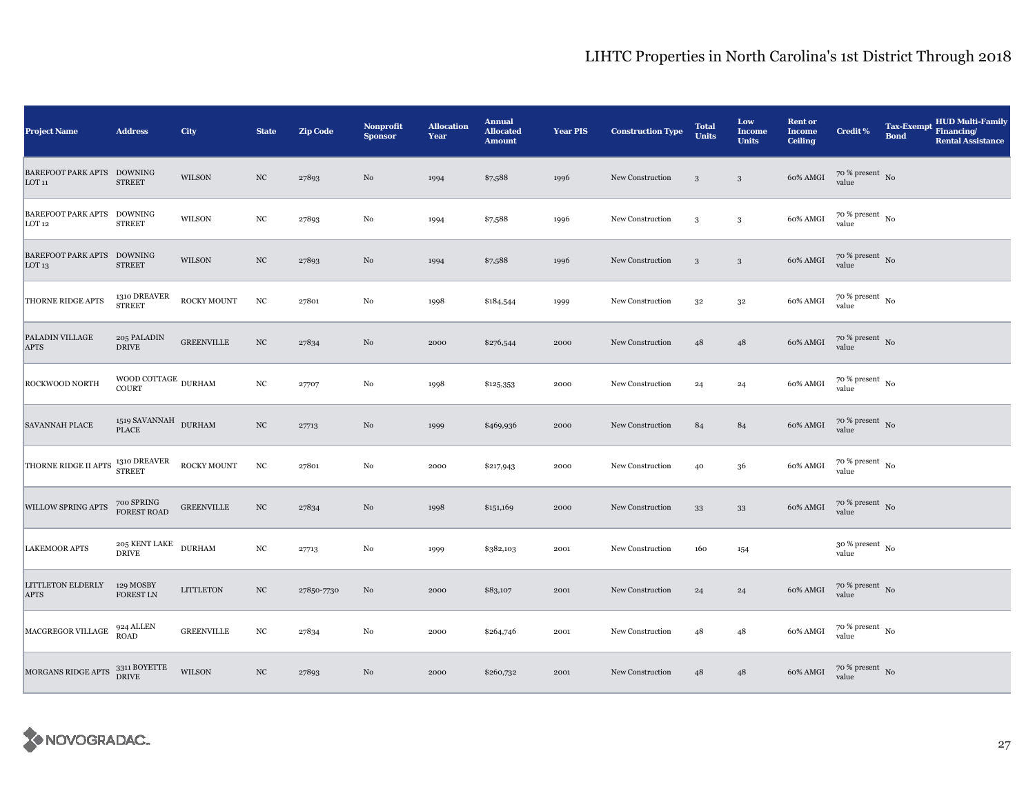# LIHTC Properties in North Carolina's 1st District Through 2018

| Project Name | Address | City | State | Zip Code | Nonprofit Sponsor | Allocation Year | Annual Allocated Amount | Year PIS | Construction Type | Total Units | Low Income Units | Rent or Income Ceiling | Credit % | Tax-Exempt Bond | HUD Multi-Family Financing/ Rental Assistance |
|---|---|---|---|---|---|---|---|---|---|---|---|---|---|---|---|
| BAREFOOT PARK APTS LOT 11 | DOWNING STREET | WILSON | NC | 27893 | No | 1994 | $7,588 | 1996 | New Construction | 3 | 3 | 60% AMGI | 70 % present value | No | |
| BAREFOOT PARK APTS LOT 12 | DOWNING STREET | WILSON | NC | 27893 | No | 1994 | $7,588 | 1996 | New Construction | 3 | 3 | 60% AMGI | 70 % present value | No | |
| BAREFOOT PARK APTS LOT 13 | DOWNING STREET | WILSON | NC | 27893 | No | 1994 | $7,588 | 1996 | New Construction | 3 | 3 | 60% AMGI | 70 % present value | No | |
| THORNE RIDGE APTS | 1310 DREAVER STREET | ROCKY MOUNT | NC | 27801 | No | 1998 | $184,544 | 1999 | New Construction | 32 | 32 | 60% AMGI | 70 % present value | No | |
| PALADIN VILLAGE APTS | 205 PALADIN DRIVE | GREENVILLE | NC | 27834 | No | 2000 | $276,544 | 2000 | New Construction | 48 | 48 | 60% AMGI | 70 % present value | No | |
| ROCKWOOD NORTH | WOOD COTTAGE COURT | DURHAM | NC | 27707 | No | 1998 | $125,353 | 2000 | New Construction | 24 | 24 | 60% AMGI | 70 % present value | No | |
| SAVANNAH PLACE | 1519 SAVANNAH PLACE | DURHAM | NC | 27713 | No | 1999 | $469,936 | 2000 | New Construction | 84 | 84 | 60% AMGI | 70 % present value | No | |
| THORNE RIDGE II APTS | 1310 DREAVER STREET | ROCKY MOUNT | NC | 27801 | No | 2000 | $217,943 | 2000 | New Construction | 40 | 36 | 60% AMGI | 70 % present value | No | |
| WILLOW SPRING APTS | 700 SPRING FOREST ROAD | GREENVILLE | NC | 27834 | No | 1998 | $151,169 | 2000 | New Construction | 33 | 33 | 60% AMGI | 70 % present value | No | |
| LAKEMOOR APTS | 205 KENT LAKE DRIVE | DURHAM | NC | 27713 | No | 1999 | $382,103 | 2001 | New Construction | 160 | 154 | | 30 % present value | No | |
| LITTLETON ELDERLY APTS | 129 MOSBY FOREST LN | LITTLETON | NC | 27850-7730 | No | 2000 | $83,107 | 2001 | New Construction | 24 | 24 | 60% AMGI | 70 % present value | No | |
| MACGREGOR VILLAGE | 924 ALLEN ROAD | GREENVILLE | NC | 27834 | No | 2000 | $264,746 | 2001 | New Construction | 48 | 48 | 60% AMGI | 70 % present value | No | |
| MORGANS RIDGE APTS | 3311 BOYETTE DRIVE | WILSON | NC | 27893 | No | 2000 | $260,732 | 2001 | New Construction | 48 | 48 | 60% AMGI | 70 % present value | No | |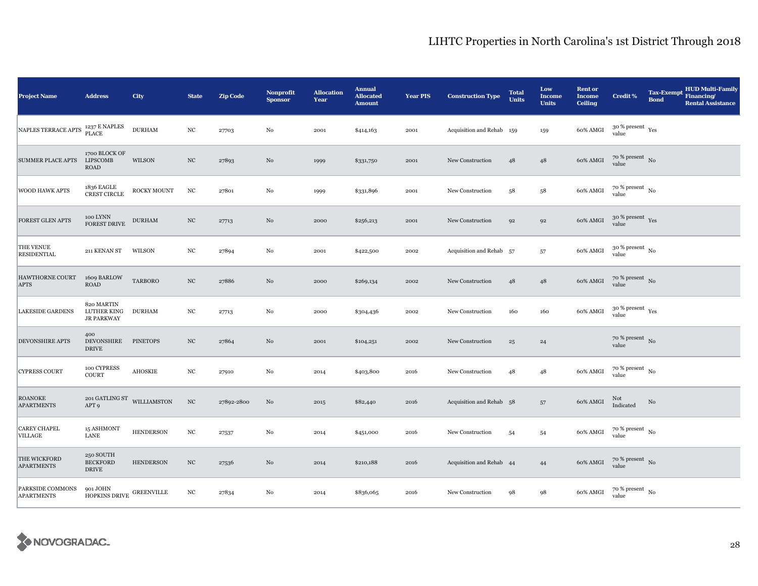# LIHTC Properties in North Carolina's 1st District Through 2018

| Project Name | Address | City | State | Zip Code | Nonprofit Sponsor | Allocation Year | Annual Allocated Amount | Year PIS | Construction Type | Total Units | Low Income Units | Rent or Income Ceiling | Credit % | Tax-Exempt Bond | HUD Multi-Family Financing/ Rental Assistance |
|---|---|---|---|---|---|---|---|---|---|---|---|---|---|---|---|
| NAPLES TERRACE APTS | 1237 E NAPLES PLACE | DURHAM | NC | 27703 | No | 2001 | $414,163 | 2001 | Acquisition and Rehab | 159 | 159 | 60% AMGI | 30 % present value | Yes | |
| SUMMER PLACE APTS | 1700 BLOCK OF LIPSCOMB ROAD | WILSON | NC | 27893 | No | 1999 | $331,750 | 2001 | New Construction | 48 | 48 | 60% AMGI | 70 % present value | No | |
| WOOD HAWK APTS | 1836 EAGLE CREST CIRCLE | ROCKY MOUNT | NC | 27801 | No | 1999 | $331,896 | 2001 | New Construction | 58 | 58 | 60% AMGI | 70 % present value | No | |
| FOREST GLEN APTS | 100 LYNN FOREST DRIVE | DURHAM | NC | 27713 | No | 2000 | $256,213 | 2001 | New Construction | 92 | 92 | 60% AMGI | 30 % present value | Yes | |
| THE VENUE RESIDENTIAL | 211 KENAN ST | WILSON | NC | 27894 | No | 2001 | $422,500 | 2002 | Acquisition and Rehab | 57 | 57 | 60% AMGI | 30 % present value | No | |
| HAWTHORNE COURT APTS | 1609 BARLOW ROAD | TARBORO | NC | 27886 | No | 2000 | $269,134 | 2002 | New Construction | 48 | 48 | 60% AMGI | 70 % present value | No | |
| LAKESIDE GARDENS | 820 MARTIN LUTHER KING JR PARKWAY | DURHAM | NC | 27713 | No | 2000 | $304,436 | 2002 | New Construction | 160 | 160 | 60% AMGI | 30 % present value | Yes | |
| DEVONSHIRE APTS | 400 DEVONSHIRE DRIVE | PINETOPS | NC | 27864 | No | 2001 | $104,251 | 2002 | New Construction | 25 | 24 | | 70 % present value | No | |
| CYPRESS COURT | 100 CYPRESS COURT | AHOSKIE | NC | 27910 | No | 2014 | $403,800 | 2016 | New Construction | 48 | 48 | 60% AMGI | 70 % present value | No | |
| ROANOKE APARTMENTS | 201 GATLING ST APT 9 | WILLIAMSTON | NC | 27892-2800 | No | 2015 | $82,440 | 2016 | Acquisition and Rehab | 58 | 57 | 60% AMGI | Not Indicated | No | |
| CAREY CHAPEL VILLAGE | 15 ASHMONT LANE | HENDERSON | NC | 27537 | No | 2014 | $451,000 | 2016 | New Construction | 54 | 54 | 60% AMGI | 70 % present value | No | |
| THE WICKFORD APARTMENTS | 250 SOUTH BECKFORD DRIVE | HENDERSON | NC | 27536 | No | 2014 | $210,188 | 2016 | Acquisition and Rehab | 44 | 44 | 60% AMGI | 70 % present value | No | |
| PARKSIDE COMMONS APARTMENTS | 901 JOHN HOPKINS DRIVE | GREENVILLE | NC | 27834 | No | 2014 | $836,065 | 2016 | New Construction | 98 | 98 | 60% AMGI | 70 % present value | No | |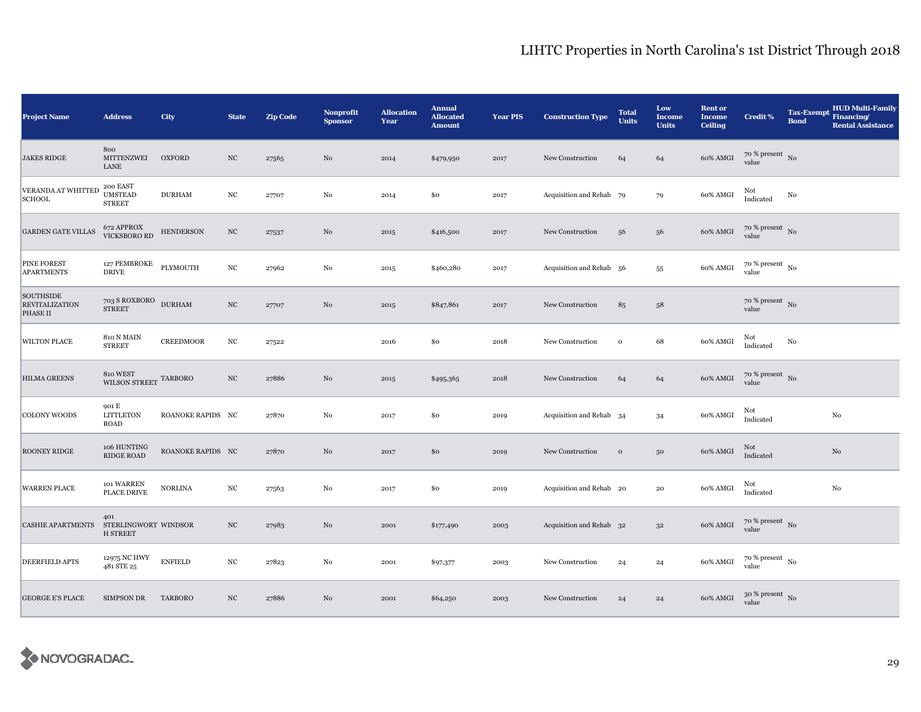# LIHTC Properties in North Carolina's 1st District Through 2018

| Project Name | Address | City | State | Zip Code | Nonprofit Sponsor | Allocation Year | Annual Allocated Amount | Year PIS | Construction Type | Total Units | Low Income Units | Rent or Income Ceiling | Credit % | Tax-Exempt Bond | HUD Multi-Family Financing/ Rental Assistance |
|---|---|---|---|---|---|---|---|---|---|---|---|---|---|---|---|
| JAKES RIDGE | 800 MITTENZWEI LANE | OXFORD | NC | 27565 | No | 2014 | $479,950 | 2017 | New Construction | 64 | 64 | 60% AMGI | 70 % present value | No | |
| VERANDA AT WHITTED SCHOOL | 200 EAST UMSTEAD STREET | DURHAM | NC | 27707 | No | 2014 | $0 | 2017 | Acquisition and Rehab | 79 | 79 | 60% AMGI | Not Indicated | No | |
| GARDEN GATE VILLAS | 672 APPROX VICKSBORO RD | HENDERSON | NC | 27537 | No | 2015 | $416,500 | 2017 | New Construction | 56 | 56 | 60% AMGI | 70 % present value | No | |
| PINE FOREST APARTMENTS | 127 PEMBROKE DRIVE | PLYMOUTH | NC | 27962 | No | 2015 | $460,280 | 2017 | Acquisition and Rehab | 56 | 55 | 60% AMGI | 70 % present value | No | |
| SOUTHSIDE REVITALIZATION PHASE II | 703 S ROXBORO STREET | DURHAM | NC | 27707 | No | 2015 | $847,861 | 2017 | New Construction | 85 | 58 | | 70 % present value | No | |
| WILTON PLACE | 810 N MAIN STREET | CREEDMOOR | NC | 27522 | | 2016 | $0 | 2018 | New Construction | 0 | 68 | 60% AMGI | Not Indicated | No | |
| HILMA GREENS | 810 WEST WILSON STREET | TARBORO | NC | 27886 | No | 2015 | $495,365 | 2018 | New Construction | 64 | 64 | 60% AMGI | 70 % present value | No | |
| COLONY WOODS | 901 E LITTLETON ROAD | ROANOKE RAPIDS | NC | 27870 | No | 2017 | $0 | 2019 | Acquisition and Rehab | 34 | 34 | 60% AMGI | Not Indicated | | No |
| ROONEY RIDGE | 106 HUNTING RIDGE ROAD | ROANOKE RAPIDS | NC | 27870 | No | 2017 | $0 | 2019 | New Construction | 0 | 50 | 60% AMGI | Not Indicated | | No |
| WARREN PLACE | 101 WARREN PLACE DRIVE | NORLINA | NC | 27563 | No | 2017 | $0 | 2019 | Acquisition and Rehab | 20 | 20 | 60% AMGI | Not Indicated | | No |
| CASHIE APARTMENTS | 401 STERLINGWORTH STREET | WINDSOR | NC | 27983 | No | 2001 | $177,490 | 2003 | Acquisition and Rehab | 32 | 32 | 60% AMGI | 70 % present value | No | |
| DEERFIELD APTS | 12975 NC HWY 481 STE 25 | ENFIELD | NC | 27823 | No | 2001 | $97,377 | 2003 | New Construction | 24 | 24 | 60% AMGI | 70 % present value | No | |
| GEORGE E'S PLACE | SIMPSON DR | TARBORO | NC | 27886 | No | 2001 | $64,250 | 2003 | New Construction | 24 | 24 | 60% AMGI | 30 % present value | No | |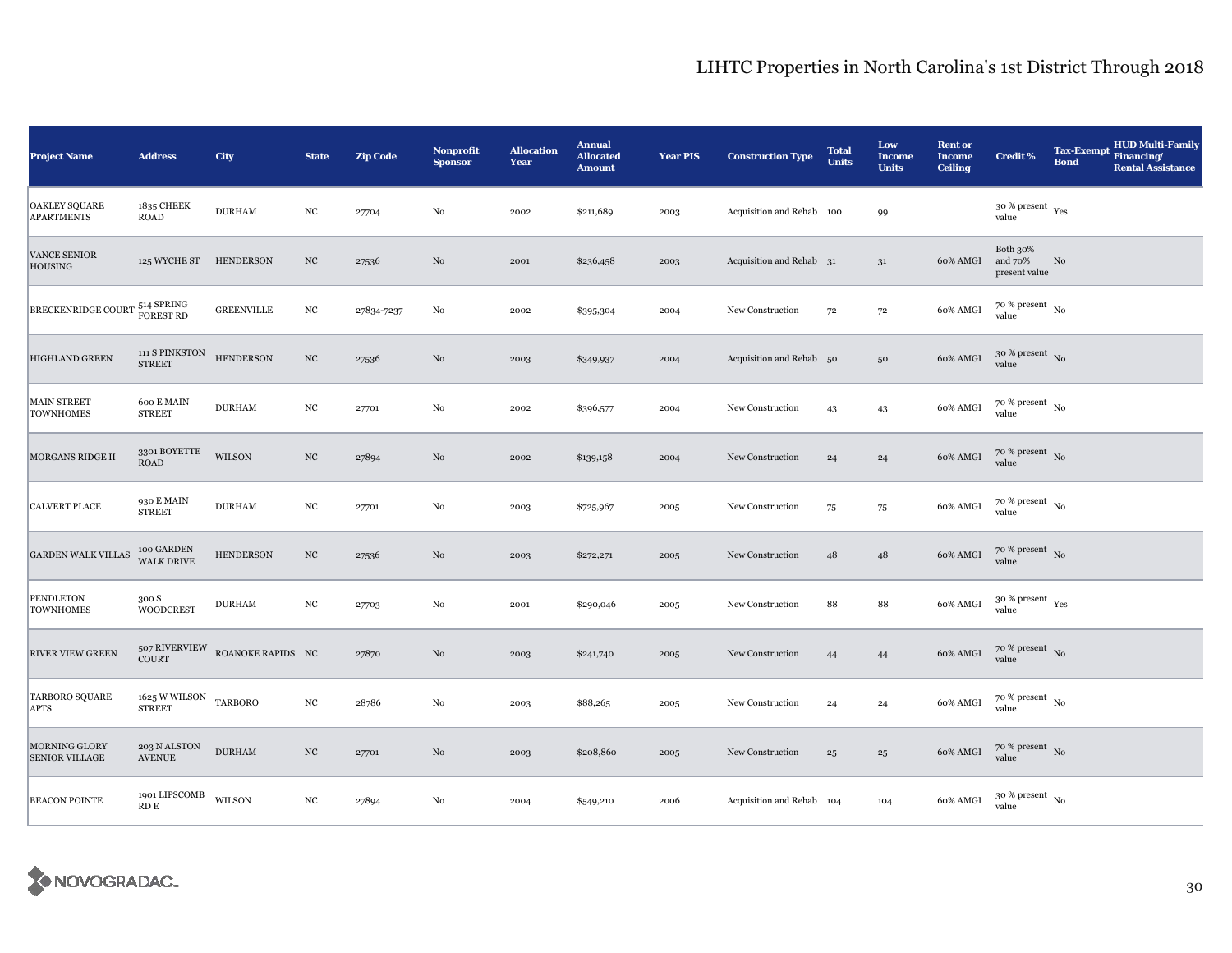# LIHTC Properties in North Carolina's 1st District Through 2018

| Project Name | Address | City | State | Zip Code | Nonprofit Sponsor | Allocation Year | Annual Allocated Amount | Year PIS | Construction Type | Total Units | Low Income Units | Rent or Income Ceiling | Credit % | Tax-Exempt Bond | HUD Multi-Family Financing/ Rental Assistance |
|---|---|---|---|---|---|---|---|---|---|---|---|---|---|---|---|
| OAKLEY SQUARE APARTMENTS | 1835 CHEEK ROAD | DURHAM | NC | 27704 | No | 2002 | $211,689 | 2003 | Acquisition and Rehab | 100 | 99 | | 30 % present value | Yes | |
| VANCE SENIOR HOUSING | 125 WYCHE ST | HENDERSON | NC | 27536 | No | 2001 | $236,458 | 2003 | Acquisition and Rehab | 31 | 31 | 60% AMGI | Both 30% and 70% present value | No | |
| BRECKENRIDGE COURT | 514 SPRING FOREST RD | GREENVILLE | NC | 27834-7237 | No | 2002 | $395,304 | 2004 | New Construction | 72 | 72 | 60% AMGI | 70 % present value | No | |
| HIGHLAND GREEN | 111 S PINKSTON STREET | HENDERSON | NC | 27536 | No | 2003 | $349,937 | 2004 | Acquisition and Rehab | 50 | 50 | 60% AMGI | 30 % present value | No | |
| MAIN STREET TOWNHOMES | 600 E MAIN STREET | DURHAM | NC | 27701 | No | 2002 | $396,577 | 2004 | New Construction | 43 | 43 | 60% AMGI | 70 % present value | No | |
| MORGANS RIDGE II | 3301 BOYETTE ROAD | WILSON | NC | 27894 | No | 2002 | $139,158 | 2004 | New Construction | 24 | 24 | 60% AMGI | 70 % present value | No | |
| CALVERT PLACE | 930 E MAIN STREET | DURHAM | NC | 27701 | No | 2003 | $725,967 | 2005 | New Construction | 75 | 75 | 60% AMGI | 70 % present value | No | |
| GARDEN WALK VILLAS | 100 GARDEN WALK DRIVE | HENDERSON | NC | 27536 | No | 2003 | $272,271 | 2005 | New Construction | 48 | 48 | 60% AMGI | 70 % present value | No | |
| PENDLETON TOWNHOMES | 300 S WOODCREST | DURHAM | NC | 27703 | No | 2001 | $290,046 | 2005 | New Construction | 88 | 88 | 60% AMGI | 30 % present value | Yes | |
| RIVER VIEW GREEN | 507 RIVERVIEW COURT | ROANOKE RAPIDS | NC | 27870 | No | 2003 | $241,740 | 2005 | New Construction | 44 | 44 | 60% AMGI | 70 % present value | No | |
| TARBORO SQUARE APTS | 1625 W WILSON STREET | TARBORO | NC | 28786 | No | 2003 | $88,265 | 2005 | New Construction | 24 | 24 | 60% AMGI | 70 % present value | No | |
| MORNING GLORY SENIOR VILLAGE | 203 N ALSTON AVENUE | DURHAM | NC | 27701 | No | 2003 | $208,860 | 2005 | New Construction | 25 | 25 | 60% AMGI | 70 % present value | No | |
| BEACON POINTE | 1901 LIPSCOMB RD E | WILSON | NC | 27894 | No | 2004 | $549,210 | 2006 | Acquisition and Rehab | 104 | 104 | 60% AMGI | 30 % present value | No | |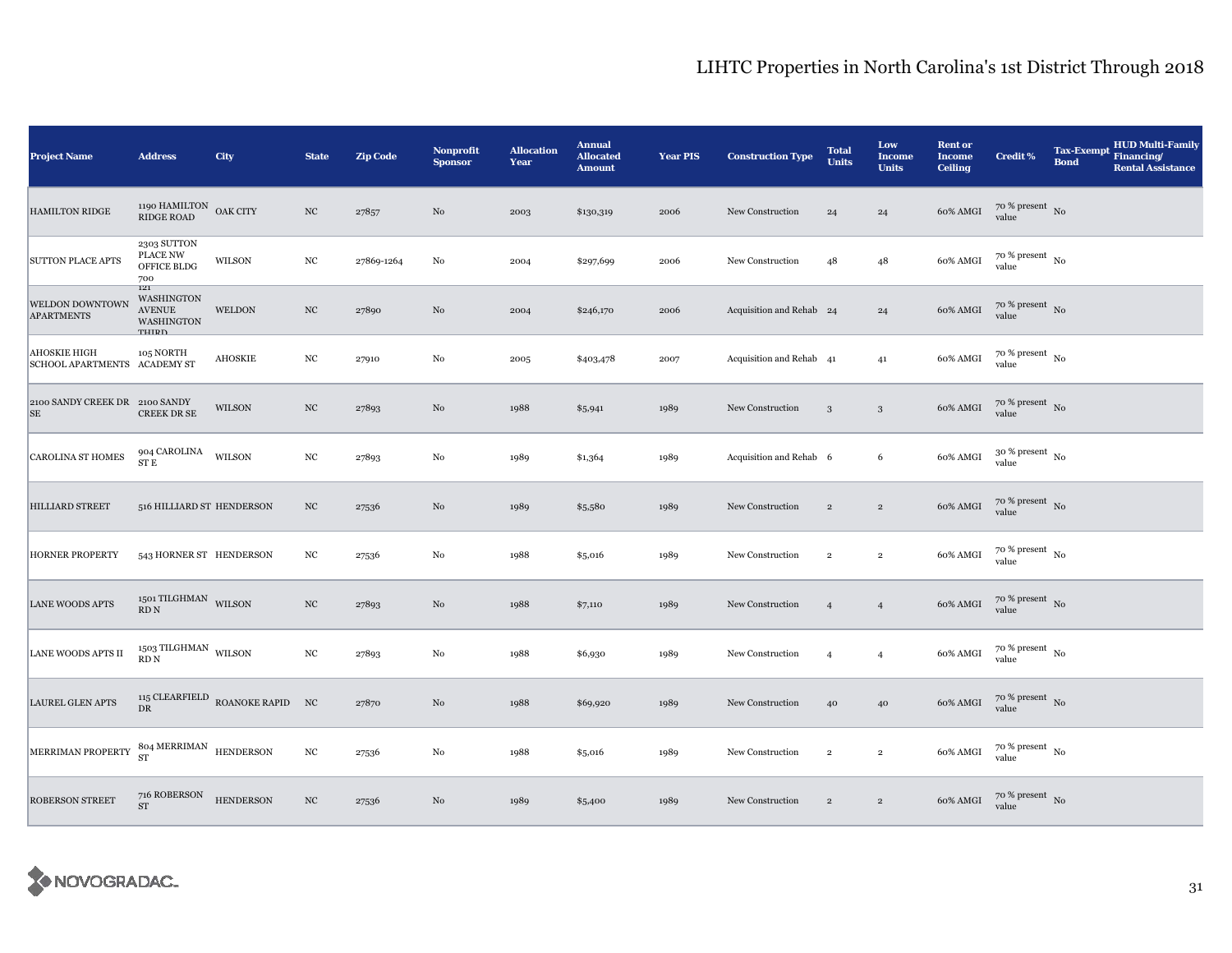# LIHTC Properties in North Carolina's 1st District Through 2018

| Project Name | Address | City | State | Zip Code | Nonprofit Sponsor | Allocation Year | Annual Allocated Amount | Year PIS | Construction Type | Total Units | Low Income Units | Rent or Income Ceiling | Credit % | Tax-Exempt Bond | HUD Multi-Family Financing/ Rental Assistance |
|---|---|---|---|---|---|---|---|---|---|---|---|---|---|---|---|
| HAMILTON RIDGE | 1190 HAMILTON RIDGE ROAD | OAK CITY | NC | 27857 | No | 2003 | $130,319 | 2006 | New Construction | 24 | 24 | 60% AMGI | 70 % present value | No | |
| SUTTON PLACE APTS | 2303 SUTTON PLACE NW OFFICE BLDG 700 | WILSON | NC | 27869-1264 | No | 2004 | $297,699 | 2006 | New Construction | 48 | 48 | 60% AMGI | 70 % present value | No | |
| WELDON DOWNTOWN APARTMENTS | 121 WASHINGTON AVENUE WASHINGTON THIRD | WELDON | NC | 27890 | No | 2004 | $246,170 | 2006 | Acquisition and Rehab | 24 | 24 | 60% AMGI | 70 % present value | No | |
| AHOSKIE HIGH SCHOOL APARTMENTS | 105 NORTH ACADEMY ST | AHOSKIE | NC | 27910 | No | 2005 | $403,478 | 2007 | Acquisition and Rehab | 41 | 41 | 60% AMGI | 70 % present value | No | |
| 2100 SANDY CREEK DR SE | 2100 SANDY CREEK DR SE | WILSON | NC | 27893 | No | 1988 | $5,941 | 1989 | New Construction | 3 | 3 | 60% AMGI | 70 % present value | No | |
| CAROLINA ST HOMES | 904 CAROLINA ST E | WILSON | NC | 27893 | No | 1989 | $1,364 | 1989 | Acquisition and Rehab | 6 | 6 | 60% AMGI | 30 % present value | No | |
| HILLIARD STREET | 516 HILLIARD ST | HENDERSON | NC | 27536 | No | 1989 | $5,580 | 1989 | New Construction | 2 | 2 | 60% AMGI | 70 % present value | No | |
| HORNER PROPERTY | 543 HORNER ST | HENDERSON | NC | 27536 | No | 1988 | $5,016 | 1989 | New Construction | 2 | 2 | 60% AMGI | 70 % present value | No | |
| LANE WOODS APTS | 1501 TILGHMAN RD N | WILSON | NC | 27893 | No | 1988 | $7,110 | 1989 | New Construction | 4 | 4 | 60% AMGI | 70 % present value | No | |
| LANE WOODS APTS II | 1503 TILGHMAN RD N | WILSON | NC | 27893 | No | 1988 | $6,930 | 1989 | New Construction | 4 | 4 | 60% AMGI | 70 % present value | No | |
| LAUREL GLEN APTS | 115 CLEARFIELD DR | ROANOKE RAPID | NC | 27870 | No | 1988 | $69,920 | 1989 | New Construction | 40 | 40 | 60% AMGI | 70 % present value | No | |
| MERRIMAN PROPERTY | 804 MERRIMAN ST | HENDERSON | NC | 27536 | No | 1988 | $5,016 | 1989 | New Construction | 2 | 2 | 60% AMGI | 70 % present value | No | |
| ROBERSON STREET | 716 ROBERSON ST | HENDERSON | NC | 27536 | No | 1989 | $5,400 | 1989 | New Construction | 2 | 2 | 60% AMGI | 70 % present value | No | |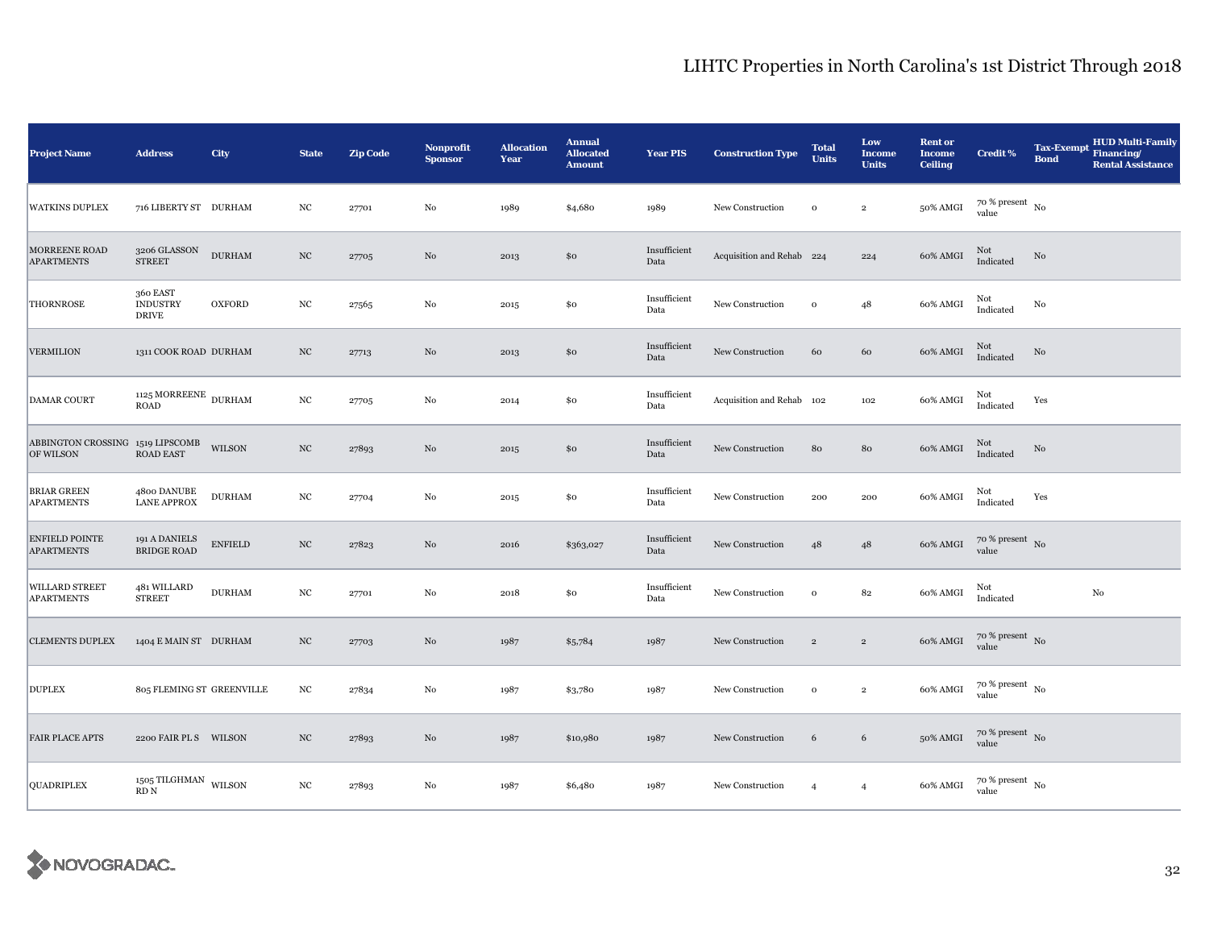## LIHTC Properties in North Carolina's 1st District Through 2018

| Project Name | Address | City | State | Zip Code | Nonprofit Sponsor | Allocation Year | Annual Allocated Amount | Year PIS | Construction Type | Total Units | Low Income Units | Rent or Income Ceiling | Credit % | Tax-Exempt Bond | HUD Multi-Family Financing/ Rental Assistance |
|---|---|---|---|---|---|---|---|---|---|---|---|---|---|---|---|
| WATKINS DUPLEX | 716 LIBERTY ST | DURHAM | NC | 27701 | No | 1989 | $4,680 | 1989 | New Construction | 0 | 2 | 50% AMGI | 70 % present value | No | |
| MORREENE ROAD APARTMENTS | 3206 GLASSON STREET | DURHAM | NC | 27705 | No | 2013 | $0 | Insufficient Data | Acquisition and Rehab | 224 | 224 | 60% AMGI | Not Indicated | No | |
| THORNROSE | 360 EAST INDUSTRY DRIVE | OXFORD | NC | 27565 | No | 2015 | $0 | Insufficient Data | New Construction | 0 | 48 | 60% AMGI | Not Indicated | No | |
| VERMILION | 1311 COOK ROAD | DURHAM | NC | 27713 | No | 2013 | $0 | Insufficient Data | New Construction | 60 | 60 | 60% AMGI | Not Indicated | No | |
| DAMAR COURT | 1125 MORREENE ROAD | DURHAM | NC | 27705 | No | 2014 | $0 | Insufficient Data | Acquisition and Rehab | 102 | 102 | 60% AMGI | Not Indicated | Yes | |
| ABBINGTON CROSSING OF WILSON | 1519 LIPSCOMB ROAD EAST | WILSON | NC | 27893 | No | 2015 | $0 | Insufficient Data | New Construction | 80 | 80 | 60% AMGI | Not Indicated | No | |
| BRIAR GREEN APARTMENTS | 4800 DANUBE LANE APPROX | DURHAM | NC | 27704 | No | 2015 | $0 | Insufficient Data | New Construction | 200 | 200 | 60% AMGI | Not Indicated | Yes | |
| ENFIELD POINTE APARTMENTS | 191 A DANIELS BRIDGE ROAD | ENFIELD | NC | 27823 | No | 2016 | $363,027 | Insufficient Data | New Construction | 48 | 48 | 60% AMGI | 70 % present value | No | |
| WILLARD STREET APARTMENTS | 481 WILLARD STREET | DURHAM | NC | 27701 | No | 2018 | $0 | Insufficient Data | New Construction | 0 | 82 | 60% AMGI | Not Indicated | | No |
| CLEMENTS DUPLEX | 1404 E MAIN ST | DURHAM | NC | 27703 | No | 1987 | $5,784 | 1987 | New Construction | 2 | 2 | 60% AMGI | 70 % present value | No | |
| DUPLEX | 805 FLEMING ST | GREENVILLE | NC | 27834 | No | 1987 | $3,780 | 1987 | New Construction | 0 | 2 | 60% AMGI | 70 % present value | No | |
| FAIR PLACE APTS | 2200 FAIR PL S | WILSON | NC | 27893 | No | 1987 | $10,980 | 1987 | New Construction | 6 | 6 | 50% AMGI | 70 % present value | No | |
| QUADRIPLEX | 1505 TILGHMAN RD N | WILSON | NC | 27893 | No | 1987 | $6,480 | 1987 | New Construction | 4 | 4 | 60% AMGI | 70 % present value | No | |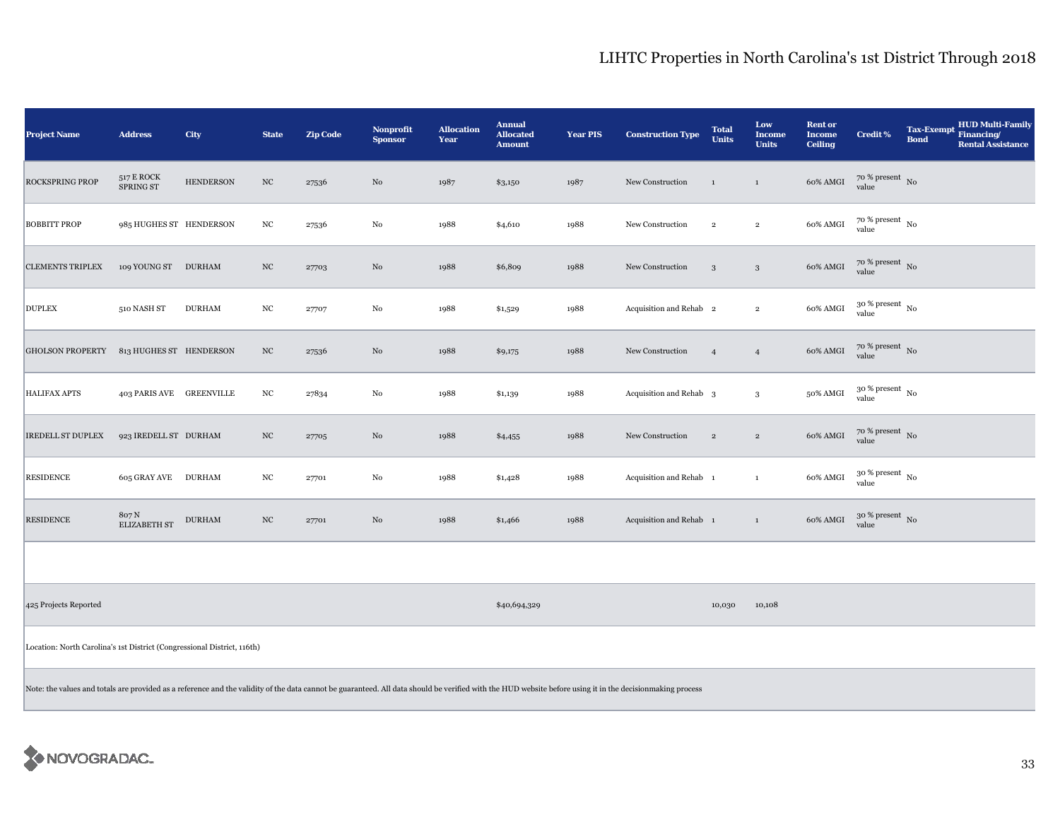# LIHTC Properties in North Carolina's 1st District Through 2018

| Project Name | Address | City | State | Zip Code | Nonprofit Sponsor | Allocation Year | Annual Allocated Amount | Year PIS | Construction Type | Total Units | Low Income Units | Rent or Income Ceiling | Credit % | Tax-Exempt Bond | HUD Multi-Family Financing/ Rental Assistance |
|---|---|---|---|---|---|---|---|---|---|---|---|---|---|---|---|
| ROCKSPRING PROP | 517 E ROCK SPRING ST | HENDERSON | NC | 27536 | No | 1987 | $3,150 | 1987 | New Construction | 1 | 1 | 60% AMGI | 70 % present value | No | |
| BOBBITT PROP | 985 HUGHES ST | HENDERSON | NC | 27536 | No | 1988 | $4,610 | 1988 | New Construction | 2 | 2 | 60% AMGI | 70 % present value | No | |
| CLEMENTS TRIPLEX | 109 YOUNG ST | DURHAM | NC | 27703 | No | 1988 | $6,809 | 1988 | New Construction | 3 | 3 | 60% AMGI | 70 % present value | No | |
| DUPLEX | 510 NASH ST | DURHAM | NC | 27707 | No | 1988 | $1,529 | 1988 | Acquisition and Rehab | 2 | 2 | 60% AMGI | 30 % present value | No | |
| GHOLSON PROPERTY | 813 HUGHES ST | HENDERSON | NC | 27536 | No | 1988 | $9,175 | 1988 | New Construction | 4 | 4 | 60% AMGI | 70 % present value | No | |
| HALIFAX APTS | 403 PARIS AVE | GREENVILLE | NC | 27834 | No | 1988 | $1,139 | 1988 | Acquisition and Rehab | 3 | 3 | 50% AMGI | 30 % present value | No | |
| IREDELL ST DUPLEX | 923 IREDELL ST | DURHAM | NC | 27705 | No | 1988 | $4,455 | 1988 | New Construction | 2 | 2 | 60% AMGI | 70 % present value | No | |
| RESIDENCE | 605 GRAY AVE | DURHAM | NC | 27701 | No | 1988 | $1,428 | 1988 | Acquisition and Rehab | 1 | 1 | 60% AMGI | 30 % present value | No | |
| RESIDENCE | 807 N ELIZABETH ST | DURHAM | NC | 27701 | No | 1988 | $1,466 | 1988 | Acquisition and Rehab | 1 | 1 | 60% AMGI | 30 % present value | No | |
| | | | | | | | | | | | | | | | |
| 425 Projects Reported | | | | | | | $40,694,329 | | | 10,030 | 10,108 | | | | |

Location: North Carolina's 1st District (Congressional District, 116th)

Note: the values and totals are provided as a reference and the validity of the data cannot be guaranteed. All data should be verified with the HUD website before using it in the decisionmaking process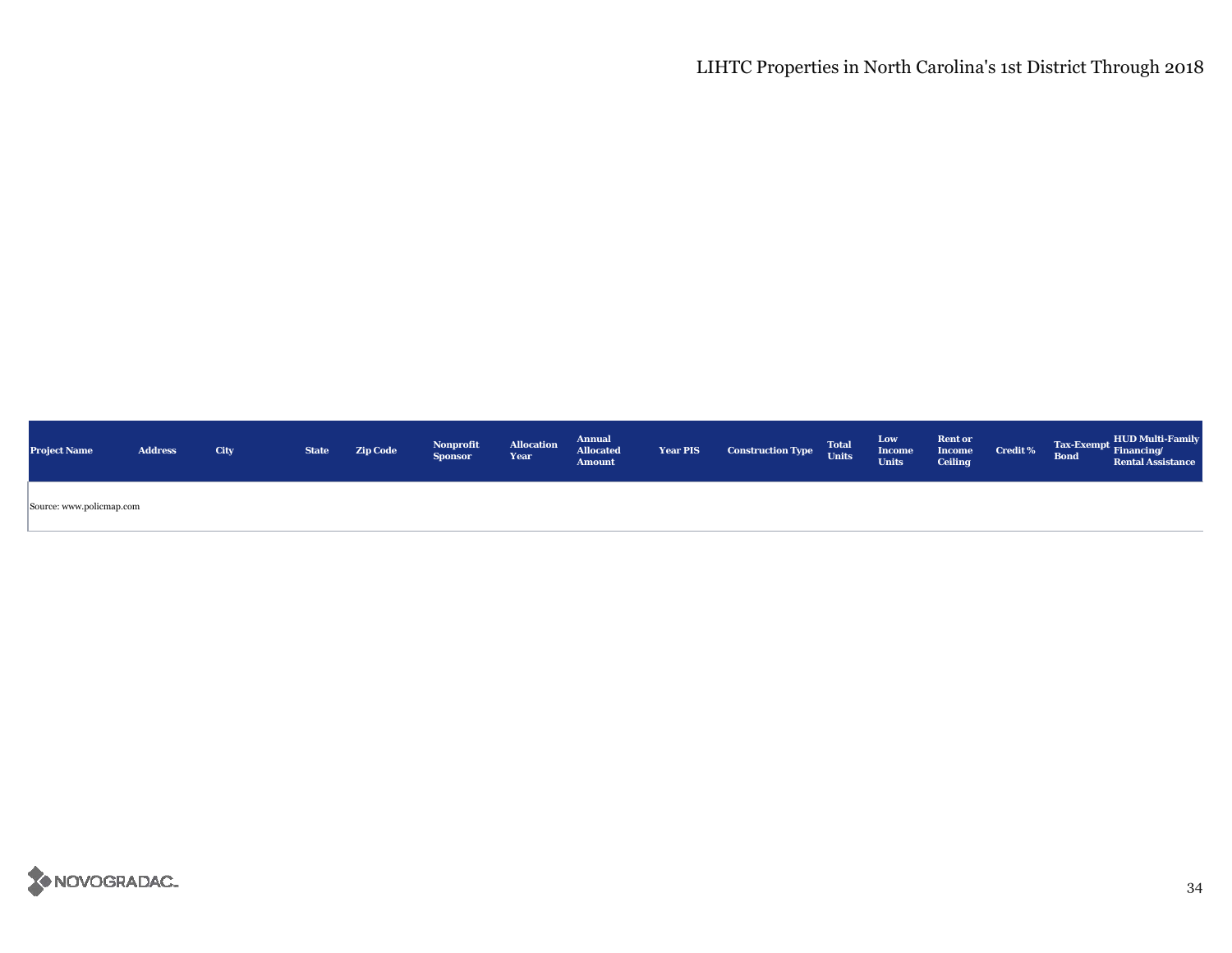# LIHTC Properties in North Carolina's 1st District Through 2018

| Project Name | Address | City | State | Zip Code | Nonprofit Sponsor | Allocation Year | Annual Allocated Amount | Year PIS | Construction Type | Total Units | Low Income Units | Rent or Income Ceiling | Credit % | Tax-Exempt Bond | HUD Multi-Family Financing/ Rental Assistance |
|---|---|---|---|---|---|---|---|---|---|---|---|---|---|---|---|

Source: www.policmap.com